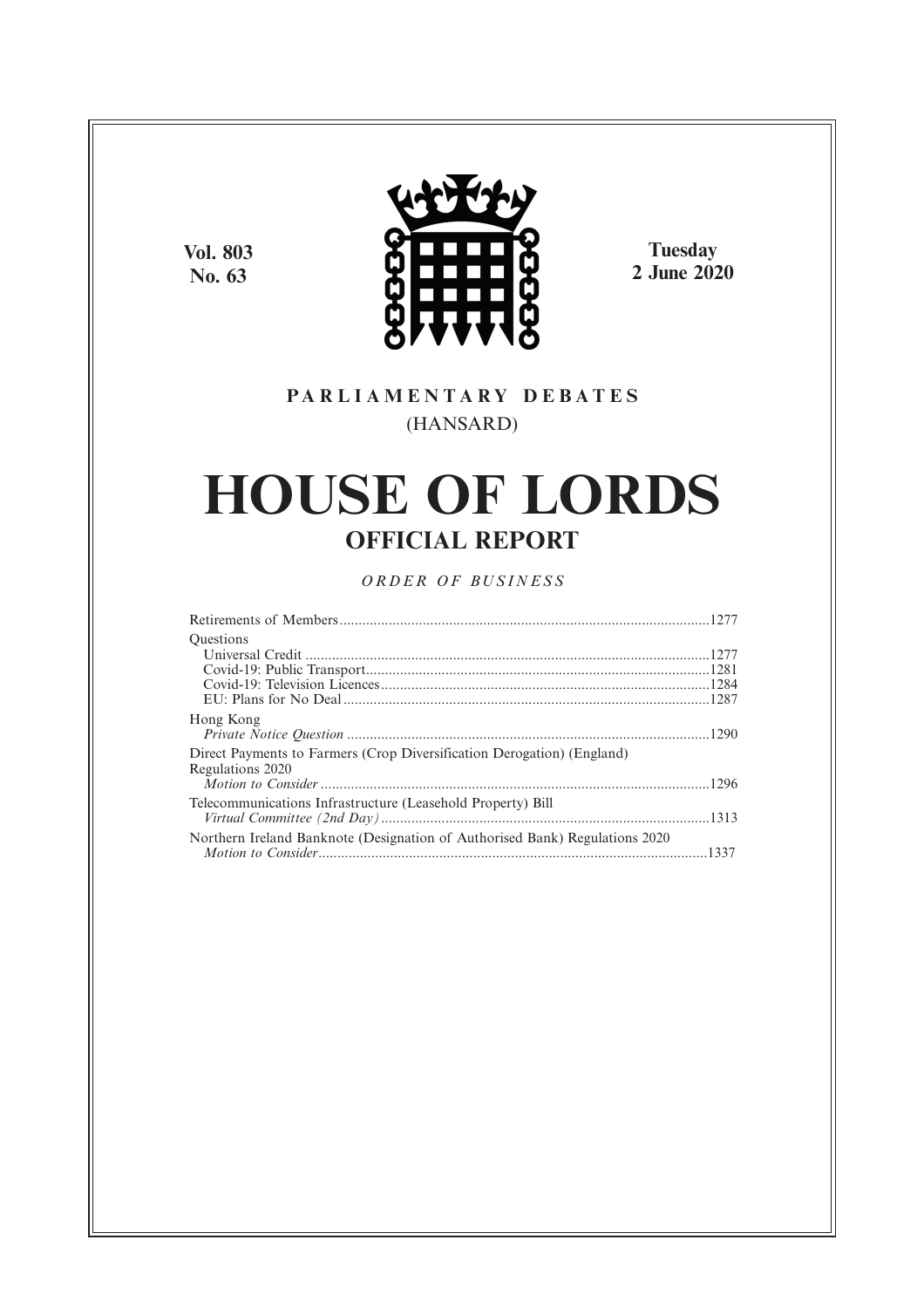Vol. 803
No. 63

Tuesday
2 June 2020

**PARLIAMENTARY DEBATES**
(HANSARD)

# HOUSE OF LORDS

## OFFICIAL REPORT

*ORDER OF BUSINESS*

Retirements of Members ....................................................................................................1277

Questions
- Universal Credit ..........................................................................................................1277
- Covid-19: Public Transport..........................................................................................1281
- Covid-19: Television Licences......................................................................................1284
- EU: Plans for No Deal.................................................................................................1287

Hong Kong
- *Private Notice Question* ...............................................................................................1290

Direct Payments to Farmers (Crop Diversification Derogation) (England) Regulations 2020
- *Motion to Consider* .....................................................................................................1296

Telecommunications Infrastructure (Leasehold Property) Bill
- *Virtual Committee (2nd Day)* .....................................................................................1313

Northern Ireland Banknote (Designation of Authorised Bank) Regulations 2020
- *Motion to Consider*......................................................................................................1337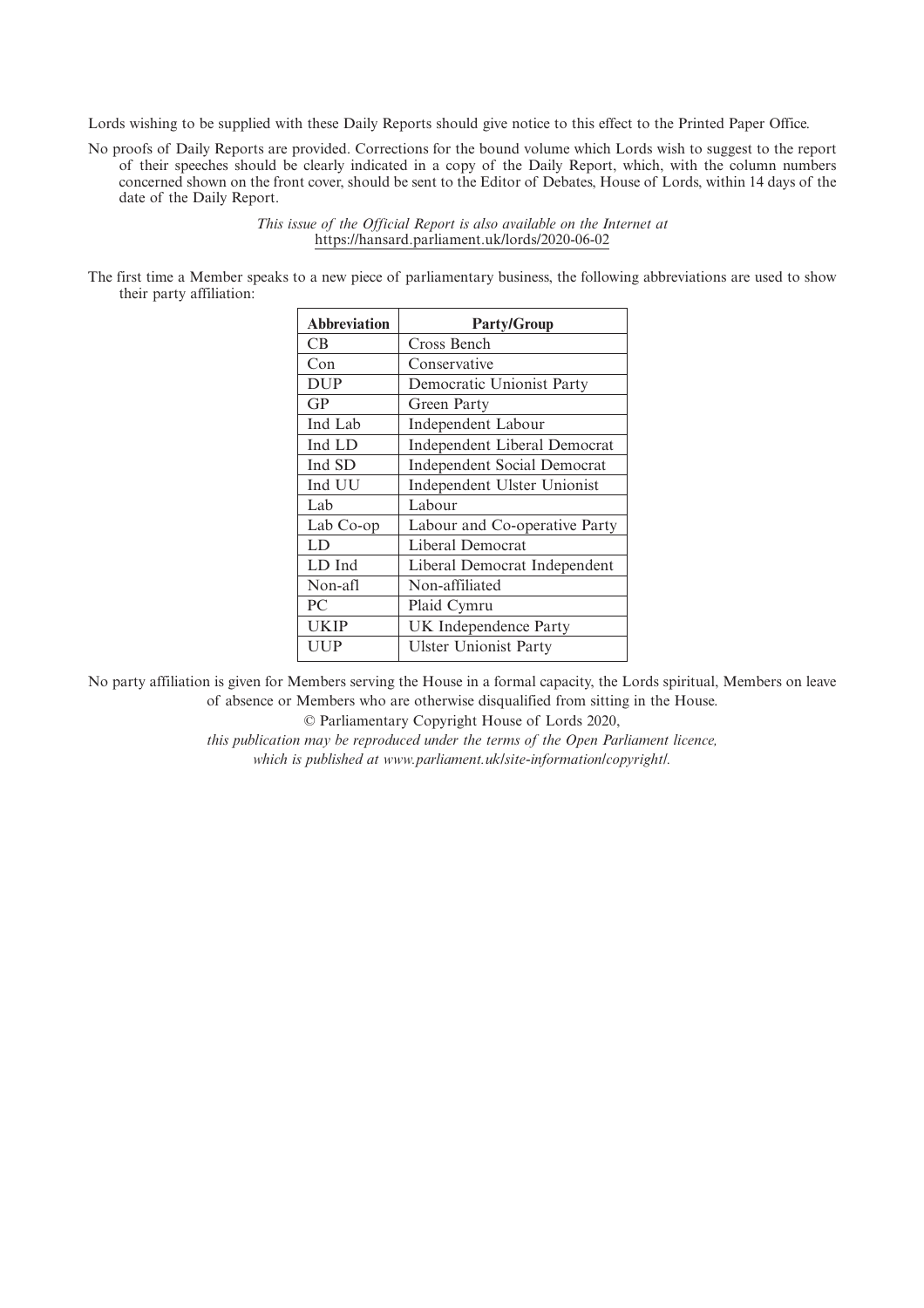Lords wishing to be supplied with these Daily Reports should give notice to this effect to the Printed Paper Office.

No proofs of Daily Reports are provided. Corrections for the bound volume which Lords wish to suggest to the report of their speeches should be clearly indicated in a copy of the Daily Report, which, with the column numbers concerned shown on the front cover, should be sent to the Editor of Debates, House of Lords, within 14 days of the date of the Daily Report.

*This issue of the Official Report is also available on the Internet at* https://hansard.parliament.uk/lords/2020-06-02

The first time a Member speaks to a new piece of parliamentary business, the following abbreviations are used to show their party affiliation:

| Abbreviation | Party/Group |
|---|---|
| CB | Cross Bench |
| Con | Conservative |
| DUP | Democratic Unionist Party |
| GP | Green Party |
| Ind Lab | Independent Labour |
| Ind LD | Independent Liberal Democrat |
| Ind SD | Independent Social Democrat |
| Ind UU | Independent Ulster Unionist |
| Lab | Labour |
| Lab Co-op | Labour and Co-operative Party |
| LD | Liberal Democrat |
| LD Ind | Liberal Democrat Independent |
| Non-afl | Non-affiliated |
| PC | Plaid Cymru |
| UKIP | UK Independence Party |
| UUP | Ulster Unionist Party |

No party affiliation is given for Members serving the House in a formal capacity, the Lords spiritual, Members on leave of absence or Members who are otherwise disqualified from sitting in the House.

© Parliamentary Copyright House of Lords 2020,

*this publication may be reproduced under the terms of the Open Parliament licence, which is published at www.parliament.uk/site-information/copyright/.*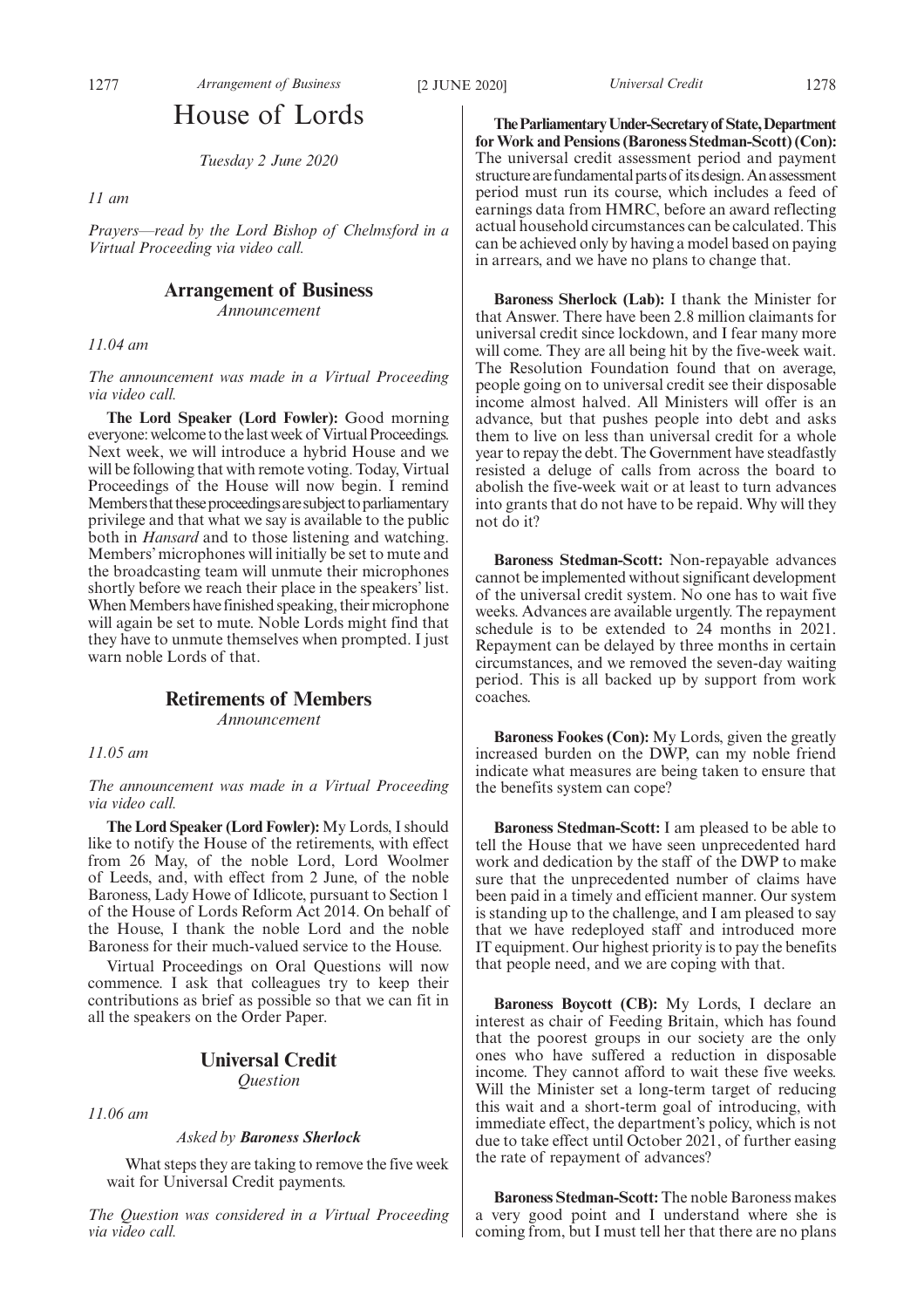# House of Lords

*Tuesday 2 June 2020*

*11 am*

*Prayers—read by the Lord Bishop of Chelmsford in a Virtual Proceeding via video call.*

## Arrangement of Business

*Announcement*

*11.04 am*

*The announcement was made in a Virtual Proceeding via video call.*

**The Lord Speaker (Lord Fowler):** Good morning everyone: welcome to the last week of Virtual Proceedings. Next week, we will introduce a hybrid House and we will be following that with remote voting. Today, Virtual Proceedings of the House will now begin. I remind Members that these proceedings are subject to parliamentary privilege and that what we say is available to the public both in *Hansard* and to those listening and watching. Members' microphones will initially be set to mute and the broadcasting team will unmute their microphones shortly before we reach their place in the speakers' list. When Members have finished speaking, their microphone will again be set to mute. Noble Lords might find that they have to unmute themselves when prompted. I just warn noble Lords of that.

## Retirements of Members

*Announcement*

*11.05 am*

*The announcement was made in a Virtual Proceeding via video call.*

**The Lord Speaker (Lord Fowler):** My Lords, I should like to notify the House of the retirements, with effect from 26 May, of the noble Lord, Lord Woolmer of Leeds, and, with effect from 2 June, of the noble Baroness, Lady Howe of Idlicote, pursuant to Section 1 of the House of Lords Reform Act 2014. On behalf of the House, I thank the noble Lord and the noble Baroness for their much-valued service to the House.

Virtual Proceedings on Oral Questions will now commence. I ask that colleagues try to keep their contributions as brief as possible so that we can fit in all the speakers on the Order Paper.

## Universal Credit

*Question*

*11.06 am*

*Asked by* ***Baroness Sherlock***

What steps they are taking to remove the five week wait for Universal Credit payments.

*The Question was considered in a Virtual Proceeding via video call.*

**The Parliamentary Under-Secretary of State, Department for Work and Pensions (Baroness Stedman-Scott) (Con):** The universal credit assessment period and payment structure are fundamental parts of its design. An assessment period must run its course, which includes a feed of earnings data from HMRC, before an award reflecting actual household circumstances can be calculated. This can be achieved only by having a model based on paying in arrears, and we have no plans to change that.

**Baroness Sherlock (Lab):** I thank the Minister for that Answer. There have been 2.8 million claimants for universal credit since lockdown, and I fear many more will come. They are all being hit by the five-week wait. The Resolution Foundation found that on average, people going on to universal credit see their disposable income almost halved. All Ministers will offer is an advance, but that pushes people into debt and asks them to live on less than universal credit for a whole year to repay the debt. The Government have steadfastly resisted a deluge of calls from across the board to abolish the five-week wait or at least to turn advances into grants that do not have to be repaid. Why will they not do it?

**Baroness Stedman-Scott:** Non-repayable advances cannot be implemented without significant development of the universal credit system. No one has to wait five weeks. Advances are available urgently. The repayment schedule is to be extended to 24 months in 2021. Repayment can be delayed by three months in certain circumstances, and we removed the seven-day waiting period. This is all backed up by support from work coaches.

**Baroness Fookes (Con):** My Lords, given the greatly increased burden on the DWP, can my noble friend indicate what measures are being taken to ensure that the benefits system can cope?

**Baroness Stedman-Scott:** I am pleased to be able to tell the House that we have seen unprecedented hard work and dedication by the staff of the DWP to make sure that the unprecedented number of claims have been paid in a timely and efficient manner. Our system is standing up to the challenge, and I am pleased to say that we have redeployed staff and introduced more IT equipment. Our highest priority is to pay the benefits that people need, and we are coping with that.

**Baroness Boycott (CB):** My Lords, I declare an interest as chair of Feeding Britain, which has found that the poorest groups in our society are the only ones who have suffered a reduction in disposable income. They cannot afford to wait these five weeks. Will the Minister set a long-term target of reducing this wait and a short-term goal of introducing, with immediate effect, the department's policy, which is not due to take effect until October 2021, of further easing the rate of repayment of advances?

**Baroness Stedman-Scott:** The noble Baroness makes a very good point and I understand where she is coming from, but I must tell her that there are no plans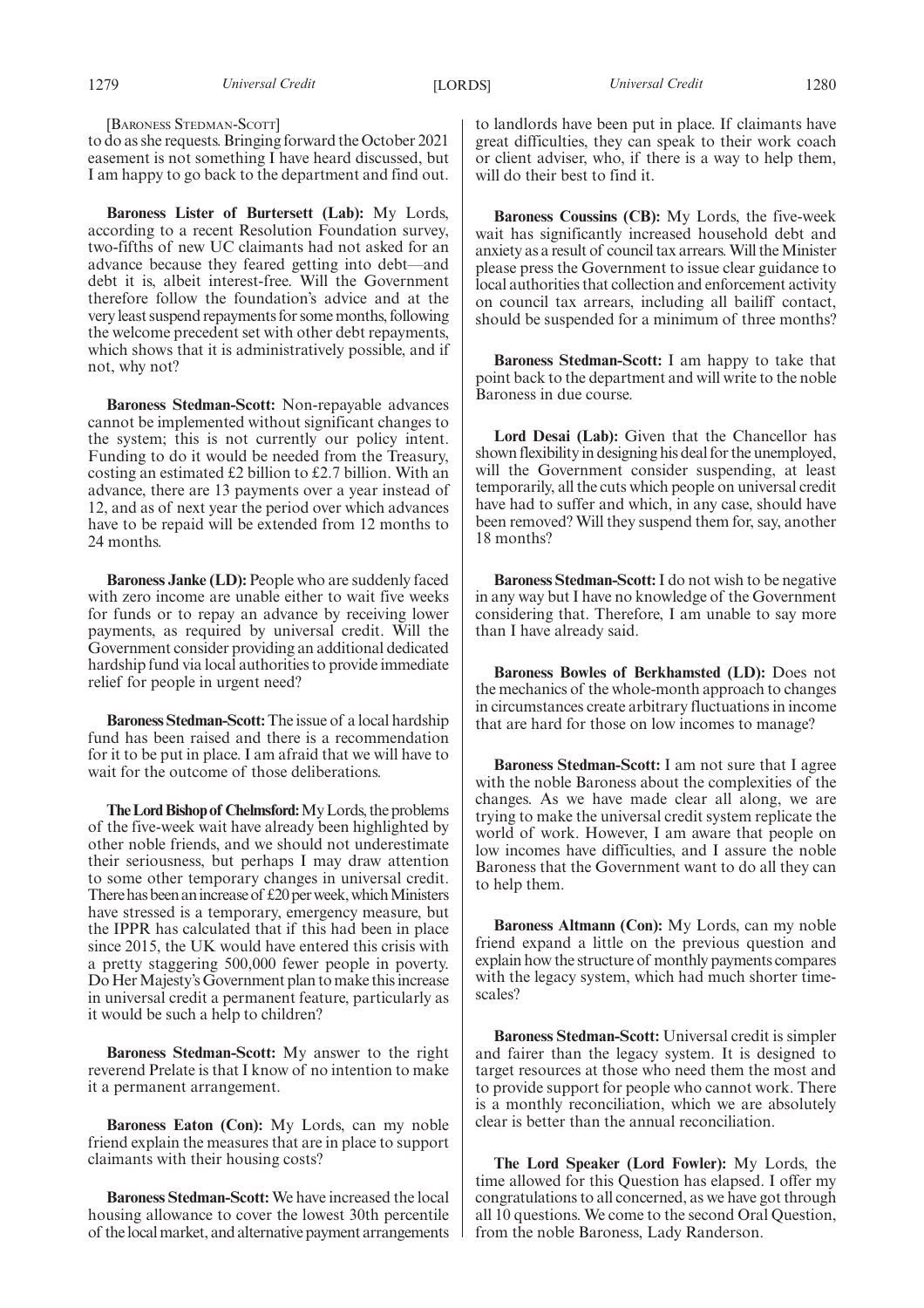[Baroness Stedman-Scott]

to do as she requests. Bringing forward the October 2021 easement is not something I have heard discussed, but I am happy to go back to the department and find out.

**Baroness Lister of Burtersett (Lab):** My Lords, according to a recent Resolution Foundation survey, two-fifths of new UC claimants had not asked for an advance because they feared getting into debt—and debt it is, albeit interest-free. Will the Government therefore follow the foundation's advice and at the very least suspend repayments for some months, following the welcome precedent set with other debt repayments, which shows that it is administratively possible, and if not, why not?

**Baroness Stedman-Scott:** Non-repayable advances cannot be implemented without significant changes to the system; this is not currently our policy intent. Funding to do it would be needed from the Treasury, costing an estimated £2 billion to £2.7 billion. With an advance, there are 13 payments over a year instead of 12, and as of next year the period over which advances have to be repaid will be extended from 12 months to 24 months.

**Baroness Janke (LD):** People who are suddenly faced with zero income are unable either to wait five weeks for funds or to repay an advance by receiving lower payments, as required by universal credit. Will the Government consider providing an additional dedicated hardship fund via local authorities to provide immediate relief for people in urgent need?

**Baroness Stedman-Scott:** The issue of a local hardship fund has been raised and there is a recommendation for it to be put in place. I am afraid that we will have to wait for the outcome of those deliberations.

**The Lord Bishop of Chelmsford:** My Lords, the problems of the five-week wait have already been highlighted by other noble friends, and we should not underestimate their seriousness, but perhaps I may draw attention to some other temporary changes in universal credit. There has been an increase of £20 per week, which Ministers have stressed is a temporary, emergency measure, but the IPPR has calculated that if this had been in place since 2015, the UK would have entered this crisis with a pretty staggering 500,000 fewer people in poverty. Do Her Majesty's Government plan to make this increase in universal credit a permanent feature, particularly as it would be such a help to children?

**Baroness Stedman-Scott:** My answer to the right reverend Prelate is that I know of no intention to make it a permanent arrangement.

**Baroness Eaton (Con):** My Lords, can my noble friend explain the measures that are in place to support claimants with their housing costs?

**Baroness Stedman-Scott:** We have increased the local housing allowance to cover the lowest 30th percentile of the local market, and alternative payment arrangements to landlords have been put in place. If claimants have great difficulties, they can speak to their work coach or client adviser, who, if there is a way to help them, will do their best to find it.

**Baroness Coussins (CB):** My Lords, the five-week wait has significantly increased household debt and anxiety as a result of council tax arrears. Will the Minister please press the Government to issue clear guidance to local authorities that collection and enforcement activity on council tax arrears, including all bailiff contact, should be suspended for a minimum of three months?

**Baroness Stedman-Scott:** I am happy to take that point back to the department and will write to the noble Baroness in due course.

**Lord Desai (Lab):** Given that the Chancellor has shown flexibility in designing his deal for the unemployed, will the Government consider suspending, at least temporarily, all the cuts which people on universal credit have had to suffer and which, in any case, should have been removed? Will they suspend them for, say, another 18 months?

**Baroness Stedman-Scott:** I do not wish to be negative in any way but I have no knowledge of the Government considering that. Therefore, I am unable to say more than I have already said.

**Baroness Bowles of Berkhamsted (LD):** Does not the mechanics of the whole-month approach to changes in circumstances create arbitrary fluctuations in income that are hard for those on low incomes to manage?

**Baroness Stedman-Scott:** I am not sure that I agree with the noble Baroness about the complexities of the changes. As we have made clear all along, we are trying to make the universal credit system replicate the world of work. However, I am aware that people on low incomes have difficulties, and I assure the noble Baroness that the Government want to do all they can to help them.

**Baroness Altmann (Con):** My Lords, can my noble friend expand a little on the previous question and explain how the structure of monthly payments compares with the legacy system, which had much shorter timescales?

**Baroness Stedman-Scott:** Universal credit is simpler and fairer than the legacy system. It is designed to target resources at those who need them the most and to provide support for people who cannot work. There is a monthly reconciliation, which we are absolutely clear is better than the annual reconciliation.

**The Lord Speaker (Lord Fowler):** My Lords, the time allowed for this Question has elapsed. I offer my congratulations to all concerned, as we have got through all 10 questions. We come to the second Oral Question, from the noble Baroness, Lady Randerson.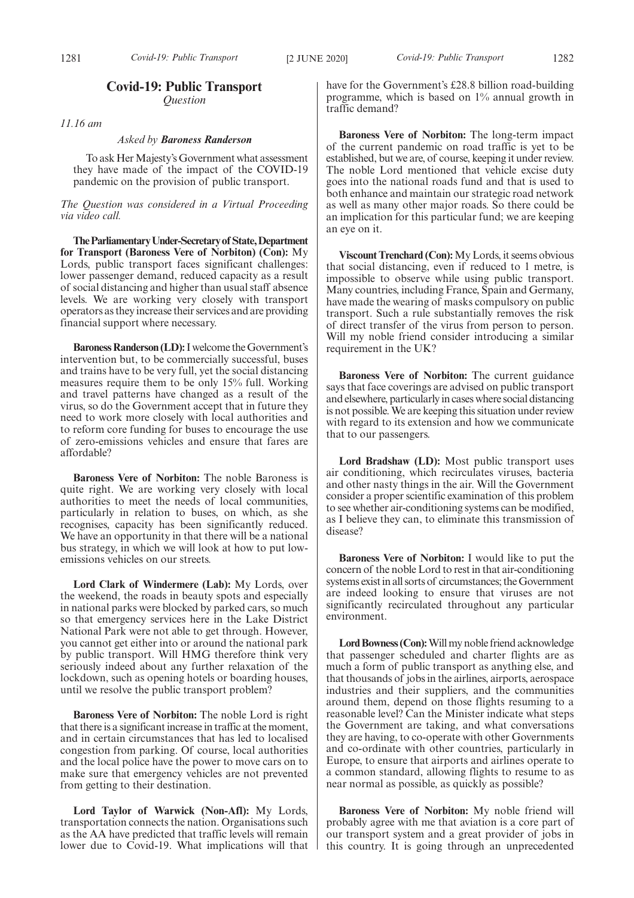## Covid-19: Public Transport

*Question*

*11.16 am*

*Asked by* ***Baroness Randerson***

To ask Her Majesty's Government what assessment they have made of the impact of the COVID-19 pandemic on the provision of public transport.

*The Question was considered in a Virtual Proceeding via video call.*

**The Parliamentary Under-Secretary of State, Department for Transport (Baroness Vere of Norbiton) (Con):** My Lords, public transport faces significant challenges: lower passenger demand, reduced capacity as a result of social distancing and higher than usual staff absence levels. We are working very closely with transport operators as they increase their services and are providing financial support where necessary.

**Baroness Randerson (LD):** I welcome the Government's intervention but, to be commercially successful, buses and trains have to be very full, yet the social distancing measures require them to be only 15% full. Working and travel patterns have changed as a result of the virus, so do the Government accept that in future they need to work more closely with local authorities and to reform core funding for buses to encourage the use of zero-emissions vehicles and ensure that fares are affordable?

**Baroness Vere of Norbiton:** The noble Baroness is quite right. We are working very closely with local authorities to meet the needs of local communities, particularly in relation to buses, on which, as she recognises, capacity has been significantly reduced. We have an opportunity in that there will be a national bus strategy, in which we will look at how to put low-emissions vehicles on our streets.

**Lord Clark of Windermere (Lab):** My Lords, over the weekend, the roads in beauty spots and especially in national parks were blocked by parked cars, so much so that emergency services here in the Lake District National Park were not able to get through. However, you cannot get either into or around the national park by public transport. Will HMG therefore think very seriously indeed about any further relaxation of the lockdown, such as opening hotels or boarding houses, until we resolve the public transport problem?

**Baroness Vere of Norbiton:** The noble Lord is right that there is a significant increase in traffic at the moment, and in certain circumstances that has led to localised congestion from parking. Of course, local authorities and the local police have the power to move cars on to make sure that emergency vehicles are not prevented from getting to their destination.

**Lord Taylor of Warwick (Non-Afl):** My Lords, transportation connects the nation. Organisations such as the AA have predicted that traffic levels will remain lower due to Covid-19. What implications will that have for the Government's £28.8 billion road-building programme, which is based on 1% annual growth in traffic demand?

**Baroness Vere of Norbiton:** The long-term impact of the current pandemic on road traffic is yet to be established, but we are, of course, keeping it under review. The noble Lord mentioned that vehicle excise duty goes into the national roads fund and that is used to both enhance and maintain our strategic road network as well as many other major roads. So there could be an implication for this particular fund; we are keeping an eye on it.

**Viscount Trenchard (Con):** My Lords, it seems obvious that social distancing, even if reduced to 1 metre, is impossible to observe while using public transport. Many countries, including France, Spain and Germany, have made the wearing of masks compulsory on public transport. Such a rule substantially removes the risk of direct transfer of the virus from person to person. Will my noble friend consider introducing a similar requirement in the UK?

**Baroness Vere of Norbiton:** The current guidance says that face coverings are advised on public transport and elsewhere, particularly in cases where social distancing is not possible. We are keeping this situation under review with regard to its extension and how we communicate that to our passengers.

**Lord Bradshaw (LD):** Most public transport uses air conditioning, which recirculates viruses, bacteria and other nasty things in the air. Will the Government consider a proper scientific examination of this problem to see whether air-conditioning systems can be modified, as I believe they can, to eliminate this transmission of disease?

**Baroness Vere of Norbiton:** I would like to put the concern of the noble Lord to rest in that air-conditioning systems exist in all sorts of circumstances; the Government are indeed looking to ensure that viruses are not significantly recirculated throughout any particular environment.

**Lord Bowness (Con):** Will my noble friend acknowledge that passenger scheduled and charter flights are as much a form of public transport as anything else, and that thousands of jobs in the airlines, airports, aerospace industries and their suppliers, and the communities around them, depend on those flights resuming to a reasonable level? Can the Minister indicate what steps the Government are taking, and what conversations they are having, to co-operate with other Governments and co-ordinate with other countries, particularly in Europe, to ensure that airports and airlines operate to a common standard, allowing flights to resume to as near normal as possible, as quickly as possible?

**Baroness Vere of Norbiton:** My noble friend will probably agree with me that aviation is a core part of our transport system and a great provider of jobs in this country. It is going through an unprecedented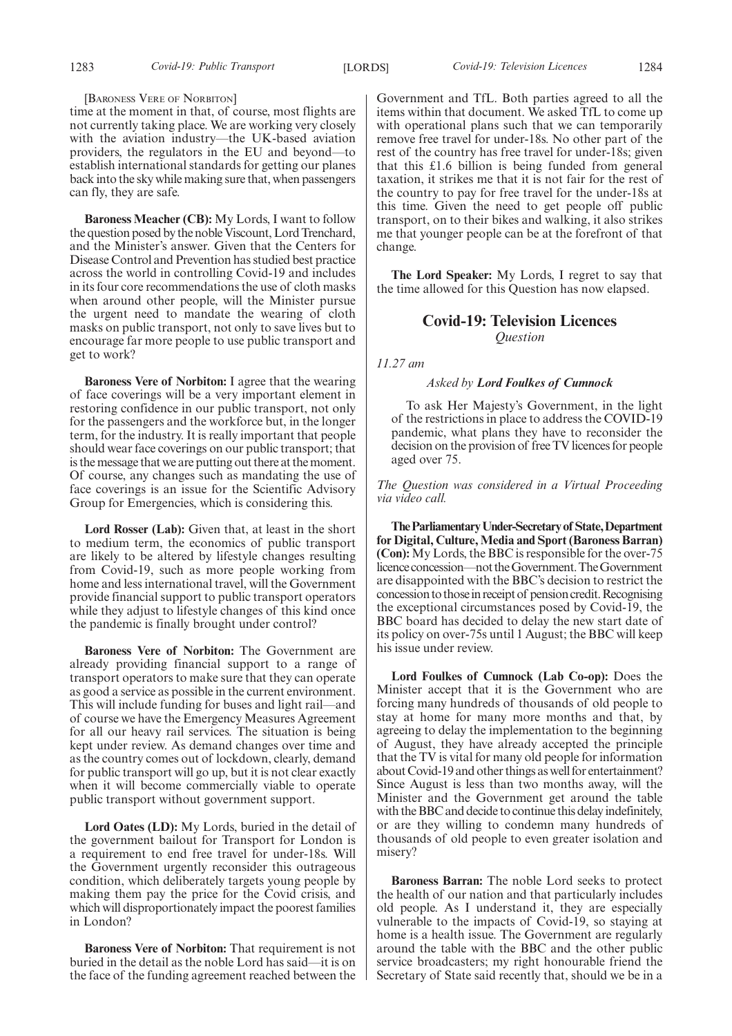[BARONESS VERE OF NORBITON]

time at the moment in that, of course, most flights are not currently taking place. We are working very closely with the aviation industry—the UK-based aviation providers, the regulators in the EU and beyond—to establish international standards for getting our planes back into the sky while making sure that, when passengers can fly, they are safe.

**Baroness Meacher (CB):** My Lords, I want to follow the question posed by the noble Viscount, Lord Trenchard, and the Minister's answer. Given that the Centers for Disease Control and Prevention has studied best practice across the world in controlling Covid-19 and includes in its four core recommendations the use of cloth masks when around other people, will the Minister pursue the urgent need to mandate the wearing of cloth masks on public transport, not only to save lives but to encourage far more people to use public transport and get to work?

**Baroness Vere of Norbiton:** I agree that the wearing of face coverings will be a very important element in restoring confidence in our public transport, not only for the passengers and the workforce but, in the longer term, for the industry. It is really important that people should wear face coverings on our public transport; that is the message that we are putting out there at the moment. Of course, any changes such as mandating the use of face coverings is an issue for the Scientific Advisory Group for Emergencies, which is considering this.

**Lord Rosser (Lab):** Given that, at least in the short to medium term, the economics of public transport are likely to be altered by lifestyle changes resulting from Covid-19, such as more people working from home and less international travel, will the Government provide financial support to public transport operators while they adjust to lifestyle changes of this kind once the pandemic is finally brought under control?

**Baroness Vere of Norbiton:** The Government are already providing financial support to a range of transport operators to make sure that they can operate as good a service as possible in the current environment. This will include funding for buses and light rail—and of course we have the Emergency Measures Agreement for all our heavy rail services. The situation is being kept under review. As demand changes over time and as the country comes out of lockdown, clearly, demand for public transport will go up, but it is not clear exactly when it will become commercially viable to operate public transport without government support.

**Lord Oates (LD):** My Lords, buried in the detail of the government bailout for Transport for London is a requirement to end free travel for under-18s. Will the Government urgently reconsider this outrageous condition, which deliberately targets young people by making them pay the price for the Covid crisis, and which will disproportionately impact the poorest families in London?

**Baroness Vere of Norbiton:** That requirement is not buried in the detail as the noble Lord has said—it is on the face of the funding agreement reached between the Government and TfL. Both parties agreed to all the items within that document. We asked TfL to come up with operational plans such that we can temporarily remove free travel for under-18s. No other part of the rest of the country has free travel for under-18s; given that this £1.6 billion is being funded from general taxation, it strikes me that it is not fair for the rest of the country to pay for free travel for the under-18s at this time. Given the need to get people off public transport, on to their bikes and walking, it also strikes me that younger people can be at the forefront of that change.

**The Lord Speaker:** My Lords, I regret to say that the time allowed for this Question has now elapsed.

## Covid-19: Television Licences

*Question*

*11.27 am*

*Asked by **Lord Foulkes of Cumnock***

To ask Her Majesty's Government, in the light of the restrictions in place to address the COVID-19 pandemic, what plans they have to reconsider the decision on the provision of free TV licences for people aged over 75.

*The Question was considered in a Virtual Proceeding via video call.*

**The Parliamentary Under-Secretary of State, Department for Digital, Culture, Media and Sport (Baroness Barran) (Con):** My Lords, the BBC is responsible for the over-75 licence concession—not the Government. The Government are disappointed with the BBC's decision to restrict the concession to those in receipt of pension credit. Recognising the exceptional circumstances posed by Covid-19, the BBC board has decided to delay the new start date of its policy on over-75s until 1 August; the BBC will keep his issue under review.

**Lord Foulkes of Cumnock (Lab Co-op):** Does the Minister accept that it is the Government who are forcing many hundreds of thousands of old people to stay at home for many more months and that, by agreeing to delay the implementation to the beginning of August, they have already accepted the principle that the TV is vital for many old people for information about Covid-19 and other things as well for entertainment? Since August is less than two months away, will the Minister and the Government get around the table with the BBC and decide to continue this delay indefinitely, or are they willing to condemn many hundreds of thousands of old people to even greater isolation and misery?

**Baroness Barran:** The noble Lord seeks to protect the health of our nation and that particularly includes old people. As I understand it, they are especially vulnerable to the impacts of Covid-19, so staying at home is a health issue. The Government are regularly around the table with the BBC and the other public service broadcasters; my right honourable friend the Secretary of State said recently that, should we be in a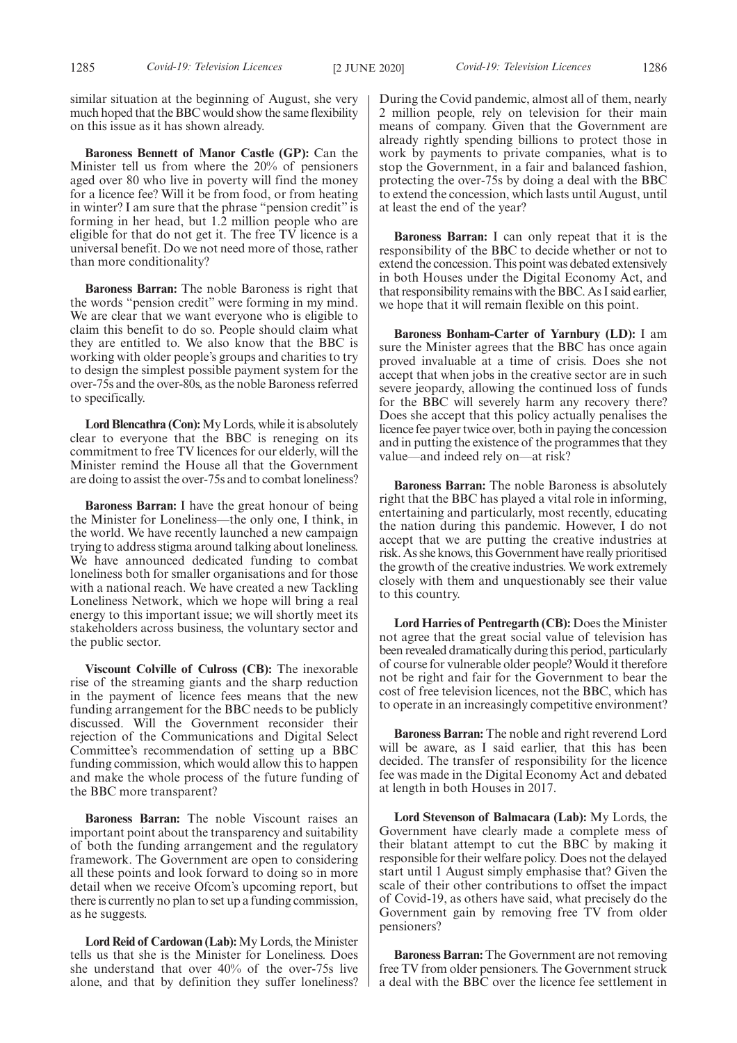similar situation at the beginning of August, she very much hoped that the BBC would show the same flexibility on this issue as it has shown already.

**Baroness Bennett of Manor Castle (GP):** Can the Minister tell us from where the 20% of pensioners aged over 80 who live in poverty will find the money for a licence fee? Will it be from food, or from heating in winter? I am sure that the phrase "pension credit" is forming in her head, but 1.2 million people who are eligible for that do not get it. The free TV licence is a universal benefit. Do we not need more of those, rather than more conditionality?

**Baroness Barran:** The noble Baroness is right that the words "pension credit" were forming in my mind. We are clear that we want everyone who is eligible to claim this benefit to do so. People should claim what they are entitled to. We also know that the BBC is working with older people's groups and charities to try to design the simplest possible payment system for the over-75s and the over-80s, as the noble Baroness referred to specifically.

**Lord Blencathra (Con):** My Lords, while it is absolutely clear to everyone that the BBC is reneging on its commitment to free TV licences for our elderly, will the Minister remind the House all that the Government are doing to assist the over-75s and to combat loneliness?

**Baroness Barran:** I have the great honour of being the Minister for Loneliness—the only one, I think, in the world. We have recently launched a new campaign trying to address stigma around talking about loneliness. We have announced dedicated funding to combat loneliness both for smaller organisations and for those with a national reach. We have created a new Tackling Loneliness Network, which we hope will bring a real energy to this important issue; we will shortly meet its stakeholders across business, the voluntary sector and the public sector.

**Viscount Colville of Culross (CB):** The inexorable rise of the streaming giants and the sharp reduction in the payment of licence fees means that the new funding arrangement for the BBC needs to be publicly discussed. Will the Government reconsider their rejection of the Communications and Digital Select Committee's recommendation of setting up a BBC funding commission, which would allow this to happen and make the whole process of the future funding of the BBC more transparent?

**Baroness Barran:** The noble Viscount raises an important point about the transparency and suitability of both the funding arrangement and the regulatory framework. The Government are open to considering all these points and look forward to doing so in more detail when we receive Ofcom's upcoming report, but there is currently no plan to set up a funding commission, as he suggests.

**Lord Reid of Cardowan (Lab):** My Lords, the Minister tells us that she is the Minister for Loneliness. Does she understand that over 40% of the over-75s live alone, and that by definition they suffer loneliness? During the Covid pandemic, almost all of them, nearly 2 million people, rely on television for their main means of company. Given that the Government are already rightly spending billions to protect those in work by payments to private companies, what is to stop the Government, in a fair and balanced fashion, protecting the over-75s by doing a deal with the BBC to extend the concession, which lasts until August, until at least the end of the year?

**Baroness Barran:** I can only repeat that it is the responsibility of the BBC to decide whether or not to extend the concession. This point was debated extensively in both Houses under the Digital Economy Act, and that responsibility remains with the BBC. As I said earlier, we hope that it will remain flexible on this point.

**Baroness Bonham-Carter of Yarnbury (LD):** I am sure the Minister agrees that the BBC has once again proved invaluable at a time of crisis. Does she not accept that when jobs in the creative sector are in such severe jeopardy, allowing the continued loss of funds for the BBC will severely harm any recovery there? Does she accept that this policy actually penalises the licence fee payer twice over, both in paying the concession and in putting the existence of the programmes that they value—and indeed rely on—at risk?

**Baroness Barran:** The noble Baroness is absolutely right that the BBC has played a vital role in informing, entertaining and particularly, most recently, educating the nation during this pandemic. However, I do not accept that we are putting the creative industries at risk. As she knows, this Government have really prioritised the growth of the creative industries. We work extremely closely with them and unquestionably see their value to this country.

**Lord Harries of Pentregarth (CB):** Does the Minister not agree that the great social value of television has been revealed dramatically during this period, particularly of course for vulnerable older people? Would it therefore not be right and fair for the Government to bear the cost of free television licences, not the BBC, which has to operate in an increasingly competitive environment?

**Baroness Barran:** The noble and right reverend Lord will be aware, as I said earlier, that this has been decided. The transfer of responsibility for the licence fee was made in the Digital Economy Act and debated at length in both Houses in 2017.

**Lord Stevenson of Balmacara (Lab):** My Lords, the Government have clearly made a complete mess of their blatant attempt to cut the BBC by making it responsible for their welfare policy. Does not the delayed start until 1 August simply emphasise that? Given the scale of their other contributions to offset the impact of Covid-19, as others have said, what precisely do the Government gain by removing free TV from older pensioners?

**Baroness Barran:** The Government are not removing free TV from older pensioners. The Government struck a deal with the BBC over the licence fee settlement in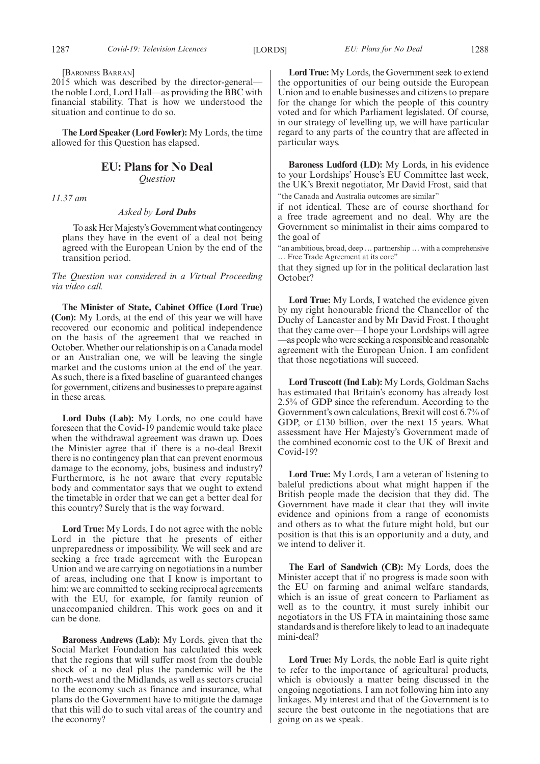[Baroness Barran]

2015 which was described by the director-general—the noble Lord, Lord Hall—as providing the BBC with financial stability. That is how we understood the situation and continue to do so.

**The Lord Speaker (Lord Fowler):** My Lords, the time allowed for this Question has elapsed.

## EU: Plans for No Deal

*Question*

*11.37 am*

*Asked by* ***Lord Dubs***

To ask Her Majesty's Government what contingency plans they have in the event of a deal not being agreed with the European Union by the end of the transition period.

*The Question was considered in a Virtual Proceeding via video call.*

**The Minister of State, Cabinet Office (Lord True) (Con):** My Lords, at the end of this year we will have recovered our economic and political independence on the basis of the agreement that we reached in October. Whether our relationship is on a Canada model or an Australian one, we will be leaving the single market and the customs union at the end of the year. As such, there is a fixed baseline of guaranteed changes for government, citizens and businesses to prepare against in these areas.

**Lord Dubs (Lab):** My Lords, no one could have foreseen that the Covid-19 pandemic would take place when the withdrawal agreement was drawn up. Does the Minister agree that if there is a no-deal Brexit there is no contingency plan that can prevent enormous damage to the economy, jobs, business and industry? Furthermore, is he not aware that every reputable body and commentator says that we ought to extend the timetable in order that we can get a better deal for this country? Surely that is the way forward.

**Lord True:** My Lords, I do not agree with the noble Lord in the picture that he presents of either unpreparedness or impossibility. We will seek and are seeking a free trade agreement with the European Union and we are carrying on negotiations in a number of areas, including one that I know is important to him: we are committed to seeking reciprocal agreements with the EU, for example, for family reunion of unaccompanied children. This work goes on and it can be done.

**Baroness Andrews (Lab):** My Lords, given that the Social Market Foundation has calculated this week that the regions that will suffer most from the double shock of a no deal plus the pandemic will be the north-west and the Midlands, as well as sectors crucial to the economy such as finance and insurance, what plans do the Government have to mitigate the damage that this will do to such vital areas of the country and the economy?

**Lord True:** My Lords, the Government seek to extend the opportunities of our being outside the European Union and to enable businesses and citizens to prepare for the change for which the people of this country voted and for which Parliament legislated. Of course, in our strategy of levelling up, we will have particular regard to any parts of the country that are affected in particular ways.

**Baroness Ludford (LD):** My Lords, in his evidence to your Lordships' House's EU Committee last week, the UK's Brexit negotiator, Mr David Frost, said that

"the Canada and Australia outcomes are similar"

if not identical. These are of course shorthand for a free trade agreement and no deal. Why are the Government so minimalist in their aims compared to the goal of

"an ambitious, broad, deep … partnership … with a comprehensive … Free Trade Agreement at its core"

that they signed up for in the political declaration last October?

**Lord True:** My Lords, I watched the evidence given by my right honourable friend the Chancellor of the Duchy of Lancaster and by Mr David Frost. I thought that they came over—I hope your Lordships will agree—as people who were seeking a responsible and reasonable agreement with the European Union. I am confident that those negotiations will succeed.

**Lord Truscott (Ind Lab):** My Lords, Goldman Sachs has estimated that Britain's economy has already lost 2.5% of GDP since the referendum. According to the Government's own calculations, Brexit will cost 6.7% of GDP, or £130 billion, over the next 15 years. What assessment have Her Majesty's Government made of the combined economic cost to the UK of Brexit and Covid-19?

**Lord True:** My Lords, I am a veteran of listening to baleful predictions about what might happen if the British people made the decision that they did. The Government have made it clear that they will invite evidence and opinions from a range of economists and others as to what the future might hold, but our position is that this is an opportunity and a duty, and we intend to deliver it.

**The Earl of Sandwich (CB):** My Lords, does the Minister accept that if no progress is made soon with the EU on farming and animal welfare standards, which is an issue of great concern to Parliament as well as to the country, it must surely inhibit our negotiators in the US FTA in maintaining those same standards and is therefore likely to lead to an inadequate mini-deal?

**Lord True:** My Lords, the noble Earl is quite right to refer to the importance of agricultural products, which is obviously a matter being discussed in the ongoing negotiations. I am not following him into any linkages. My interest and that of the Government is to secure the best outcome in the negotiations that are going on as we speak.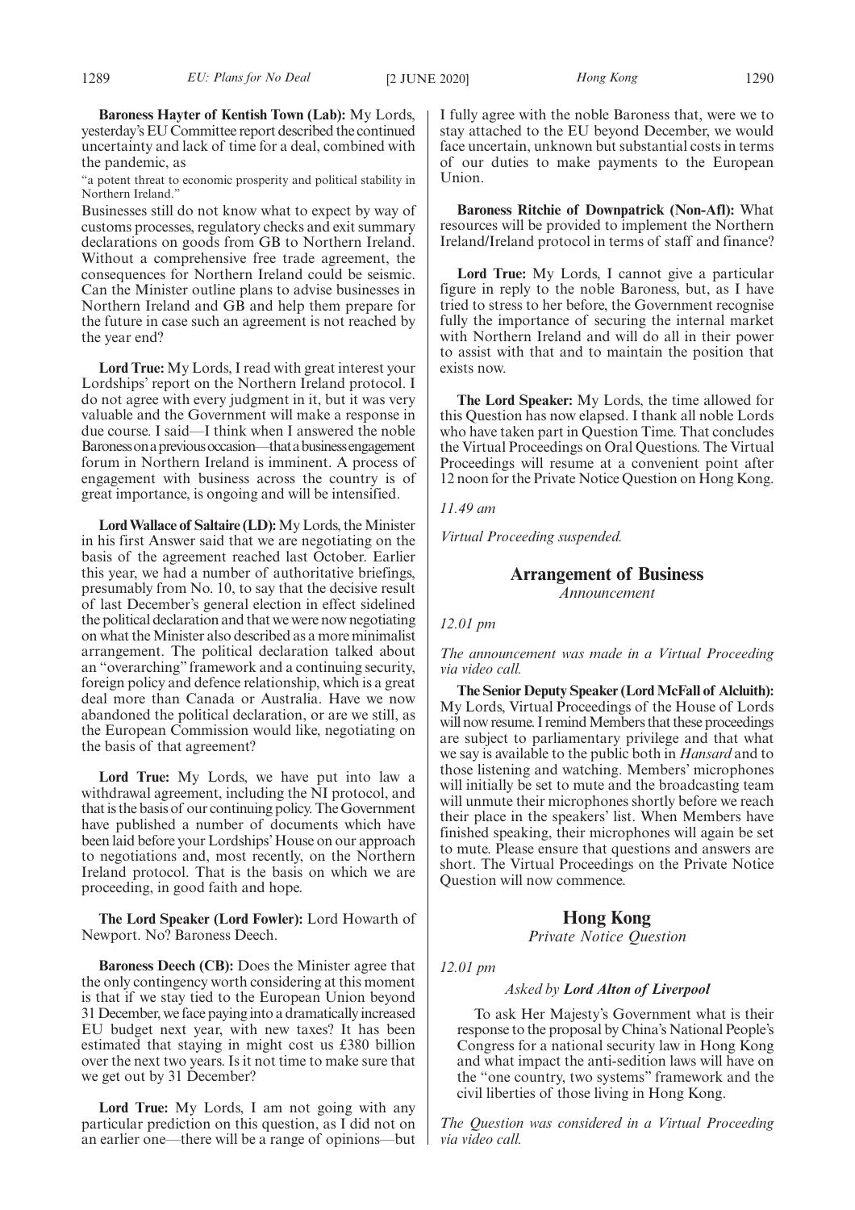**Baroness Hayter of Kentish Town (Lab):** My Lords, yesterday's EU Committee report described the continued uncertainty and lack of time for a deal, combined with the pandemic, as

"a potent threat to economic prosperity and political stability in Northern Ireland."

Businesses still do not know what to expect by way of customs processes, regulatory checks and exit summary declarations on goods from GB to Northern Ireland. Without a comprehensive free trade agreement, the consequences for Northern Ireland could be seismic. Can the Minister outline plans to advise businesses in Northern Ireland and GB and help them prepare for the future in case such an agreement is not reached by the year end?

**Lord True:** My Lords, I read with great interest your Lordships' report on the Northern Ireland protocol. I do not agree with every judgment in it, but it was very valuable and the Government will make a response in due course. I said—I think when I answered the noble Baroness on a previous occasion—that a business engagement forum in Northern Ireland is imminent. A process of engagement with business across the country is of great importance, is ongoing and will be intensified.

**Lord Wallace of Saltaire (LD):** My Lords, the Minister in his first Answer said that we are negotiating on the basis of the agreement reached last October. Earlier this year, we had a number of authoritative briefings, presumably from No. 10, to say that the decisive result of last December's general election in effect sidelined the political declaration and that we were now negotiating on what the Minister also described as a more minimalist arrangement. The political declaration talked about an "overarching" framework and a continuing security, foreign policy and defence relationship, which is a great deal more than Canada or Australia. Have we now abandoned the political declaration, or are we still, as the European Commission would like, negotiating on the basis of that agreement?

**Lord True:** My Lords, we have put into law a withdrawal agreement, including the NI protocol, and that is the basis of our continuing policy. The Government have published a number of documents which have been laid before your Lordships' House on our approach to negotiations and, most recently, on the Northern Ireland protocol. That is the basis on which we are proceeding, in good faith and hope.

**The Lord Speaker (Lord Fowler):** Lord Howarth of Newport. No? Baroness Deech.

**Baroness Deech (CB):** Does the Minister agree that the only contingency worth considering at this moment is that if we stay tied to the European Union beyond 31 December, we face paying into a dramatically increased EU budget next year, with new taxes? It has been estimated that staying in might cost us £380 billion over the next two years. Is it not time to make sure that we get out by 31 December?

**Lord True:** My Lords, I am not going with any particular prediction on this question, as I did not on an earlier one—there will be a range of opinions—but I fully agree with the noble Baroness that, were we to stay attached to the EU beyond December, we would face uncertain, unknown but substantial costs in terms of our duties to make payments to the European Union.

**Baroness Ritchie of Downpatrick (Non-Afl):** What resources will be provided to implement the Northern Ireland/Ireland protocol in terms of staff and finance?

**Lord True:** My Lords, I cannot give a particular figure in reply to the noble Baroness, but, as I have tried to stress to her before, the Government recognise fully the importance of securing the internal market with Northern Ireland and will do all in their power to assist with that and to maintain the position that exists now.

**The Lord Speaker:** My Lords, the time allowed for this Question has now elapsed. I thank all noble Lords who have taken part in Question Time. That concludes the Virtual Proceedings on Oral Questions. The Virtual Proceedings will resume at a convenient point after 12 noon for the Private Notice Question on Hong Kong.

*11.49 am*

*Virtual Proceeding suspended.*

## Arrangement of Business

*Announcement*

*12.01 pm*

*The announcement was made in a Virtual Proceeding via video call.*

**The Senior Deputy Speaker (Lord McFall of Alcluith):** My Lords, Virtual Proceedings of the House of Lords will now resume. I remind Members that these proceedings are subject to parliamentary privilege and that what we say is available to the public both in *Hansard* and to those listening and watching. Members' microphones will initially be set to mute and the broadcasting team will unmute their microphones shortly before we reach their place in the speakers' list. When Members have finished speaking, their microphones will again be set to mute. Please ensure that questions and answers are short. The Virtual Proceedings on the Private Notice Question will now commence.

## Hong Kong

*Private Notice Question*

*12.01 pm*

*Asked by* ***Lord Alton of Liverpool***

To ask Her Majesty's Government what is their response to the proposal by China's National People's Congress for a national security law in Hong Kong and what impact the anti-sedition laws will have on the "one country, two systems" framework and the civil liberties of those living in Hong Kong.

*The Question was considered in a Virtual Proceeding via video call.*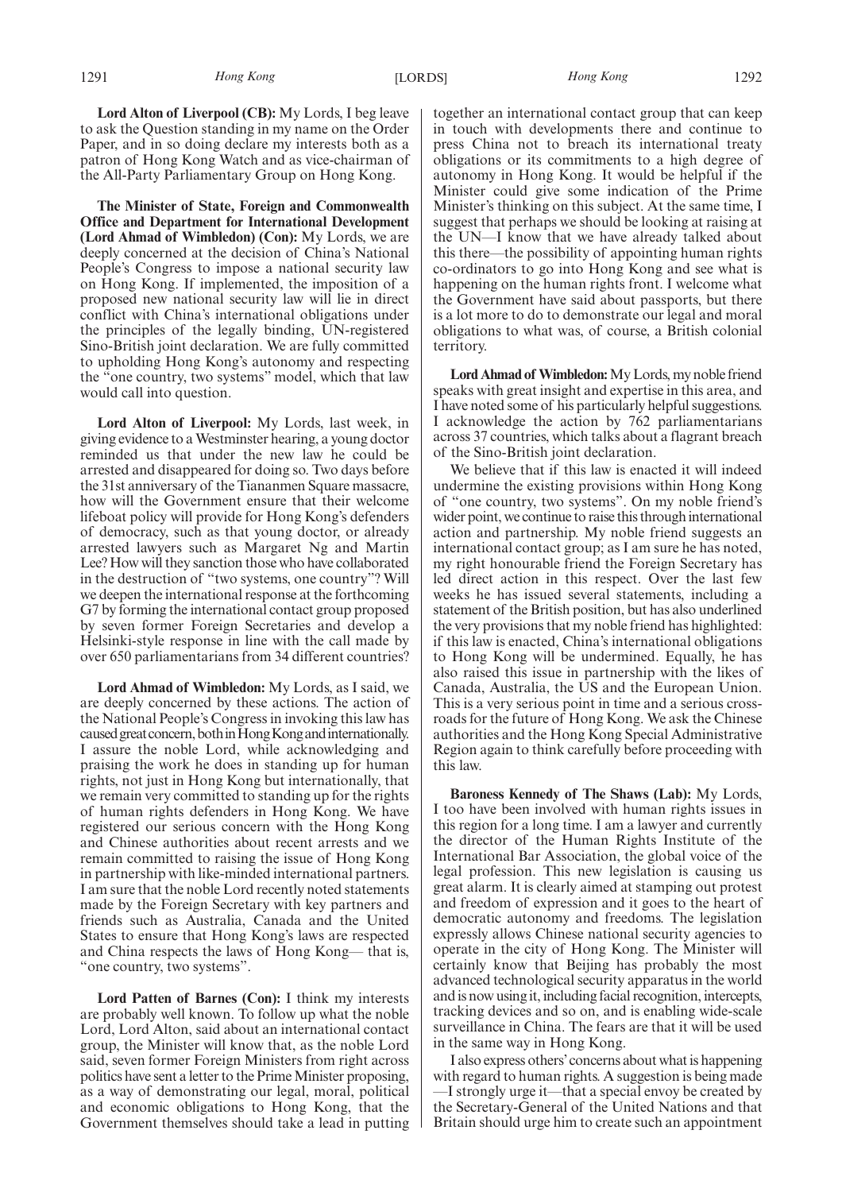**Lord Alton of Liverpool (CB):** My Lords, I beg leave to ask the Question standing in my name on the Order Paper, and in so doing declare my interests both as a patron of Hong Kong Watch and as vice-chairman of the All-Party Parliamentary Group on Hong Kong.

**The Minister of State, Foreign and Commonwealth Office and Department for International Development (Lord Ahmad of Wimbledon) (Con):** My Lords, we are deeply concerned at the decision of China's National People's Congress to impose a national security law on Hong Kong. If implemented, the imposition of a proposed new national security law will lie in direct conflict with China's international obligations under the principles of the legally binding, UN-registered Sino-British joint declaration. We are fully committed to upholding Hong Kong's autonomy and respecting the "one country, two systems" model, which that law would call into question.

**Lord Alton of Liverpool:** My Lords, last week, in giving evidence to a Westminster hearing, a young doctor reminded us that under the new law he could be arrested and disappeared for doing so. Two days before the 31st anniversary of the Tiananmen Square massacre, how will the Government ensure that their welcome lifeboat policy will provide for Hong Kong's defenders of democracy, such as that young doctor, or already arrested lawyers such as Margaret Ng and Martin Lee? How will they sanction those who have collaborated in the destruction of "two systems, one country"? Will we deepen the international response at the forthcoming G7 by forming the international contact group proposed by seven former Foreign Secretaries and develop a Helsinki-style response in line with the call made by over 650 parliamentarians from 34 different countries?

**Lord Ahmad of Wimbledon:** My Lords, as I said, we are deeply concerned by these actions. The action of the National People's Congress in invoking this law has caused great concern, both in Hong Kong and internationally. I assure the noble Lord, while acknowledging and praising the work he does in standing up for human rights, not just in Hong Kong but internationally, that we remain very committed to standing up for the rights of human rights defenders in Hong Kong. We have registered our serious concern with the Hong Kong and Chinese authorities about recent arrests and we remain committed to raising the issue of Hong Kong in partnership with like-minded international partners. I am sure that the noble Lord recently noted statements made by the Foreign Secretary with key partners and friends such as Australia, Canada and the United States to ensure that Hong Kong's laws are respected and China respects the laws of Hong Kong— that is, "one country, two systems".

**Lord Patten of Barnes (Con):** I think my interests are probably well known. To follow up what the noble Lord, Lord Alton, said about an international contact group, the Minister will know that, as the noble Lord said, seven former Foreign Ministers from right across politics have sent a letter to the Prime Minister proposing, as a way of demonstrating our legal, moral, political and economic obligations to Hong Kong, that the Government themselves should take a lead in putting together an international contact group that can keep in touch with developments there and continue to press China not to breach its international treaty obligations or its commitments to a high degree of autonomy in Hong Kong. It would be helpful if the Minister could give some indication of the Prime Minister's thinking on this subject. At the same time, I suggest that perhaps we should be looking at raising at the UN—I know that we have already talked about this there—the possibility of appointing human rights co-ordinators to go into Hong Kong and see what is happening on the human rights front. I welcome what the Government have said about passports, but there is a lot more to do to demonstrate our legal and moral obligations to what was, of course, a British colonial territory.

**Lord Ahmad of Wimbledon:** My Lords, my noble friend speaks with great insight and expertise in this area, and I have noted some of his particularly helpful suggestions. I acknowledge the action by 762 parliamentarians across 37 countries, which talks about a flagrant breach of the Sino-British joint declaration.

We believe that if this law is enacted it will indeed undermine the existing provisions within Hong Kong of "one country, two systems". On my noble friend's wider point, we continue to raise this through international action and partnership. My noble friend suggests an international contact group; as I am sure he has noted, my right honourable friend the Foreign Secretary has led direct action in this respect. Over the last few weeks he has issued several statements, including a statement of the British position, but has also underlined the very provisions that my noble friend has highlighted: if this law is enacted, China's international obligations to Hong Kong will be undermined. Equally, he has also raised this issue in partnership with the likes of Canada, Australia, the US and the European Union. This is a very serious point in time and a serious crossroads for the future of Hong Kong. We ask the Chinese authorities and the Hong Kong Special Administrative Region again to think carefully before proceeding with this law.

**Baroness Kennedy of The Shaws (Lab):** My Lords, I too have been involved with human rights issues in this region for a long time. I am a lawyer and currently the director of the Human Rights Institute of the International Bar Association, the global voice of the legal profession. This new legislation is causing us great alarm. It is clearly aimed at stamping out protest and freedom of expression and it goes to the heart of democratic autonomy and freedoms. The legislation expressly allows Chinese national security agencies to operate in the city of Hong Kong. The Minister will certainly know that Beijing has probably the most advanced technological security apparatus in the world and is now using it, including facial recognition, intercepts, tracking devices and so on, and is enabling wide-scale surveillance in China. The fears are that it will be used in the same way in Hong Kong.

I also express others' concerns about what is happening with regard to human rights. A suggestion is being made —I strongly urge it—that a special envoy be created by the Secretary-General of the United Nations and that Britain should urge him to create such an appointment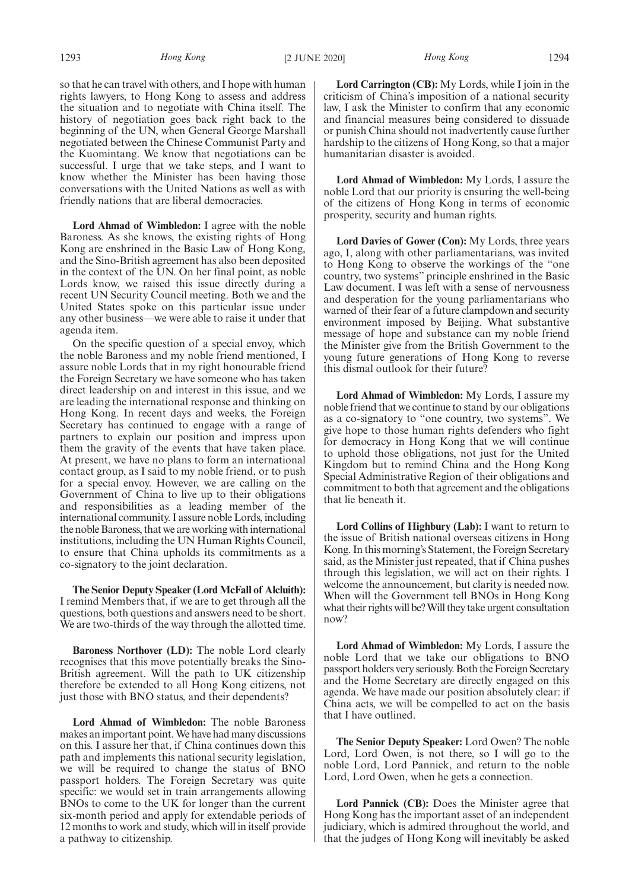so that he can travel with others, and I hope with human rights lawyers, to Hong Kong to assess and address the situation and to negotiate with China itself. The history of negotiation goes back right back to the beginning of the UN, when General George Marshall negotiated between the Chinese Communist Party and the Kuomintang. We know that negotiations can be successful. I urge that we take steps, and I want to know whether the Minister has been having those conversations with the United Nations as well as with friendly nations that are liberal democracies.

**Lord Ahmad of Wimbledon:** I agree with the noble Baroness. As she knows, the existing rights of Hong Kong are enshrined in the Basic Law of Hong Kong, and the Sino-British agreement has also been deposited in the context of the UN. On her final point, as noble Lords know, we raised this issue directly during a recent UN Security Council meeting. Both we and the United States spoke on this particular issue under any other business—we were able to raise it under that agenda item.

On the specific question of a special envoy, which the noble Baroness and my noble friend mentioned, I assure noble Lords that in my right honourable friend the Foreign Secretary we have someone who has taken direct leadership on and interest in this issue, and we are leading the international response and thinking on Hong Kong. In recent days and weeks, the Foreign Secretary has continued to engage with a range of partners to explain our position and impress upon them the gravity of the events that have taken place. At present, we have no plans to form an international contact group, as I said to my noble friend, or to push for a special envoy. However, we are calling on the Government of China to live up to their obligations and responsibilities as a leading member of the international community. I assure noble Lords, including the noble Baroness, that we are working with international institutions, including the UN Human Rights Council, to ensure that China upholds its commitments as a co-signatory to the joint declaration.

**The Senior Deputy Speaker (Lord McFall of Alcluith):** I remind Members that, if we are to get through all the questions, both questions and answers need to be short. We are two-thirds of the way through the allotted time.

**Baroness Northover (LD):** The noble Lord clearly recognises that this move potentially breaks the Sino-British agreement. Will the path to UK citizenship therefore be extended to all Hong Kong citizens, not just those with BNO status, and their dependents?

**Lord Ahmad of Wimbledon:** The noble Baroness makes an important point. We have had many discussions on this. I assure her that, if China continues down this path and implements this national security legislation, we will be required to change the status of BNO passport holders. The Foreign Secretary was quite specific: we would set in train arrangements allowing BNOs to come to the UK for longer than the current six-month period and apply for extendable periods of 12 months to work and study, which will in itself provide a pathway to citizenship.

**Lord Carrington (CB):** My Lords, while I join in the criticism of China's imposition of a national security law, I ask the Minister to confirm that any economic and financial measures being considered to dissuade or punish China should not inadvertently cause further hardship to the citizens of Hong Kong, so that a major humanitarian disaster is avoided.

**Lord Ahmad of Wimbledon:** My Lords, I assure the noble Lord that our priority is ensuring the well-being of the citizens of Hong Kong in terms of economic prosperity, security and human rights.

**Lord Davies of Gower (Con):** My Lords, three years ago, I, along with other parliamentarians, was invited to Hong Kong to observe the workings of the "one country, two systems" principle enshrined in the Basic Law document. I was left with a sense of nervousness and desperation for the young parliamentarians who warned of their fear of a future clampdown and security environment imposed by Beijing. What substantive message of hope and substance can my noble friend the Minister give from the British Government to the young future generations of Hong Kong to reverse this dismal outlook for their future?

**Lord Ahmad of Wimbledon:** My Lords, I assure my noble friend that we continue to stand by our obligations as a co-signatory to "one country, two systems". We give hope to those human rights defenders who fight for democracy in Hong Kong that we will continue to uphold those obligations, not just for the United Kingdom but to remind China and the Hong Kong Special Administrative Region of their obligations and commitment to both that agreement and the obligations that lie beneath it.

**Lord Collins of Highbury (Lab):** I want to return to the issue of British national overseas citizens in Hong Kong. In this morning's Statement, the Foreign Secretary said, as the Minister just repeated, that if China pushes through this legislation, we will act on their rights. I welcome the announcement, but clarity is needed now. When will the Government tell BNOs in Hong Kong what their rights will be? Will they take urgent consultation now?

**Lord Ahmad of Wimbledon:** My Lords, I assure the noble Lord that we take our obligations to BNO passport holders very seriously. Both the Foreign Secretary and the Home Secretary are directly engaged on this agenda. We have made our position absolutely clear: if China acts, we will be compelled to act on the basis that I have outlined.

**The Senior Deputy Speaker:** Lord Owen? The noble Lord, Lord Owen, is not there, so I will go to the noble Lord, Lord Pannick, and return to the noble Lord, Lord Owen, when he gets a connection.

**Lord Pannick (CB):** Does the Minister agree that Hong Kong has the important asset of an independent judiciary, which is admired throughout the world, and that the judges of Hong Kong will inevitably be asked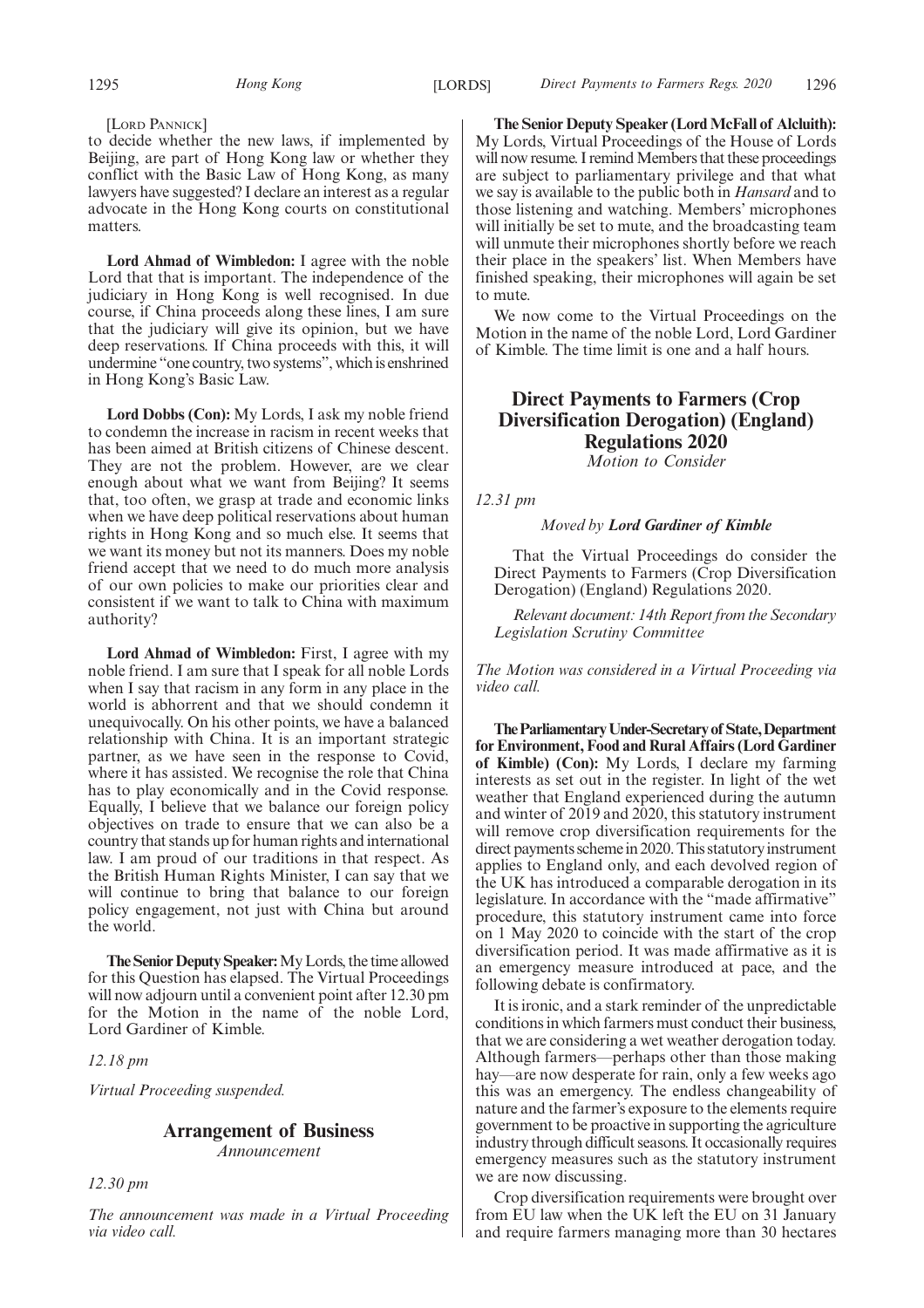[Lord Pannick]

to decide whether the new laws, if implemented by Beijing, are part of Hong Kong law or whether they conflict with the Basic Law of Hong Kong, as many lawyers have suggested? I declare an interest as a regular advocate in the Hong Kong courts on constitutional matters.

**Lord Ahmad of Wimbledon:** I agree with the noble Lord that that is important. The independence of the judiciary in Hong Kong is well recognised. In due course, if China proceeds along these lines, I am sure that the judiciary will give its opinion, but we have deep reservations. If China proceeds with this, it will undermine "one country, two systems", which is enshrined in Hong Kong's Basic Law.

**Lord Dobbs (Con):** My Lords, I ask my noble friend to condemn the increase in racism in recent weeks that has been aimed at British citizens of Chinese descent. They are not the problem. However, are we clear enough about what we want from Beijing? It seems that, too often, we grasp at trade and economic links when we have deep political reservations about human rights in Hong Kong and so much else. It seems that we want its money but not its manners. Does my noble friend accept that we need to do much more analysis of our own policies to make our priorities clear and consistent if we want to talk to China with maximum authority?

**Lord Ahmad of Wimbledon:** First, I agree with my noble friend. I am sure that I speak for all noble Lords when I say that racism in any form in any place in the world is abhorrent and that we should condemn it unequivocally. On his other points, we have a balanced relationship with China. It is an important strategic partner, as we have seen in the response to Covid, where it has assisted. We recognise the role that China has to play economically and in the Covid response. Equally, I believe that we balance our foreign policy objectives on trade to ensure that we can also be a country that stands up for human rights and international law. I am proud of our traditions in that respect. As the British Human Rights Minister, I can say that we will continue to bring that balance to our foreign policy engagement, not just with China but around the world.

**The Senior Deputy Speaker:** My Lords, the time allowed for this Question has elapsed. The Virtual Proceedings will now adjourn until a convenient point after 12.30 pm for the Motion in the name of the noble Lord, Lord Gardiner of Kimble.

*12.18 pm*

*Virtual Proceeding suspended.*

## Arrangement of Business

*Announcement*

*12.30 pm*

*The announcement was made in a Virtual Proceeding via video call.*

**The Senior Deputy Speaker (Lord McFall of Alcluith):** My Lords, Virtual Proceedings of the House of Lords will now resume. I remind Members that these proceedings are subject to parliamentary privilege and that what we say is available to the public both in *Hansard* and to those listening and watching. Members' microphones will initially be set to mute, and the broadcasting team will unmute their microphones shortly before we reach their place in the speakers' list. When Members have finished speaking, their microphones will again be set to mute.

We now come to the Virtual Proceedings on the Motion in the name of the noble Lord, Lord Gardiner of Kimble. The time limit is one and a half hours.

## Direct Payments to Farmers (Crop Diversification Derogation) (England) Regulations 2020

*Motion to Consider*

*12.31 pm*

*Moved by* ***Lord Gardiner of Kimble***

That the Virtual Proceedings do consider the Direct Payments to Farmers (Crop Diversification Derogation) (England) Regulations 2020.

*Relevant document: 14th Report from the Secondary Legislation Scrutiny Committee*

*The Motion was considered in a Virtual Proceeding via video call.*

**The Parliamentary Under-Secretary of State, Department for Environment, Food and Rural Affairs (Lord Gardiner of Kimble) (Con):** My Lords, I declare my farming interests as set out in the register. In light of the wet weather that England experienced during the autumn and winter of 2019 and 2020, this statutory instrument will remove crop diversification requirements for the direct payments scheme in 2020. This statutory instrument applies to England only, and each devolved region of the UK has introduced a comparable derogation in its legislature. In accordance with the "made affirmative" procedure, this statutory instrument came into force on 1 May 2020 to coincide with the start of the crop diversification period. It was made affirmative as it is an emergency measure introduced at pace, and the following debate is confirmatory.

It is ironic, and a stark reminder of the unpredictable conditions in which farmers must conduct their business, that we are considering a wet weather derogation today. Although farmers—perhaps other than those making hay—are now desperate for rain, only a few weeks ago this was an emergency. The endless changeability of nature and the farmer's exposure to the elements require government to be proactive in supporting the agriculture industry through difficult seasons. It occasionally requires emergency measures such as the statutory instrument we are now discussing.

Crop diversification requirements were brought over from EU law when the UK left the EU on 31 January and require farmers managing more than 30 hectares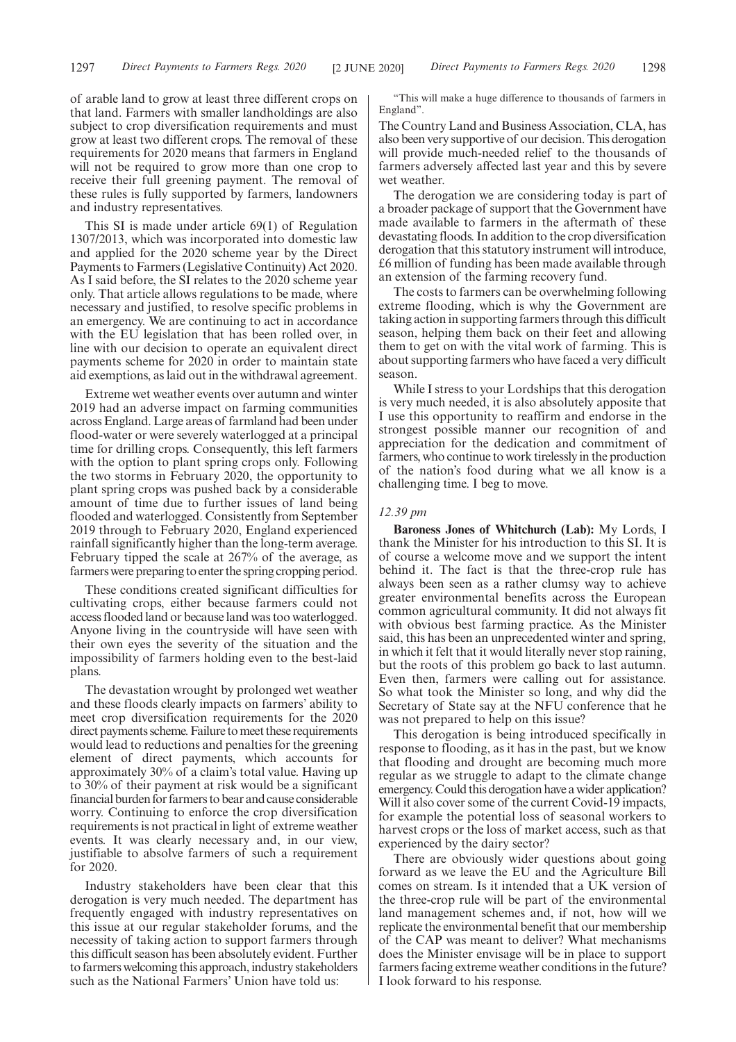of arable land to grow at least three different crops on that land. Farmers with smaller landholdings are also subject to crop diversification requirements and must grow at least two different crops. The removal of these requirements for 2020 means that farmers in England will not be required to grow more than one crop to receive their full greening payment. The removal of these rules is fully supported by farmers, landowners and industry representatives.

This SI is made under article 69(1) of Regulation 1307/2013, which was incorporated into domestic law and applied for the 2020 scheme year by the Direct Payments to Farmers (Legislative Continuity) Act 2020. As I said before, the SI relates to the 2020 scheme year only. That article allows regulations to be made, where necessary and justified, to resolve specific problems in an emergency. We are continuing to act in accordance with the EU legislation that has been rolled over, in line with our decision to operate an equivalent direct payments scheme for 2020 in order to maintain state aid exemptions, as laid out in the withdrawal agreement.

Extreme wet weather events over autumn and winter 2019 had an adverse impact on farming communities across England. Large areas of farmland had been under flood-water or were severely waterlogged at a principal time for drilling crops. Consequently, this left farmers with the option to plant spring crops only. Following the two storms in February 2020, the opportunity to plant spring crops was pushed back by a considerable amount of time due to further issues of land being flooded and waterlogged. Consistently from September 2019 through to February 2020, England experienced rainfall significantly higher than the long-term average. February tipped the scale at 267% of the average, as farmers were preparing to enter the spring cropping period.

These conditions created significant difficulties for cultivating crops, either because farmers could not access flooded land or because land was too waterlogged. Anyone living in the countryside will have seen with their own eyes the severity of the situation and the impossibility of farmers holding even to the best-laid plans.

The devastation wrought by prolonged wet weather and these floods clearly impacts on farmers' ability to meet crop diversification requirements for the 2020 direct payments scheme. Failure to meet these requirements would lead to reductions and penalties for the greening element of direct payments, which accounts for approximately 30% of a claim's total value. Having up to 30% of their payment at risk would be a significant financial burden for farmers to bear and cause considerable worry. Continuing to enforce the crop diversification requirements is not practical in light of extreme weather events. It was clearly necessary and, in our view, justifiable to absolve farmers of such a requirement for 2020.

Industry stakeholders have been clear that this derogation is very much needed. The department has frequently engaged with industry representatives on this issue at our regular stakeholder forums, and the necessity of taking action to support farmers through this difficult season has been absolutely evident. Further to farmers welcoming this approach, industry stakeholders such as the National Farmers' Union have told us:

"This will make a huge difference to thousands of farmers in England".

The Country Land and Business Association, CLA, has also been very supportive of our decision. This derogation will provide much-needed relief to the thousands of farmers adversely affected last year and this by severe wet weather.

The derogation we are considering today is part of a broader package of support that the Government have made available to farmers in the aftermath of these devastating floods. In addition to the crop diversification derogation that this statutory instrument will introduce, £6 million of funding has been made available through an extension of the farming recovery fund.

The costs to farmers can be overwhelming following extreme flooding, which is why the Government are taking action in supporting farmers through this difficult season, helping them back on their feet and allowing them to get on with the vital work of farming. This is about supporting farmers who have faced a very difficult season.

While I stress to your Lordships that this derogation is very much needed, it is also absolutely apposite that I use this opportunity to reaffirm and endorse in the strongest possible manner our recognition of and appreciation for the dedication and commitment of farmers, who continue to work tirelessly in the production of the nation's food during what we all know is a challenging time. I beg to move.

*12.39 pm*

**Baroness Jones of Whitchurch (Lab):** My Lords, I thank the Minister for his introduction to this SI. It is of course a welcome move and we support the intent behind it. The fact is that the three-crop rule has always been seen as a rather clumsy way to achieve greater environmental benefits across the European common agricultural community. It did not always fit with obvious best farming practice. As the Minister said, this has been an unprecedented winter and spring, in which it felt that it would literally never stop raining, but the roots of this problem go back to last autumn. Even then, farmers were calling out for assistance. So what took the Minister so long, and why did the Secretary of State say at the NFU conference that he was not prepared to help on this issue?

This derogation is being introduced specifically in response to flooding, as it has in the past, but we know that flooding and drought are becoming much more regular as we struggle to adapt to the climate change emergency. Could this derogation have a wider application? Will it also cover some of the current Covid-19 impacts, for example the potential loss of seasonal workers to harvest crops or the loss of market access, such as that experienced by the dairy sector?

There are obviously wider questions about going forward as we leave the EU and the Agriculture Bill comes on stream. Is it intended that a UK version of the three-crop rule will be part of the environmental land management schemes and, if not, how will we replicate the environmental benefit that our membership of the CAP was meant to deliver? What mechanisms does the Minister envisage will be in place to support farmers facing extreme weather conditions in the future? I look forward to his response.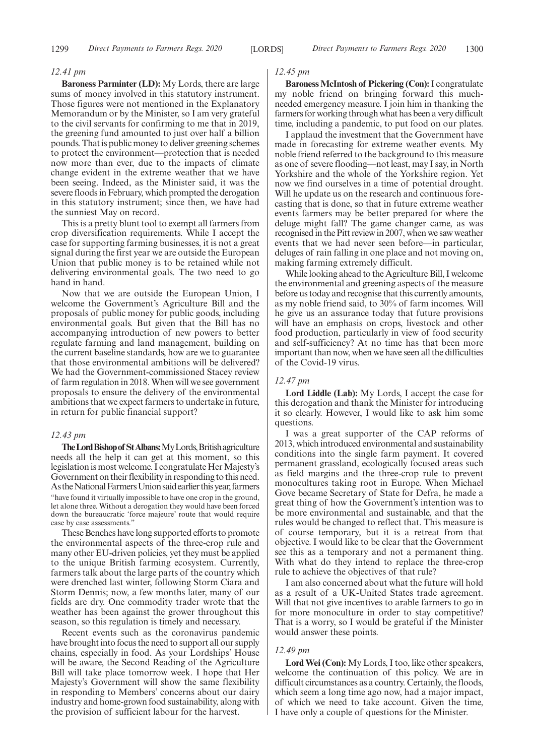*12.41 pm*

**Baroness Parminter (LD):** My Lords, there are large sums of money involved in this statutory instrument. Those figures were not mentioned in the Explanatory Memorandum or by the Minister, so I am very grateful to the civil servants for confirming to me that in 2019, the greening fund amounted to just over half a billion pounds. That is public money to deliver greening schemes to protect the environment—protection that is needed now more than ever, due to the impacts of climate change evident in the extreme weather that we have been seeing. Indeed, as the Minister said, it was the severe floods in February, which prompted the derogation in this statutory instrument; since then, we have had the sunniest May on record.

This is a pretty blunt tool to exempt all farmers from crop diversification requirements. While I accept the case for supporting farming businesses, it is not a great signal during the first year we are outside the European Union that public money is to be retained while not delivering environmental goals. The two need to go hand in hand.

Now that we are outside the European Union, I welcome the Government's Agriculture Bill and the proposals of public money for public goods, including environmental goals. But given that the Bill has no accompanying introduction of new powers to better regulate farming and land management, building on the current baseline standards, how are we to guarantee that those environmental ambitions will be delivered? We had the Government-commissioned Stacey review of farm regulation in 2018. When will we see government proposals to ensure the delivery of the environmental ambitions that we expect farmers to undertake in future, in return for public financial support?

*12.43 pm*

**The Lord Bishop of St Albans:** My Lords, British agriculture needs all the help it can get at this moment, so this legislation is most welcome. I congratulate Her Majesty's Government on their flexibility in responding to this need. As the National Farmers Union said earlier this year, farmers

"have found it virtually impossible to have one crop in the ground, let alone three. Without a derogation they would have been forced down the bureaucratic 'force majeure' route that would require case by case assessments."

These Benches have long supported efforts to promote the environmental aspects of the three-crop rule and many other EU-driven policies, yet they must be applied to the unique British farming ecosystem. Currently, farmers talk about the large parts of the country which were drenched last winter, following Storm Ciara and Storm Dennis; now, a few months later, many of our fields are dry. One commodity trader wrote that the weather has been against the grower throughout this season, so this regulation is timely and necessary.

Recent events such as the coronavirus pandemic have brought into focus the need to support all our supply chains, especially in food. As your Lordships' House will be aware, the Second Reading of the Agriculture Bill will take place tomorrow week. I hope that Her Majesty's Government will show the same flexibility in responding to Members' concerns about our dairy industry and home-grown food sustainability, along with the provision of sufficient labour for the harvest.

*12.45 pm*

**Baroness McIntosh of Pickering (Con):** I congratulate my noble friend on bringing forward this much-needed emergency measure. I join him in thanking the farmers for working through what has been a very difficult time, including a pandemic, to put food on our plates.

I applaud the investment that the Government have made in forecasting for extreme weather events. My noble friend referred to the background to this measure as one of severe flooding—not least, may I say, in North Yorkshire and the whole of the Yorkshire region. Yet now we find ourselves in a time of potential drought. Will he update us on the research and continuous forecasting that is done, so that in future extreme weather events farmers may be better prepared for where the deluge might fall? The game changer came, as was recognised in the Pitt review in 2007, when we saw weather events that we had never seen before—in particular, deluges of rain falling in one place and not moving on, making farming extremely difficult.

While looking ahead to the Agriculture Bill, I welcome the environmental and greening aspects of the measure before us today and recognise that this currently amounts, as my noble friend said, to 30% of farm incomes. Will he give us an assurance today that future provisions will have an emphasis on crops, livestock and other food production, particularly in view of food security and self-sufficiency? At no time has that been more important than now, when we have seen all the difficulties of the Covid-19 virus.

*12.47 pm*

**Lord Liddle (Lab):** My Lords, I accept the case for this derogation and thank the Minister for introducing it so clearly. However, I would like to ask him some questions.

I was a great supporter of the CAP reforms of 2013, which introduced environmental and sustainability conditions into the single farm payment. It covered permanent grassland, ecologically focused areas such as field margins and the three-crop rule to prevent monocultures taking root in Europe. When Michael Gove became Secretary of State for Defra, he made a great thing of how the Government's intention was to be more environmental and sustainable, and that the rules would be changed to reflect that. This measure is of course temporary, but it is a retreat from that objective. I would like to be clear that the Government see this as a temporary and not a permanent thing. With what do they intend to replace the three-crop rule to achieve the objectives of that rule?

I am also concerned about what the future will hold as a result of a UK-United States trade agreement. Will that not give incentives to arable farmers to go in for more monoculture in order to stay competitive? That is a worry, so I would be grateful if the Minister would answer these points.

*12.49 pm*

**Lord Wei (Con):** My Lords, I too, like other speakers, welcome the continuation of this policy. We are in difficult circumstances as a country. Certainly, the floods, which seem a long time ago now, had a major impact, of which we need to take account. Given the time, I have only a couple of questions for the Minister.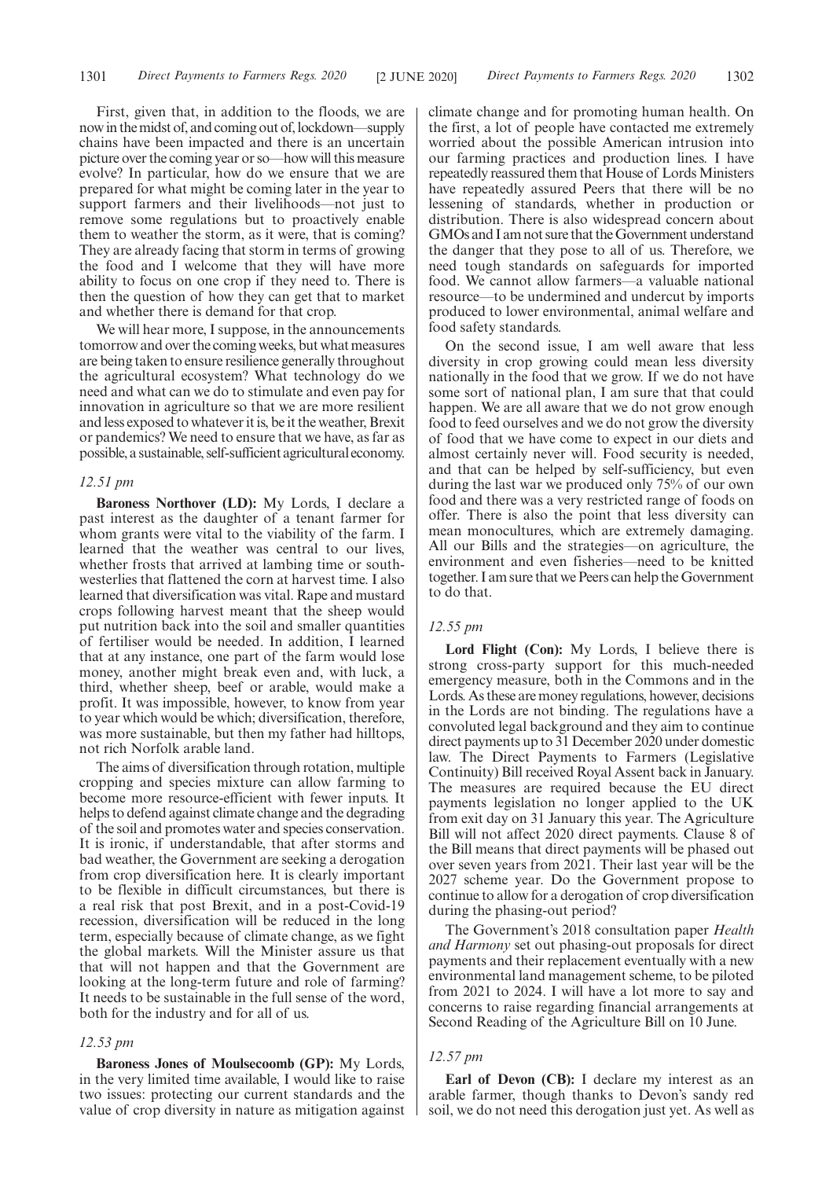First, given that, in addition to the floods, we are now in the midst of, and coming out of, lockdown—supply chains have been impacted and there is an uncertain picture over the coming year or so—how will this measure evolve? In particular, how do we ensure that we are prepared for what might be coming later in the year to support farmers and their livelihoods—not just to remove some regulations but to proactively enable them to weather the storm, as it were, that is coming? They are already facing that storm in terms of growing the food and I welcome that they will have more ability to focus on one crop if they need to. There is then the question of how they can get that to market and whether there is demand for that crop.

We will hear more, I suppose, in the announcements tomorrow and over the coming weeks, but what measures are being taken to ensure resilience generally throughout the agricultural ecosystem? What technology do we need and what can we do to stimulate and even pay for innovation in agriculture so that we are more resilient and less exposed to whatever it is, be it the weather, Brexit or pandemics? We need to ensure that we have, as far as possible, a sustainable, self-sufficient agricultural economy.

*12.51 pm*

**Baroness Northover (LD):** My Lords, I declare a past interest as the daughter of a tenant farmer for whom grants were vital to the viability of the farm. I learned that the weather was central to our lives, whether frosts that arrived at lambing time or south-westerlies that flattened the corn at harvest time. I also learned that diversification was vital. Rape and mustard crops following harvest meant that the sheep would put nutrition back into the soil and smaller quantities of fertiliser would be needed. In addition, I learned that at any instance, one part of the farm would lose money, another might break even and, with luck, a third, whether sheep, beef or arable, would make a profit. It was impossible, however, to know from year to year which would be which; diversification, therefore, was more sustainable, but then my father had hilltops, not rich Norfolk arable land.

The aims of diversification through rotation, multiple cropping and species mixture can allow farming to become more resource-efficient with fewer inputs. It helps to defend against climate change and the degrading of the soil and promotes water and species conservation. It is ironic, if understandable, that after storms and bad weather, the Government are seeking a derogation from crop diversification here. It is clearly important to be flexible in difficult circumstances, but there is a real risk that post Brexit, and in a post-Covid-19 recession, diversification will be reduced in the long term, especially because of climate change, as we fight the global markets. Will the Minister assure us that that will not happen and that the Government are looking at the long-term future and role of farming? It needs to be sustainable in the full sense of the word, both for the industry and for all of us.

*12.53 pm*

**Baroness Jones of Moulsecoomb (GP):** My Lords, in the very limited time available, I would like to raise two issues: protecting our current standards and the value of crop diversity in nature as mitigation against climate change and for promoting human health. On the first, a lot of people have contacted me extremely worried about the possible American intrusion into our farming practices and production lines. I have repeatedly reassured them that House of Lords Ministers have repeatedly assured Peers that there will be no lessening of standards, whether in production or distribution. There is also widespread concern about GMOs and I am not sure that the Government understand the danger that they pose to all of us. Therefore, we need tough standards on safeguards for imported food. We cannot allow farmers—a valuable national resource—to be undermined and undercut by imports produced to lower environmental, animal welfare and food safety standards.

On the second issue, I am well aware that less diversity in crop growing could mean less diversity nationally in the food that we grow. If we do not have some sort of national plan, I am sure that that could happen. We are all aware that we do not grow enough food to feed ourselves and we do not grow the diversity of food that we have come to expect in our diets and almost certainly never will. Food security is needed, and that can be helped by self-sufficiency, but even during the last war we produced only 75% of our own food and there was a very restricted range of foods on offer. There is also the point that less diversity can mean monocultures, which are extremely damaging. All our Bills and the strategies—on agriculture, the environment and even fisheries—need to be knitted together. I am sure that we Peers can help the Government to do that.

*12.55 pm*

**Lord Flight (Con):** My Lords, I believe there is strong cross-party support for this much-needed emergency measure, both in the Commons and in the Lords. As these are money regulations, however, decisions in the Lords are not binding. The regulations have a convoluted legal background and they aim to continue direct payments up to 31 December 2020 under domestic law. The Direct Payments to Farmers (Legislative Continuity) Bill received Royal Assent back in January. The measures are required because the EU direct payments legislation no longer applied to the UK from exit day on 31 January this year. The Agriculture Bill will not affect 2020 direct payments. Clause 8 of the Bill means that direct payments will be phased out over seven years from 2021. Their last year will be the 2027 scheme year. Do the Government propose to continue to allow for a derogation of crop diversification during the phasing-out period?

The Government's 2018 consultation paper *Health and Harmony* set out phasing-out proposals for direct payments and their replacement eventually with a new environmental land management scheme, to be piloted from 2021 to 2024. I will have a lot more to say and concerns to raise regarding financial arrangements at Second Reading of the Agriculture Bill on 10 June.

*12.57 pm*

**Earl of Devon (CB):** I declare my interest as an arable farmer, though thanks to Devon's sandy red soil, we do not need this derogation just yet. As well as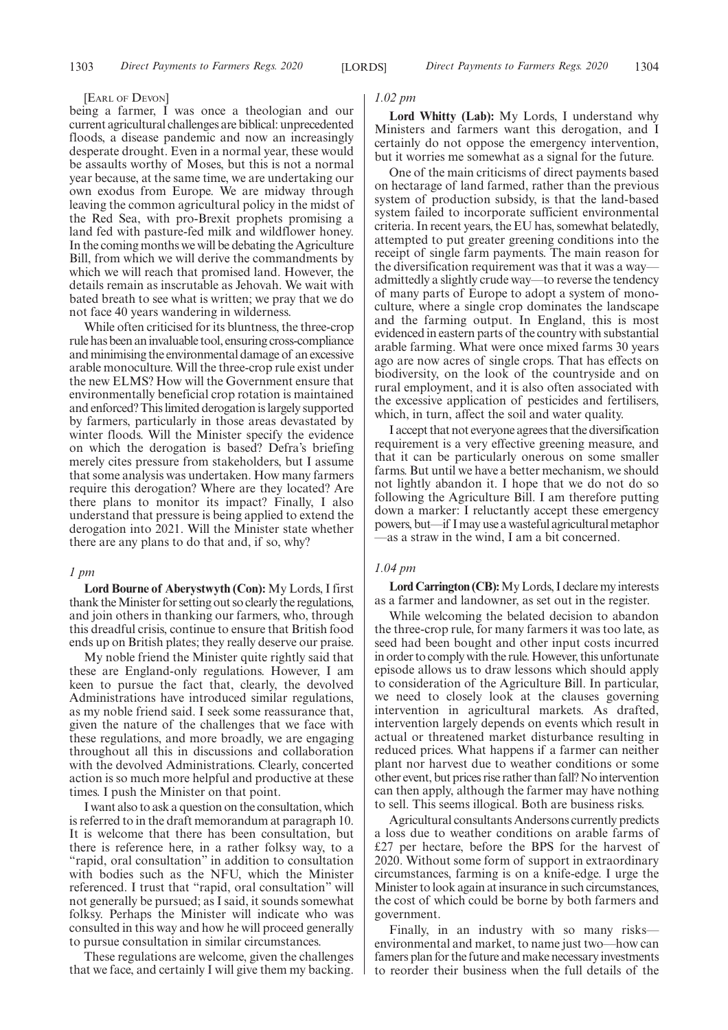[EARL OF DEVON]

being a farmer, I was once a theologian and our current agricultural challenges are biblical: unprecedented floods, a disease pandemic and now an increasingly desperate drought. Even in a normal year, these would be assaults worthy of Moses, but this is not a normal year because, at the same time, we are undertaking our own exodus from Europe. We are midway through leaving the common agricultural policy in the midst of the Red Sea, with pro-Brexit prophets promising a land fed with pasture-fed milk and wildflower honey. In the coming months we will be debating the Agriculture Bill, from which we will derive the commandments by which we will reach that promised land. However, the details remain as inscrutable as Jehovah. We wait with bated breath to see what is written; we pray that we do not face 40 years wandering in wilderness.

While often criticised for its bluntness, the three-crop rule has been an invaluable tool, ensuring cross-compliance and minimising the environmental damage of an excessive arable monoculture. Will the three-crop rule exist under the new ELMS? How will the Government ensure that environmentally beneficial crop rotation is maintained and enforced? This limited derogation is largely supported by farmers, particularly in those areas devastated by winter floods. Will the Minister specify the evidence on which the derogation is based? Defra's briefing merely cites pressure from stakeholders, but I assume that some analysis was undertaken. How many farmers require this derogation? Where are they located? Are there plans to monitor its impact? Finally, I also understand that pressure is being applied to extend the derogation into 2021. Will the Minister state whether there are any plans to do that and, if so, why?

*1 pm*

**Lord Bourne of Aberystwyth (Con):** My Lords, I first thank the Minister for setting out so clearly the regulations, and join others in thanking our farmers, who, through this dreadful crisis, continue to ensure that British food ends up on British plates; they really deserve our praise.

My noble friend the Minister quite rightly said that these are England-only regulations. However, I am keen to pursue the fact that, clearly, the devolved Administrations have introduced similar regulations, as my noble friend said. I seek some reassurance that, given the nature of the challenges that we face with these regulations, and more broadly, we are engaging throughout all this in discussions and collaboration with the devolved Administrations. Clearly, concerted action is so much more helpful and productive at these times. I push the Minister on that point.

I want also to ask a question on the consultation, which is referred to in the draft memorandum at paragraph 10. It is welcome that there has been consultation, but there is reference here, in a rather folksy way, to a "rapid, oral consultation" in addition to consultation with bodies such as the NFU, which the Minister referenced. I trust that "rapid, oral consultation" will not generally be pursued; as I said, it sounds somewhat folksy. Perhaps the Minister will indicate who was consulted in this way and how he will proceed generally to pursue consultation in similar circumstances.

These regulations are welcome, given the challenges that we face, and certainly I will give them my backing.

*1.02 pm*

**Lord Whitty (Lab):** My Lords, I understand why Ministers and farmers want this derogation, and I certainly do not oppose the emergency intervention, but it worries me somewhat as a signal for the future.

One of the main criticisms of direct payments based on hectarage of land farmed, rather than the previous system of production subsidy, is that the land-based system failed to incorporate sufficient environmental criteria. In recent years, the EU has, somewhat belatedly, attempted to put greater greening conditions into the receipt of single farm payments. The main reason for the diversification requirement was that it was a way—admittedly a slightly crude way—to reverse the tendency of many parts of Europe to adopt a system of monoculture, where a single crop dominates the landscape and the farming output. In England, this is most evidenced in eastern parts of the country with substantial arable farming. What were once mixed farms 30 years ago are now acres of single crops. That has effects on biodiversity, on the look of the countryside and on rural employment, and it is also often associated with the excessive application of pesticides and fertilisers, which, in turn, affect the soil and water quality.

I accept that not everyone agrees that the diversification requirement is a very effective greening measure, and that it can be particularly onerous on some smaller farms. But until we have a better mechanism, we should not lightly abandon it. I hope that we do not do so following the Agriculture Bill. I am therefore putting down a marker: I reluctantly accept these emergency powers, but—if I may use a wasteful agricultural metaphor—as a straw in the wind, I am a bit concerned.

*1.04 pm*

**Lord Carrington (CB):** My Lords, I declare my interests as a farmer and landowner, as set out in the register.

While welcoming the belated decision to abandon the three-crop rule, for many farmers it was too late, as seed had been bought and other input costs incurred in order to comply with the rule. However, this unfortunate episode allows us to draw lessons which should apply to consideration of the Agriculture Bill. In particular, we need to closely look at the clauses governing intervention in agricultural markets. As drafted, intervention largely depends on events which result in actual or threatened market disturbance resulting in reduced prices. What happens if a farmer can neither plant nor harvest due to weather conditions or some other event, but prices rise rather than fall? No intervention can then apply, although the farmer may have nothing to sell. This seems illogical. Both are business risks.

Agricultural consultants Andersons currently predicts a loss due to weather conditions on arable farms of £27 per hectare, before the BPS for the harvest of 2020. Without some form of support in extraordinary circumstances, farming is on a knife-edge. I urge the Minister to look again at insurance in such circumstances, the cost of which could be borne by both farmers and government.

Finally, in an industry with so many risks—environmental and market, to name just two—how can famers plan for the future and make necessary investments to reorder their business when the full details of the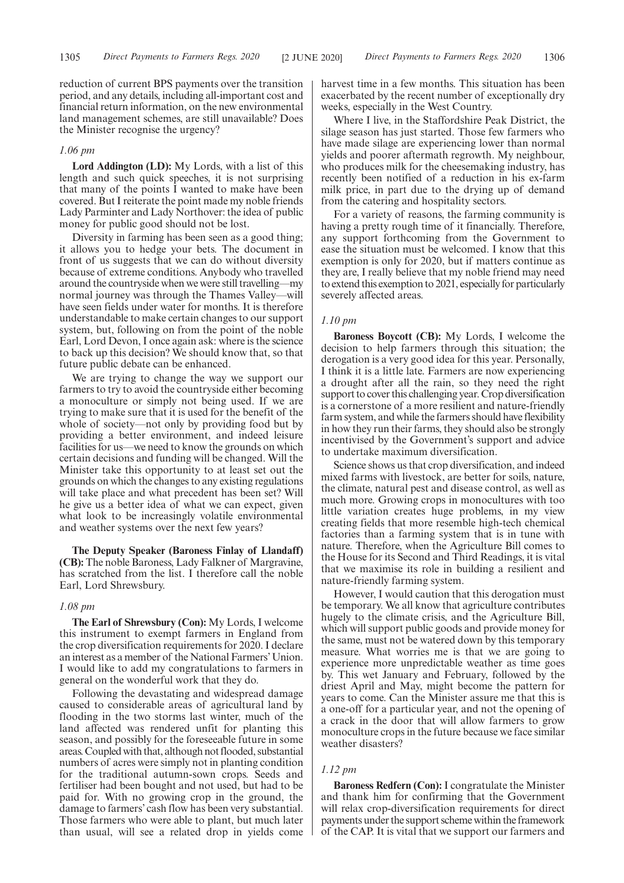reduction of current BPS payments over the transition period, and any details, including all-important cost and financial return information, on the new environmental land management schemes, are still unavailable? Does the Minister recognise the urgency?

*1.06 pm*

**Lord Addington (LD):** My Lords, with a list of this length and such quick speeches, it is not surprising that many of the points I wanted to make have been covered. But I reiterate the point made my noble friends Lady Parminter and Lady Northover: the idea of public money for public good should not be lost.

Diversity in farming has been seen as a good thing; it allows you to hedge your bets. The document in front of us suggests that we can do without diversity because of extreme conditions. Anybody who travelled around the countryside when we were still travelling—my normal journey was through the Thames Valley—will have seen fields under water for months. It is therefore understandable to make certain changes to our support system, but, following on from the point of the noble Earl, Lord Devon, I once again ask: where is the science to back up this decision? We should know that, so that future public debate can be enhanced.

We are trying to change the way we support our farmers to try to avoid the countryside either becoming a monoculture or simply not being used. If we are trying to make sure that it is used for the benefit of the whole of society—not only by providing food but by providing a better environment, and indeed leisure facilities for us—we need to know the grounds on which certain decisions and funding will be changed. Will the Minister take this opportunity to at least set out the grounds on which the changes to any existing regulations will take place and what precedent has been set? Will he give us a better idea of what we can expect, given what look to be increasingly volatile environmental and weather systems over the next few years?

**The Deputy Speaker (Baroness Finlay of Llandaff) (CB):** The noble Baroness, Lady Falkner of Margravine, has scratched from the list. I therefore call the noble Earl, Lord Shrewsbury.

*1.08 pm*

**The Earl of Shrewsbury (Con):** My Lords, I welcome this instrument to exempt farmers in England from the crop diversification requirements for 2020. I declare an interest as a member of the National Farmers' Union. I would like to add my congratulations to farmers in general on the wonderful work that they do.

Following the devastating and widespread damage caused to considerable areas of agricultural land by flooding in the two storms last winter, much of the land affected was rendered unfit for planting this season, and possibly for the foreseeable future in some areas. Coupled with that, although not flooded, substantial numbers of acres were simply not in planting condition for the traditional autumn-sown crops. Seeds and fertiliser had been bought and not used, but had to be paid for. With no growing crop in the ground, the damage to farmers' cash flow has been very substantial. Those farmers who were able to plant, but much later than usual, will see a related drop in yields come harvest time in a few months. This situation has been exacerbated by the recent number of exceptionally dry weeks, especially in the West Country.

Where I live, in the Staffordshire Peak District, the silage season has just started. Those few farmers who have made silage are experiencing lower than normal yields and poorer aftermath regrowth. My neighbour, who produces milk for the cheesemaking industry, has recently been notified of a reduction in his ex-farm milk price, in part due to the drying up of demand from the catering and hospitality sectors.

For a variety of reasons, the farming community is having a pretty rough time of it financially. Therefore, any support forthcoming from the Government to ease the situation must be welcomed. I know that this exemption is only for 2020, but if matters continue as they are, I really believe that my noble friend may need to extend this exemption to 2021, especially for particularly severely affected areas.

*1.10 pm*

**Baroness Boycott (CB):** My Lords, I welcome the decision to help farmers through this situation; the derogation is a very good idea for this year. Personally, I think it is a little late. Farmers are now experiencing a drought after all the rain, so they need the right support to cover this challenging year. Crop diversification is a cornerstone of a more resilient and nature-friendly farm system, and while the farmers should have flexibility in how they run their farms, they should also be strongly incentivised by the Government's support and advice to undertake maximum diversification.

Science shows us that crop diversification, and indeed mixed farms with livestock, are better for soils, nature, the climate, natural pest and disease control, as well as much more. Growing crops in monocultures with too little variation creates huge problems, in my view creating fields that more resemble high-tech chemical factories than a farming system that is in tune with nature. Therefore, when the Agriculture Bill comes to the House for its Second and Third Readings, it is vital that we maximise its role in building a resilient and nature-friendly farming system.

However, I would caution that this derogation must be temporary. We all know that agriculture contributes hugely to the climate crisis, and the Agriculture Bill, which will support public goods and provide money for the same, must not be watered down by this temporary measure. What worries me is that we are going to experience more unpredictable weather as time goes by. This wet January and February, followed by the driest April and May, might become the pattern for years to come. Can the Minister assure me that this is a one-off for a particular year, and not the opening of a crack in the door that will allow farmers to grow monoculture crops in the future because we face similar weather disasters?

*1.12 pm*

**Baroness Redfern (Con):** I congratulate the Minister and thank him for confirming that the Government will relax crop-diversification requirements for direct payments under the support scheme within the framework of the CAP. It is vital that we support our farmers and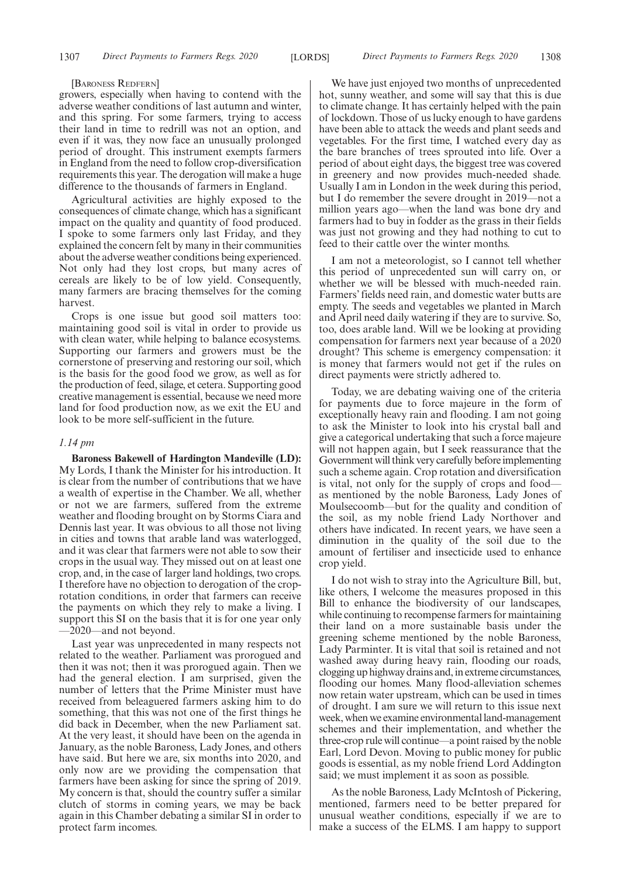[BARONESS REDFERN]

growers, especially when having to contend with the adverse weather conditions of last autumn and winter, and this spring. For some farmers, trying to access their land in time to redrill was not an option, and even if it was, they now face an unusually prolonged period of drought. This instrument exempts farmers in England from the need to follow crop-diversification requirements this year. The derogation will make a huge difference to the thousands of farmers in England.

Agricultural activities are highly exposed to the consequences of climate change, which has a significant impact on the quality and quantity of food produced. I spoke to some farmers only last Friday, and they explained the concern felt by many in their communities about the adverse weather conditions being experienced. Not only had they lost crops, but many acres of cereals are likely to be of low yield. Consequently, many farmers are bracing themselves for the coming harvest.

Crops is one issue but good soil matters too: maintaining good soil is vital in order to provide us with clean water, while helping to balance ecosystems. Supporting our farmers and growers must be the cornerstone of preserving and restoring our soil, which is the basis for the good food we grow, as well as for the production of feed, silage, et cetera. Supporting good creative management is essential, because we need more land for food production now, as we exit the EU and look to be more self-sufficient in the future.

*1.14 pm*

**Baroness Bakewell of Hardington Mandeville (LD):** My Lords, I thank the Minister for his introduction. It is clear from the number of contributions that we have a wealth of expertise in the Chamber. We all, whether or not we are farmers, suffered from the extreme weather and flooding brought on by Storms Ciara and Dennis last year. It was obvious to all those not living in cities and towns that arable land was waterlogged, and it was clear that farmers were not able to sow their crops in the usual way. They missed out on at least one crop, and, in the case of larger land holdings, two crops. I therefore have no objection to derogation of the crop-rotation conditions, in order that farmers can receive the payments on which they rely to make a living. I support this SI on the basis that it is for one year only —2020—and not beyond.

Last year was unprecedented in many respects not related to the weather. Parliament was prorogued and then it was not; then it was prorogued again. Then we had the general election. I am surprised, given the number of letters that the Prime Minister must have received from beleaguered farmers asking him to do something, that this was not one of the first things he did back in December, when the new Parliament sat. At the very least, it should have been on the agenda in January, as the noble Baroness, Lady Jones, and others have said. But here we are, six months into 2020, and only now are we providing the compensation that farmers have been asking for since the spring of 2019. My concern is that, should the country suffer a similar clutch of storms in coming years, we may be back again in this Chamber debating a similar SI in order to protect farm incomes.

We have just enjoyed two months of unprecedented hot, sunny weather, and some will say that this is due to climate change. It has certainly helped with the pain of lockdown. Those of us lucky enough to have gardens have been able to attack the weeds and plant seeds and vegetables. For the first time, I watched every day as the bare branches of trees sprouted into life. Over a period of about eight days, the biggest tree was covered in greenery and now provides much-needed shade. Usually I am in London in the week during this period, but I do remember the severe drought in 2019—not a million years ago—when the land was bone dry and farmers had to buy in fodder as the grass in their fields was just not growing and they had nothing to cut to feed to their cattle over the winter months.

I am not a meteorologist, so I cannot tell whether this period of unprecedented sun will carry on, or whether we will be blessed with much-needed rain. Farmers' fields need rain, and domestic water butts are empty. The seeds and vegetables we planted in March and April need daily watering if they are to survive. So, too, does arable land. Will we be looking at providing compensation for farmers next year because of a 2020 drought? This scheme is emergency compensation: it is money that farmers would not get if the rules on direct payments were strictly adhered to.

Today, we are debating waiving one of the criteria for payments due to force majeure in the form of exceptionally heavy rain and flooding. I am not going to ask the Minister to look into his crystal ball and give a categorical undertaking that such a force majeure will not happen again, but I seek reassurance that the Government will think very carefully before implementing such a scheme again. Crop rotation and diversification is vital, not only for the supply of crops and food— as mentioned by the noble Baroness, Lady Jones of Moulsecoomb—but for the quality and condition of the soil, as my noble friend Lady Northover and others have indicated. In recent years, we have seen a diminution in the quality of the soil due to the amount of fertiliser and insecticide used to enhance crop yield.

I do not wish to stray into the Agriculture Bill, but, like others, I welcome the measures proposed in this Bill to enhance the biodiversity of our landscapes, while continuing to recompense farmers for maintaining their land on a more sustainable basis under the greening scheme mentioned by the noble Baroness, Lady Parminter. It is vital that soil is retained and not washed away during heavy rain, flooding our roads, clogging up highway drains and, in extreme circumstances, flooding our homes. Many flood-alleviation schemes now retain water upstream, which can be used in times of drought. I am sure we will return to this issue next week, when we examine environmental land-management schemes and their implementation, and whether the three-crop rule will continue—a point raised by the noble Earl, Lord Devon. Moving to public money for public goods is essential, as my noble friend Lord Addington said; we must implement it as soon as possible.

As the noble Baroness, Lady McIntosh of Pickering, mentioned, farmers need to be better prepared for unusual weather conditions, especially if we are to make a success of the ELMS. I am happy to support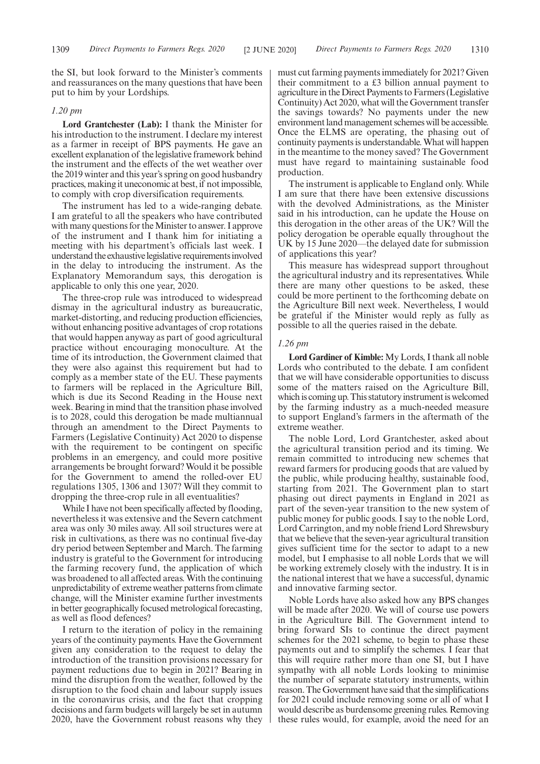the SI, but look forward to the Minister's comments and reassurances on the many questions that have been put to him by your Lordships.

*1.20 pm*

**Lord Grantchester (Lab):** I thank the Minister for his introduction to the instrument. I declare my interest as a farmer in receipt of BPS payments. He gave an excellent explanation of the legislative framework behind the instrument and the effects of the wet weather over the 2019 winter and this year's spring on good husbandry practices, making it uneconomic at best, if not impossible, to comply with crop diversification requirements.

The instrument has led to a wide-ranging debate. I am grateful to all the speakers who have contributed with many questions for the Minister to answer. I approve of the instrument and I thank him for initiating a meeting with his department's officials last week. I understand the exhaustive legislative requirements involved in the delay to introducing the instrument. As the Explanatory Memorandum says, this derogation is applicable to only this one year, 2020.

The three-crop rule was introduced to widespread dismay in the agricultural industry as bureaucratic, market-distorting, and reducing production efficiencies, without enhancing positive advantages of crop rotations that would happen anyway as part of good agricultural practice without encouraging monoculture. At the time of its introduction, the Government claimed that they were also against this requirement but had to comply as a member state of the EU. These payments to farmers will be replaced in the Agriculture Bill, which is due its Second Reading in the House next week. Bearing in mind that the transition phase involved is to 2028, could this derogation be made multiannual through an amendment to the Direct Payments to Farmers (Legislative Continuity) Act 2020 to dispense with the requirement to be contingent on specific problems in an emergency, and could more positive arrangements be brought forward? Would it be possible for the Government to amend the rolled-over EU regulations 1305, 1306 and 1307? Will they commit to dropping the three-crop rule in all eventualities?

While I have not been specifically affected by flooding, nevertheless it was extensive and the Severn catchment area was only 30 miles away. All soil structures were at risk in cultivations, as there was no continual five-day dry period between September and March. The farming industry is grateful to the Government for introducing the farming recovery fund, the application of which was broadened to all affected areas. With the continuing unpredictability of extreme weather patterns from climate change, will the Minister examine further investments in better geographically focused metrological forecasting, as well as flood defences?

I return to the iteration of policy in the remaining years of the continuity payments. Have the Government given any consideration to the request to delay the introduction of the transition provisions necessary for payment reductions due to begin in 2021? Bearing in mind the disruption from the weather, followed by the disruption to the food chain and labour supply issues in the coronavirus crisis, and the fact that cropping decisions and farm budgets will largely be set in autumn 2020, have the Government robust reasons why they must cut farming payments immediately for 2021? Given their commitment to a £3 billion annual payment to agriculture in the Direct Payments to Farmers (Legislative Continuity) Act 2020, what will the Government transfer the savings towards? No payments under the new environment land management schemes will be accessible. Once the ELMS are operating, the phasing out of continuity payments is understandable. What will happen in the meantime to the money saved? The Government must have regard to maintaining sustainable food production.

The instrument is applicable to England only. While I am sure that there have been extensive discussions with the devolved Administrations, as the Minister said in his introduction, can he update the House on this derogation in the other areas of the UK? Will the policy derogation be operable equally throughout the UK by 15 June 2020—the delayed date for submission of applications this year?

This measure has widespread support throughout the agricultural industry and its representatives. While there are many other questions to be asked, these could be more pertinent to the forthcoming debate on the Agriculture Bill next week. Nevertheless, I would be grateful if the Minister would reply as fully as possible to all the queries raised in the debate.

*1.26 pm*

**Lord Gardiner of Kimble:** My Lords, I thank all noble Lords who contributed to the debate. I am confident that we will have considerable opportunities to discuss some of the matters raised on the Agriculture Bill, which is coming up. This statutory instrument is welcomed by the farming industry as a much-needed measure to support England's farmers in the aftermath of the extreme weather.

The noble Lord, Lord Grantchester, asked about the agricultural transition period and its timing. We remain committed to introducing new schemes that reward farmers for producing goods that are valued by the public, while producing healthy, sustainable food, starting from 2021. The Government plan to start phasing out direct payments in England in 2021 as part of the seven-year transition to the new system of public money for public goods. I say to the noble Lord, Lord Carrington, and my noble friend Lord Shrewsbury that we believe that the seven-year agricultural transition gives sufficient time for the sector to adapt to a new model, but I emphasise to all noble Lords that we will be working extremely closely with the industry. It is in the national interest that we have a successful, dynamic and innovative farming sector.

Noble Lords have also asked how any BPS changes will be made after 2020. We will of course use powers in the Agriculture Bill. The Government intend to bring forward SIs to continue the direct payment schemes for the 2021 scheme, to begin to phase these payments out and to simplify the schemes. I fear that this will require rather more than one SI, but I have sympathy with all noble Lords looking to minimise the number of separate statutory instruments, within reason. The Government have said that the simplifications for 2021 could include removing some or all of what I would describe as burdensome greening rules. Removing these rules would, for example, avoid the need for an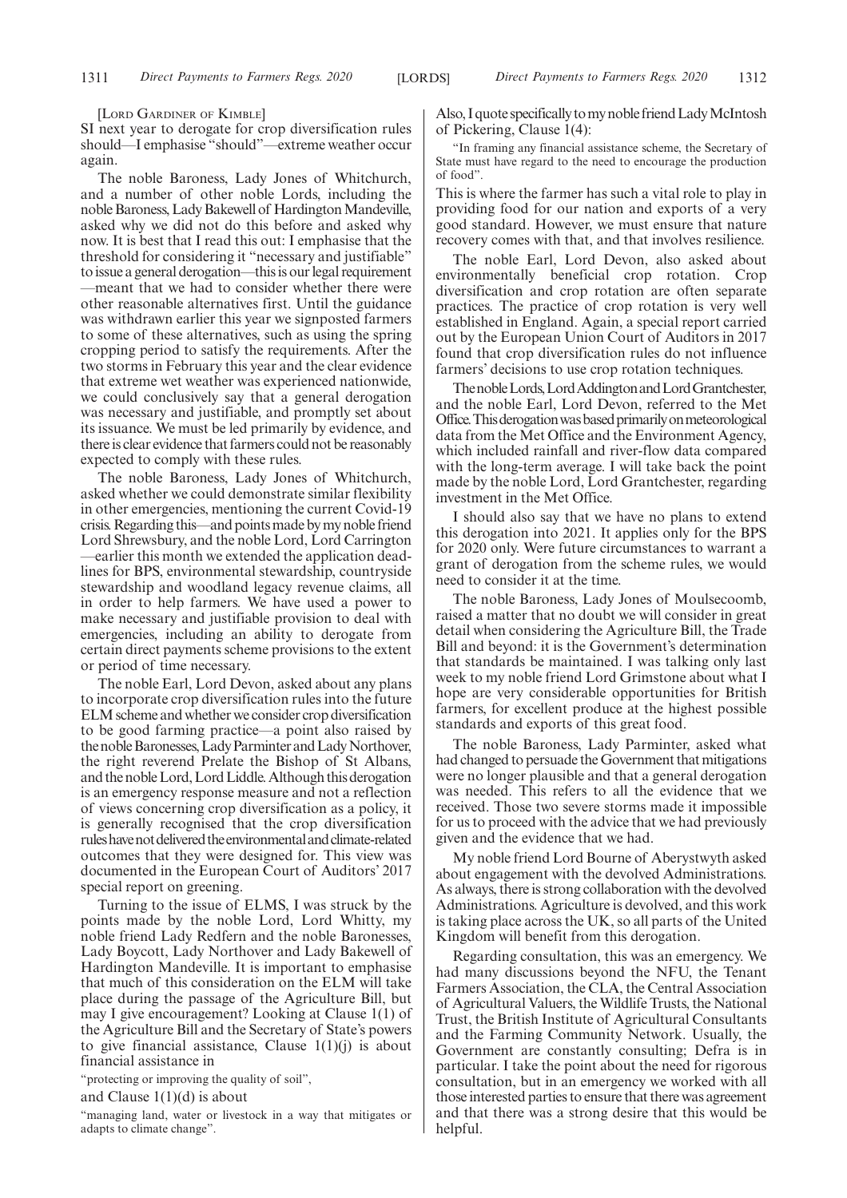[Lord Gardiner of Kimble]

SI next year to derogate for crop diversification rules should—I emphasise "should"—extreme weather occur again.

The noble Baroness, Lady Jones of Whitchurch, and a number of other noble Lords, including the noble Baroness, Lady Bakewell of Hardington Mandeville, asked why we did not do this before and asked why now. It is best that I read this out: I emphasise that the threshold for considering it "necessary and justifiable" to issue a general derogation—this is our legal requirement—meant that we had to consider whether there were other reasonable alternatives first. Until the guidance was withdrawn earlier this year we signposted farmers to some of these alternatives, such as using the spring cropping period to satisfy the requirements. After the two storms in February this year and the clear evidence that extreme wet weather was experienced nationwide, we could conclusively say that a general derogation was necessary and justifiable, and promptly set about its issuance. We must be led primarily by evidence, and there is clear evidence that farmers could not be reasonably expected to comply with these rules.

The noble Baroness, Lady Jones of Whitchurch, asked whether we could demonstrate similar flexibility in other emergencies, mentioning the current Covid-19 crisis. Regarding this—and points made by my noble friend Lord Shrewsbury, and the noble Lord, Lord Carrington—earlier this month we extended the application deadlines for BPS, environmental stewardship, countryside stewardship and woodland legacy revenue claims, all in order to help farmers. We have used a power to make necessary and justifiable provision to deal with emergencies, including an ability to derogate from certain direct payments scheme provisions to the extent or period of time necessary.

The noble Earl, Lord Devon, asked about any plans to incorporate crop diversification rules into the future ELM scheme and whether we consider crop diversification to be good farming practice—a point also raised by the noble Baronesses, Lady Parminter and Lady Northover, the right reverend Prelate the Bishop of St Albans, and the noble Lord, Lord Liddle. Although this derogation is an emergency response measure and not a reflection of views concerning crop diversification as a policy, it is generally recognised that the crop diversification rules have not delivered the environmental and climate-related outcomes that they were designed for. This view was documented in the European Court of Auditors' 2017 special report on greening.

Turning to the issue of ELMS, I was struck by the points made by the noble Lord, Lord Whitty, my noble friend Lady Redfern and the noble Baronesses, Lady Boycott, Lady Northover and Lady Bakewell of Hardington Mandeville. It is important to emphasise that much of this consideration on the ELM will take place during the passage of the Agriculture Bill, but may I give encouragement? Looking at Clause 1(1) of the Agriculture Bill and the Secretary of State's powers to give financial assistance, Clause 1(1)(j) is about financial assistance in

"protecting or improving the quality of soil",

and Clause 1(1)(d) is about

"managing land, water or livestock in a way that mitigates or adapts to climate change".

Also, I quote specifically to my noble friend Lady McIntosh of Pickering, Clause 1(4):

"In framing any financial assistance scheme, the Secretary of State must have regard to the need to encourage the production of food".

This is where the farmer has such a vital role to play in providing food for our nation and exports of a very good standard. However, we must ensure that nature recovery comes with that, and that involves resilience.

The noble Earl, Lord Devon, also asked about environmentally beneficial crop rotation. Crop diversification and crop rotation are often separate practices. The practice of crop rotation is very well established in England. Again, a special report carried out by the European Union Court of Auditors in 2017 found that crop diversification rules do not influence farmers' decisions to use crop rotation techniques.

The noble Lords, Lord Addington and Lord Grantchester, and the noble Earl, Lord Devon, referred to the Met Office. This derogation was based primarily on meteorological data from the Met Office and the Environment Agency, which included rainfall and river-flow data compared with the long-term average. I will take back the point made by the noble Lord, Lord Grantchester, regarding investment in the Met Office.

I should also say that we have no plans to extend this derogation into 2021. It applies only for the BPS for 2020 only. Were future circumstances to warrant a grant of derogation from the scheme rules, we would need to consider it at the time.

The noble Baroness, Lady Jones of Moulsecoomb, raised a matter that no doubt we will consider in great detail when considering the Agriculture Bill, the Trade Bill and beyond: it is the Government's determination that standards be maintained. I was talking only last week to my noble friend Lord Grimstone about what I hope are very considerable opportunities for British farmers, for excellent produce at the highest possible standards and exports of this great food.

The noble Baroness, Lady Parminter, asked what had changed to persuade the Government that mitigations were no longer plausible and that a general derogation was needed. This refers to all the evidence that we received. Those two severe storms made it impossible for us to proceed with the advice that we had previously given and the evidence that we had.

My noble friend Lord Bourne of Aberystwyth asked about engagement with the devolved Administrations. As always, there is strong collaboration with the devolved Administrations. Agriculture is devolved, and this work is taking place across the UK, so all parts of the United Kingdom will benefit from this derogation.

Regarding consultation, this was an emergency. We had many discussions beyond the NFU, the Tenant Farmers Association, the CLA, the Central Association of Agricultural Valuers, the Wildlife Trusts, the National Trust, the British Institute of Agricultural Consultants and the Farming Community Network. Usually, the Government are constantly consulting; Defra is in particular. I take the point about the need for rigorous consultation, but in an emergency we worked with all those interested parties to ensure that there was agreement and that there was a strong desire that this would be helpful.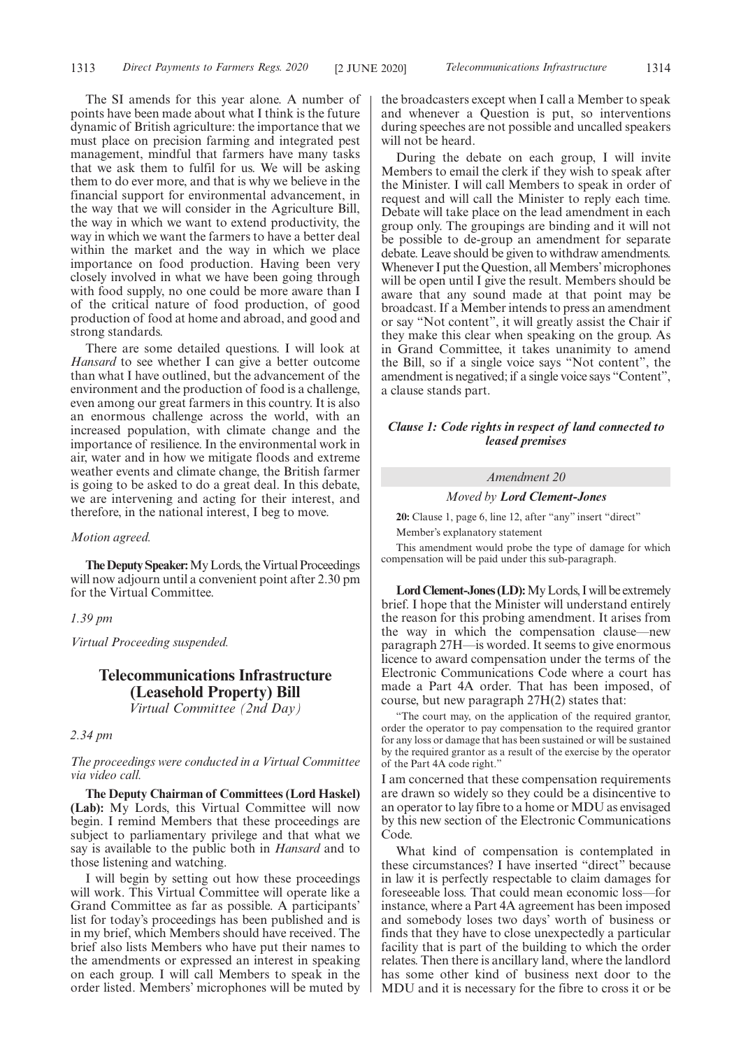The SI amends for this year alone. A number of points have been made about what I think is the future dynamic of British agriculture: the importance that we must place on precision farming and integrated pest management, mindful that farmers have many tasks that we ask them to fulfil for us. We will be asking them to do ever more, and that is why we believe in the financial support for environmental advancement, in the way that we will consider in the Agriculture Bill, the way in which we want to extend productivity, the way in which we want the farmers to have a better deal within the market and the way in which we place importance on food production. Having been very closely involved in what we have been going through with food supply, no one could be more aware than I of the critical nature of food production, of good production of food at home and abroad, and good and strong standards.

There are some detailed questions. I will look at *Hansard* to see whether I can give a better outcome than what I have outlined, but the advancement of the environment and the production of food is a challenge, even among our great farmers in this country. It is also an enormous challenge across the world, with an increased population, with climate change and the importance of resilience. In the environmental work in air, water and in how we mitigate floods and extreme weather events and climate change, the British farmer is going to be asked to do a great deal. In this debate, we are intervening and acting for their interest, and therefore, in the national interest, I beg to move.

*Motion agreed.*

**The Deputy Speaker:** My Lords, the Virtual Proceedings will now adjourn until a convenient point after 2.30 pm for the Virtual Committee.

*1.39 pm*

*Virtual Proceeding suspended.*

## Telecommunications Infrastructure (Leasehold Property) Bill
*Virtual Committee (2nd Day)*

*2.34 pm*

*The proceedings were conducted in a Virtual Committee via video call.*

**The Deputy Chairman of Committees (Lord Haskel) (Lab):** My Lords, this Virtual Committee will now begin. I remind Members that these proceedings are subject to parliamentary privilege and that what we say is available to the public both in *Hansard* and to those listening and watching.

I will begin by setting out how these proceedings will work. This Virtual Committee will operate like a Grand Committee as far as possible. A participants' list for today's proceedings has been published and is in my brief, which Members should have received. The brief also lists Members who have put their names to the amendments or expressed an interest in speaking on each group. I will call Members to speak in the order listed. Members' microphones will be muted by the broadcasters except when I call a Member to speak and whenever a Question is put, so interventions during speeches are not possible and uncalled speakers will not be heard.

During the debate on each group, I will invite Members to email the clerk if they wish to speak after the Minister. I will call Members to speak in order of request and will call the Minister to reply each time. Debate will take place on the lead amendment in each group only. The groupings are binding and it will not be possible to de-group an amendment for separate debate. Leave should be given to withdraw amendments. Whenever I put the Question, all Members' microphones will be open until I give the result. Members should be aware that any sound made at that point may be broadcast. If a Member intends to press an amendment or say "Not content", it will greatly assist the Chair if they make this clear when speaking on the group. As in Grand Committee, it takes unanimity to amend the Bill, so if a single voice says "Not content", the amendment is negatived; if a single voice says "Content", a clause stands part.

### *Clause 1: Code rights in respect of land connected to leased premises*

*Amendment 20*

*Moved by* ***Lord Clement-Jones***

**20:** Clause 1, page 6, line 12, after "any" insert "direct"

Member's explanatory statement

This amendment would probe the type of damage for which compensation will be paid under this sub-paragraph.

**Lord Clement-Jones (LD):** My Lords, I will be extremely brief. I hope that the Minister will understand entirely the reason for this probing amendment. It arises from the way in which the compensation clause—new paragraph 27H—is worded. It seems to give enormous licence to award compensation under the terms of the Electronic Communications Code where a court has made a Part 4A order. That has been imposed, of course, but new paragraph 27H(2) states that:

"The court may, on the application of the required grantor, order the operator to pay compensation to the required grantor for any loss or damage that has been sustained or will be sustained by the required grantor as a result of the exercise by the operator of the Part 4A code right."

I am concerned that these compensation requirements are drawn so widely so they could be a disincentive to an operator to lay fibre to a home or MDU as envisaged by this new section of the Electronic Communications Code.

What kind of compensation is contemplated in these circumstances? I have inserted "direct" because in law it is perfectly respectable to claim damages for foreseeable loss. That could mean economic loss—for instance, where a Part 4A agreement has been imposed and somebody loses two days' worth of business or finds that they have to close unexpectedly a particular facility that is part of the building to which the order relates. Then there is ancillary land, where the landlord has some other kind of business next door to the MDU and it is necessary for the fibre to cross it or be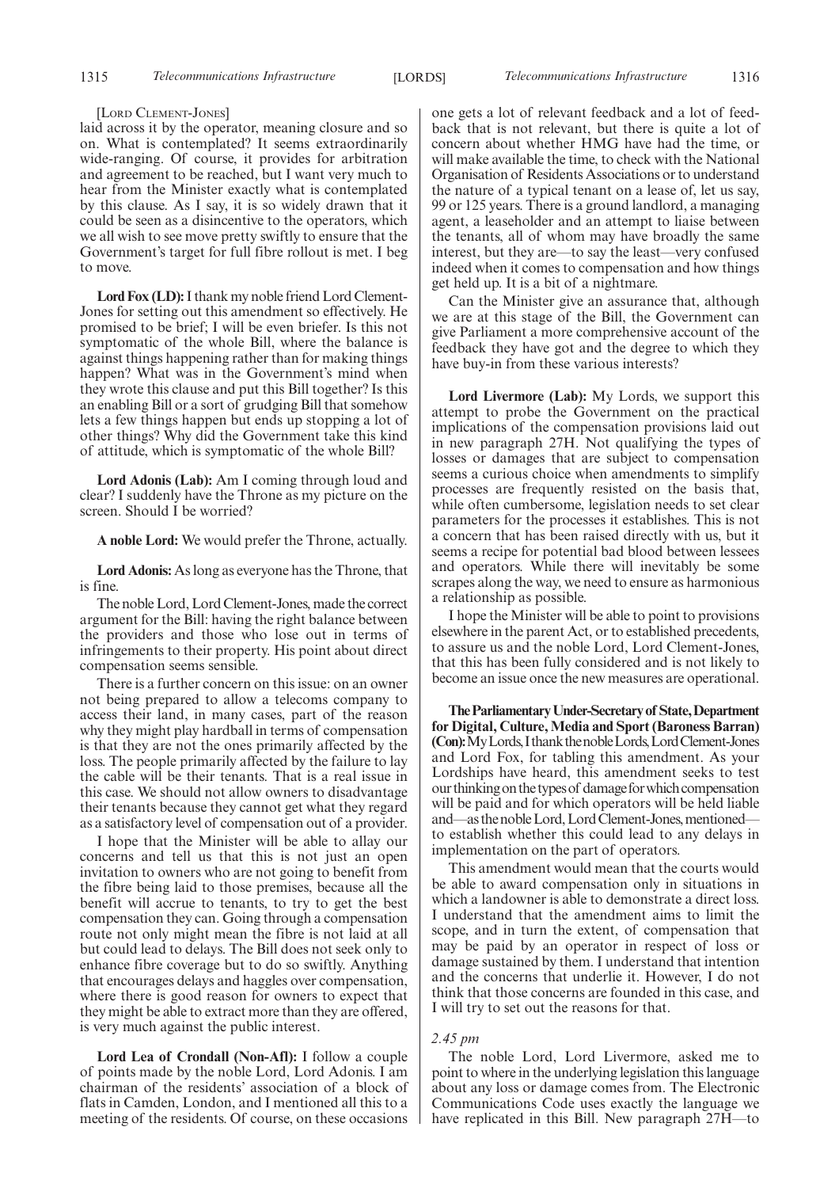[Lord Clement-Jones]

laid across it by the operator, meaning closure and so on. What is contemplated? It seems extraordinarily wide-ranging. Of course, it provides for arbitration and agreement to be reached, but I want very much to hear from the Minister exactly what is contemplated by this clause. As I say, it is so widely drawn that it could be seen as a disincentive to the operators, which we all wish to see move pretty swiftly to ensure that the Government's target for full fibre rollout is met. I beg to move.

**Lord Fox (LD):** I thank my noble friend Lord Clement-Jones for setting out this amendment so effectively. He promised to be brief; I will be even briefer. Is this not symptomatic of the whole Bill, where the balance is against things happening rather than for making things happen? What was in the Government's mind when they wrote this clause and put this Bill together? Is this an enabling Bill or a sort of grudging Bill that somehow lets a few things happen but ends up stopping a lot of other things? Why did the Government take this kind of attitude, which is symptomatic of the whole Bill?

**Lord Adonis (Lab):** Am I coming through loud and clear? I suddenly have the Throne as my picture on the screen. Should I be worried?

**A noble Lord:** We would prefer the Throne, actually.

**Lord Adonis:** As long as everyone has the Throne, that is fine.

The noble Lord, Lord Clement-Jones, made the correct argument for the Bill: having the right balance between the providers and those who lose out in terms of infringements to their property. His point about direct compensation seems sensible.

There is a further concern on this issue: on an owner not being prepared to allow a telecoms company to access their land, in many cases, part of the reason why they might play hardball in terms of compensation is that they are not the ones primarily affected by the loss. The people primarily affected by the failure to lay the cable will be their tenants. That is a real issue in this case. We should not allow owners to disadvantage their tenants because they cannot get what they regard as a satisfactory level of compensation out of a provider.

I hope that the Minister will be able to allay our concerns and tell us that this is not just an open invitation to owners who are not going to benefit from the fibre being laid to those premises, because all the benefit will accrue to tenants, to try to get the best compensation they can. Going through a compensation route not only might mean the fibre is not laid at all but could lead to delays. The Bill does not seek only to enhance fibre coverage but to do so swiftly. Anything that encourages delays and haggles over compensation, where there is good reason for owners to expect that they might be able to extract more than they are offered, is very much against the public interest.

**Lord Lea of Crondall (Non-Afl):** I follow a couple of points made by the noble Lord, Lord Adonis. I am chairman of the residents' association of a block of flats in Camden, London, and I mentioned all this to a meeting of the residents. Of course, on these occasions one gets a lot of relevant feedback and a lot of feedback that is not relevant, but there is quite a lot of concern about whether HMG have had the time, or will make available the time, to check with the National Organisation of Residents Associations or to understand the nature of a typical tenant on a lease of, let us say, 99 or 125 years. There is a ground landlord, a managing agent, a leaseholder and an attempt to liaise between the tenants, all of whom may have broadly the same interest, but they are—to say the least—very confused indeed when it comes to compensation and how things get held up. It is a bit of a nightmare.

Can the Minister give an assurance that, although we are at this stage of the Bill, the Government can give Parliament a more comprehensive account of the feedback they have got and the degree to which they have buy-in from these various interests?

**Lord Livermore (Lab):** My Lords, we support this attempt to probe the Government on the practical implications of the compensation provisions laid out in new paragraph 27H. Not qualifying the types of losses or damages that are subject to compensation seems a curious choice when amendments to simplify processes are frequently resisted on the basis that, while often cumbersome, legislation needs to set clear parameters for the processes it establishes. This is not a concern that has been raised directly with us, but it seems a recipe for potential bad blood between lessees and operators. While there will inevitably be some scrapes along the way, we need to ensure as harmonious a relationship as possible.

I hope the Minister will be able to point to provisions elsewhere in the parent Act, or to established precedents, to assure us and the noble Lord, Lord Clement-Jones, that this has been fully considered and is not likely to become an issue once the new measures are operational.

**The Parliamentary Under-Secretary of State, Department for Digital, Culture, Media and Sport (Baroness Barran) (Con):** My Lords, I thank the noble Lords, Lord Clement-Jones and Lord Fox, for tabling this amendment. As your Lordships have heard, this amendment seeks to test our thinking on the types of damage for which compensation will be paid and for which operators will be held liable and—as the noble Lord, Lord Clement-Jones, mentioned—to establish whether this could lead to any delays in implementation on the part of operators.

This amendment would mean that the courts would be able to award compensation only in situations in which a landowner is able to demonstrate a direct loss. I understand that the amendment aims to limit the scope, and in turn the extent, of compensation that may be paid by an operator in respect of loss or damage sustained by them. I understand that intention and the concerns that underlie it. However, I do not think that those concerns are founded in this case, and I will try to set out the reasons for that.

*2.45 pm*

The noble Lord, Lord Livermore, asked me to point to where in the underlying legislation this language about any loss or damage comes from. The Electronic Communications Code uses exactly the language we have replicated in this Bill. New paragraph 27H—to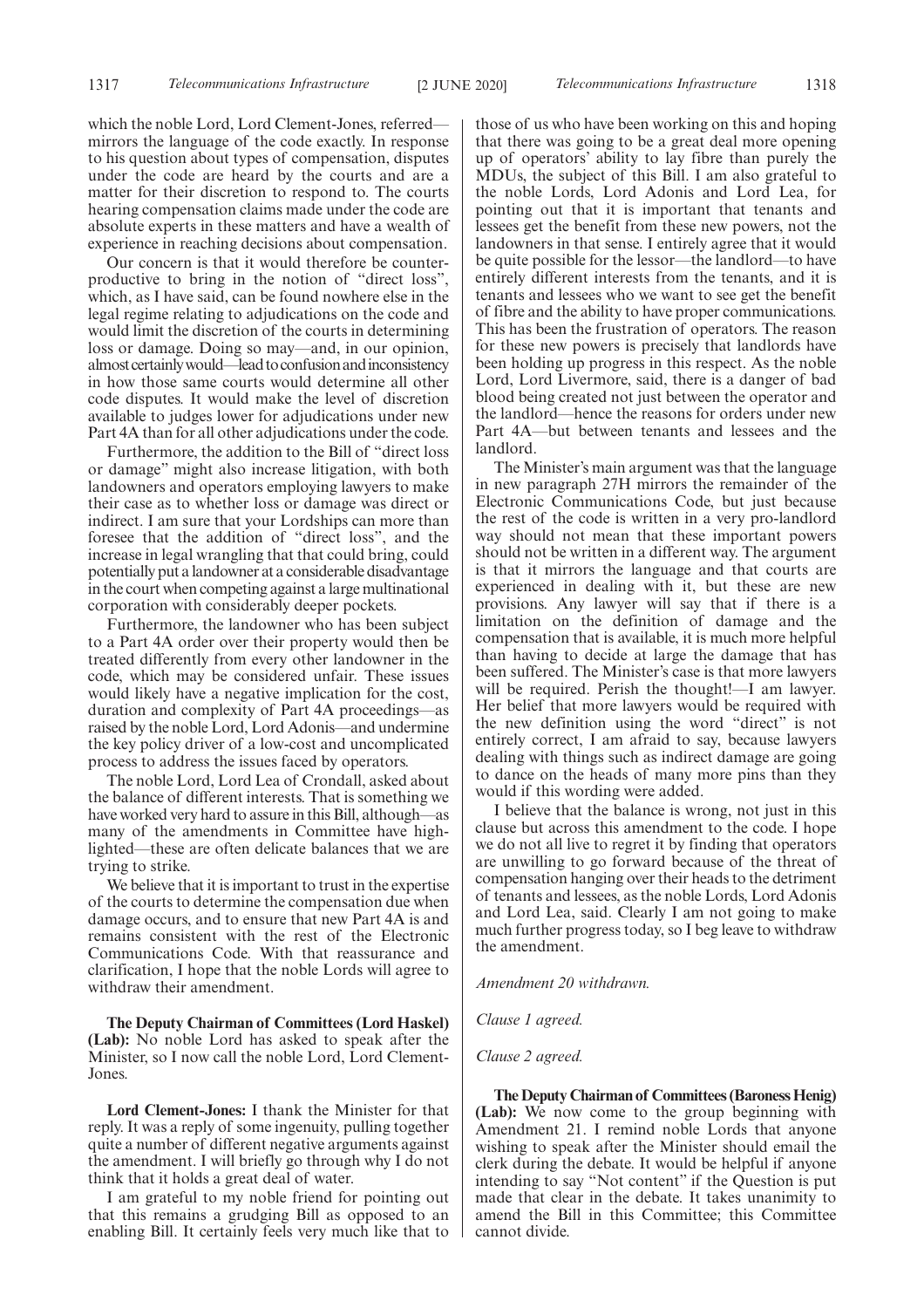which the noble Lord, Lord Clement-Jones, referred—mirrors the language of the code exactly. In response to his question about types of compensation, disputes under the code are heard by the courts and are a matter for their discretion to respond to. The courts hearing compensation claims made under the code are absolute experts in these matters and have a wealth of experience in reaching decisions about compensation.

Our concern is that it would therefore be counterproductive to bring in the notion of "direct loss", which, as I have said, can be found nowhere else in the legal regime relating to adjudications on the code and would limit the discretion of the courts in determining loss or damage. Doing so may—and, in our opinion, almost certainly would—lead to confusion and inconsistency in how those same courts would determine all other code disputes. It would make the level of discretion available to judges lower for adjudications under new Part 4A than for all other adjudications under the code.

Furthermore, the addition to the Bill of "direct loss or damage" might also increase litigation, with both landowners and operators employing lawyers to make their case as to whether loss or damage was direct or indirect. I am sure that your Lordships can more than foresee that the addition of "direct loss", and the increase in legal wrangling that that could bring, could potentially put a landowner at a considerable disadvantage in the court when competing against a large multinational corporation with considerably deeper pockets.

Furthermore, the landowner who has been subject to a Part 4A order over their property would then be treated differently from every other landowner in the code, which may be considered unfair. These issues would likely have a negative implication for the cost, duration and complexity of Part 4A proceedings—as raised by the noble Lord, Lord Adonis—and undermine the key policy driver of a low-cost and uncomplicated process to address the issues faced by operators.

The noble Lord, Lord Lea of Crondall, asked about the balance of different interests. That is something we have worked very hard to assure in this Bill, although—as many of the amendments in Committee have highlighted—these are often delicate balances that we are trying to strike.

We believe that it is important to trust in the expertise of the courts to determine the compensation due when damage occurs, and to ensure that new Part 4A is and remains consistent with the rest of the Electronic Communications Code. With that reassurance and clarification, I hope that the noble Lords will agree to withdraw their amendment.

**The Deputy Chairman of Committees (Lord Haskel) (Lab):** No noble Lord has asked to speak after the Minister, so I now call the noble Lord, Lord Clement-Jones.

**Lord Clement-Jones:** I thank the Minister for that reply. It was a reply of some ingenuity, pulling together quite a number of different negative arguments against the amendment. I will briefly go through why I do not think that it holds a great deal of water.

I am grateful to my noble friend for pointing out that this remains a grudging Bill as opposed to an enabling Bill. It certainly feels very much like that to those of us who have been working on this and hoping that there was going to be a great deal more opening up of operators' ability to lay fibre than purely the MDUs, the subject of this Bill. I am also grateful to the noble Lords, Lord Adonis and Lord Lea, for pointing out that it is important that tenants and lessees get the benefit from these new powers, not the landowners in that sense. I entirely agree that it would be quite possible for the lessor—the landlord—to have entirely different interests from the tenants, and it is tenants and lessees who we want to see get the benefit of fibre and the ability to have proper communications. This has been the frustration of operators. The reason for these new powers is precisely that landlords have been holding up progress in this respect. As the noble Lord, Lord Livermore, said, there is a danger of bad blood being created not just between the operator and the landlord—hence the reasons for orders under new Part 4A—but between tenants and lessees and the landlord.

The Minister's main argument was that the language in new paragraph 27H mirrors the remainder of the Electronic Communications Code, but just because the rest of the code is written in a very pro-landlord way should not mean that these important powers should not be written in a different way. The argument is that it mirrors the language and that courts are experienced in dealing with it, but these are new provisions. Any lawyer will say that if there is a limitation on the definition of damage and the compensation that is available, it is much more helpful than having to decide at large the damage that has been suffered. The Minister's case is that more lawyers will be required. Perish the thought!—I am lawyer. Her belief that more lawyers would be required with the new definition using the word "direct" is not entirely correct, I am afraid to say, because lawyers dealing with things such as indirect damage are going to dance on the heads of many more pins than they would if this wording were added.

I believe that the balance is wrong, not just in this clause but across this amendment to the code. I hope we do not all live to regret it by finding that operators are unwilling to go forward because of the threat of compensation hanging over their heads to the detriment of tenants and lessees, as the noble Lords, Lord Adonis and Lord Lea, said. Clearly I am not going to make much further progress today, so I beg leave to withdraw the amendment.

*Amendment 20 withdrawn.*

*Clause 1 agreed.*

*Clause 2 agreed.*

**The Deputy Chairman of Committees (Baroness Henig) (Lab):** We now come to the group beginning with Amendment 21. I remind noble Lords that anyone wishing to speak after the Minister should email the clerk during the debate. It would be helpful if anyone intending to say "Not content" if the Question is put made that clear in the debate. It takes unanimity to amend the Bill in this Committee; this Committee cannot divide.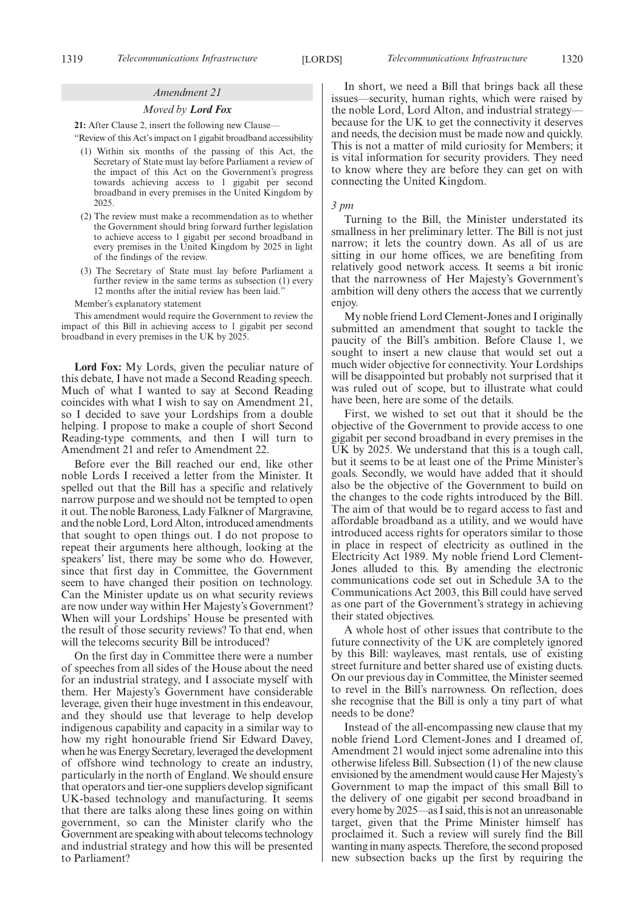*Amendment 21*

*Moved by* ***Lord Fox***

**21:** After Clause 2, insert the following new Clause—

"Review of this Act's impact on 1 gigabit broadband accessibility

(1) Within six months of the passing of this Act, the Secretary of State must lay before Parliament a review of the impact of this Act on the Government's progress towards achieving access to 1 gigabit per second broadband in every premises in the United Kingdom by 2025.

(2) The review must make a recommendation as to whether the Government should bring forward further legislation to achieve access to 1 gigabit per second broadband in every premises in the United Kingdom by 2025 in light of the findings of the review.

(3) The Secretary of State must lay before Parliament a further review in the same terms as subsection (1) every 12 months after the initial review has been laid."

Member's explanatory statement

This amendment would require the Government to review the impact of this Bill in achieving access to 1 gigabit per second broadband in every premises in the UK by 2025.

**Lord Fox:** My Lords, given the peculiar nature of this debate, I have not made a Second Reading speech. Much of what I wanted to say at Second Reading coincides with what I wish to say on Amendment 21, so I decided to save your Lordships from a double helping. I propose to make a couple of short Second Reading-type comments, and then I will turn to Amendment 21 and refer to Amendment 22.

Before ever the Bill reached our end, like other noble Lords I received a letter from the Minister. It spelled out that the Bill has a specific and relatively narrow purpose and we should not be tempted to open it out. The noble Baroness, Lady Falkner of Margravine, and the noble Lord, Lord Alton, introduced amendments that sought to open things out. I do not propose to repeat their arguments here although, looking at the speakers' list, there may be some who do. However, since that first day in Committee, the Government seem to have changed their position on technology. Can the Minister update us on what security reviews are now under way within Her Majesty's Government? When will your Lordships' House be presented with the result of those security reviews? To that end, when will the telecoms security Bill be introduced?

On the first day in Committee there were a number of speeches from all sides of the House about the need for an industrial strategy, and I associate myself with them. Her Majesty's Government have considerable leverage, given their huge investment in this endeavour, and they should use that leverage to help develop indigenous capability and capacity in a similar way to how my right honourable friend Sir Edward Davey, when he was Energy Secretary, leveraged the development of offshore wind technology to create an industry, particularly in the north of England. We should ensure that operators and tier-one suppliers develop significant UK-based technology and manufacturing. It seems that there are talks along these lines going on within government, so can the Minister clarify who the Government are speaking with about telecoms technology and industrial strategy and how this will be presented to Parliament?

In short, we need a Bill that brings back all these issues—security, human rights, which were raised by the noble Lord, Lord Alton, and industrial strategy—because for the UK to get the connectivity it deserves and needs, the decision must be made now and quickly. This is not a matter of mild curiosity for Members; it is vital information for security providers. They need to know where they are before they can get on with connecting the United Kingdom.

*3 pm*

Turning to the Bill, the Minister understated its smallness in her preliminary letter. The Bill is not just narrow; it lets the country down. As all of us are sitting in our home offices, we are benefiting from relatively good network access. It seems a bit ironic that the narrowness of Her Majesty's Government's ambition will deny others the access that we currently enjoy.

My noble friend Lord Clement-Jones and I originally submitted an amendment that sought to tackle the paucity of the Bill's ambition. Before Clause 1, we sought to insert a new clause that would set out a much wider objective for connectivity. Your Lordships will be disappointed but probably not surprised that it was ruled out of scope, but to illustrate what could have been, here are some of the details.

First, we wished to set out that it should be the objective of the Government to provide access to one gigabit per second broadband in every premises in the UK by 2025. We understand that this is a tough call, but it seems to be at least one of the Prime Minister's goals. Secondly, we would have added that it should also be the objective of the Government to build on the changes to the code rights introduced by the Bill. The aim of that would be to regard access to fast and affordable broadband as a utility, and we would have introduced access rights for operators similar to those in place in respect of electricity as outlined in the Electricity Act 1989. My noble friend Lord Clement-Jones alluded to this. By amending the electronic communications code set out in Schedule 3A to the Communications Act 2003, this Bill could have served as one part of the Government's strategy in achieving their stated objectives.

A whole host of other issues that contribute to the future connectivity of the UK are completely ignored by this Bill: wayleaves, mast rentals, use of existing street furniture and better shared use of existing ducts. On our previous day in Committee, the Minister seemed to revel in the Bill's narrowness. On reflection, does she recognise that the Bill is only a tiny part of what needs to be done?

Instead of the all-encompassing new clause that my noble friend Lord Clement-Jones and I dreamed of, Amendment 21 would inject some adrenaline into this otherwise lifeless Bill. Subsection (1) of the new clause envisioned by the amendment would cause Her Majesty's Government to map the impact of this small Bill to the delivery of one gigabit per second broadband in every home by 2025—as I said, this is not an unreasonable target, given that the Prime Minister himself has proclaimed it. Such a review will surely find the Bill wanting in many aspects. Therefore, the second proposed new subsection backs up the first by requiring the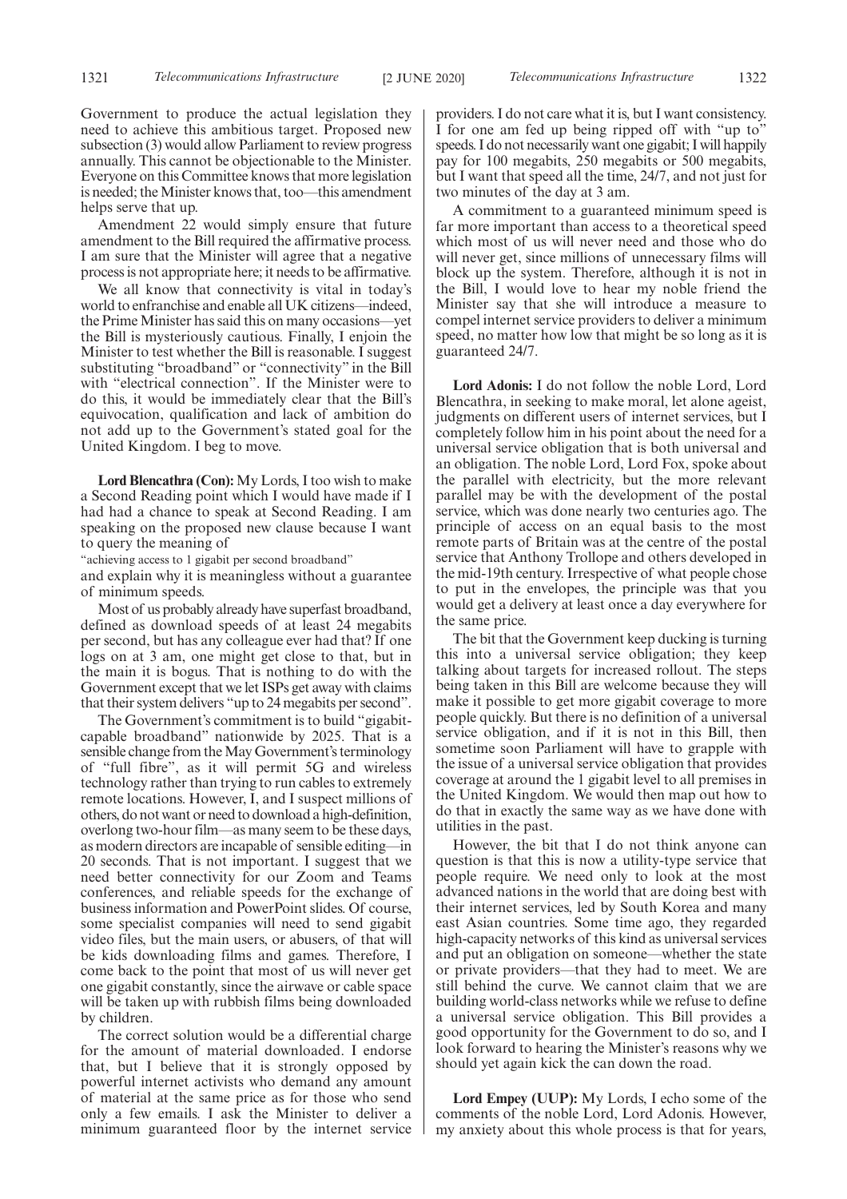Government to produce the actual legislation they need to achieve this ambitious target. Proposed new subsection (3) would allow Parliament to review progress annually. This cannot be objectionable to the Minister. Everyone on this Committee knows that more legislation is needed; the Minister knows that, too—this amendment helps serve that up.

Amendment 22 would simply ensure that future amendment to the Bill required the affirmative process. I am sure that the Minister will agree that a negative process is not appropriate here; it needs to be affirmative.

We all know that connectivity is vital in today's world to enfranchise and enable all UK citizens—indeed, the Prime Minister has said this on many occasions—yet the Bill is mysteriously cautious. Finally, I enjoin the Minister to test whether the Bill is reasonable. I suggest substituting "broadband" or "connectivity" in the Bill with "electrical connection". If the Minister were to do this, it would be immediately clear that the Bill's equivocation, qualification and lack of ambition do not add up to the Government's stated goal for the United Kingdom. I beg to move.

**Lord Blencathra (Con):** My Lords, I too wish to make a Second Reading point which I would have made if I had had a chance to speak at Second Reading. I am speaking on the proposed new clause because I want to query the meaning of

"achieving access to 1 gigabit per second broadband"

and explain why it is meaningless without a guarantee of minimum speeds.

Most of us probably already have superfast broadband, defined as download speeds of at least 24 megabits per second, but has any colleague ever had that? If one logs on at 3 am, one might get close to that, but in the main it is bogus. That is nothing to do with the Government except that we let ISPs get away with claims that their system delivers "up to 24 megabits per second".

The Government's commitment is to build "gigabit-capable broadband" nationwide by 2025. That is a sensible change from the May Government's terminology of "full fibre", as it will permit 5G and wireless technology rather than trying to run cables to extremely remote locations. However, I, and I suspect millions of others, do not want or need to download a high-definition, overlong two-hour film—as many seem to be these days, as modern directors are incapable of sensible editing—in 20 seconds. That is not important. I suggest that we need better connectivity for our Zoom and Teams conferences, and reliable speeds for the exchange of business information and PowerPoint slides. Of course, some specialist companies will need to send gigabit video files, but the main users, or abusers, of that will be kids downloading films and games. Therefore, I come back to the point that most of us will never get one gigabit constantly, since the airwave or cable space will be taken up with rubbish films being downloaded by children.

The correct solution would be a differential charge for the amount of material downloaded. I endorse that, but I believe that it is strongly opposed by powerful internet activists who demand any amount of material at the same price as for those who send only a few emails. I ask the Minister to deliver a minimum guaranteed floor by the internet service providers. I do not care what it is, but I want consistency. I for one am fed up being ripped off with "up to" speeds. I do not necessarily want one gigabit; I will happily pay for 100 megabits, 250 megabits or 500 megabits, but I want that speed all the time, 24/7, and not just for two minutes of the day at 3 am.

A commitment to a guaranteed minimum speed is far more important than access to a theoretical speed which most of us will never need and those who do will never get, since millions of unnecessary films will block up the system. Therefore, although it is not in the Bill, I would love to hear my noble friend the Minister say that she will introduce a measure to compel internet service providers to deliver a minimum speed, no matter how low that might be so long as it is guaranteed 24/7.

**Lord Adonis:** I do not follow the noble Lord, Lord Blencathra, in seeking to make moral, let alone ageist, judgments on different users of internet services, but I completely follow him in his point about the need for a universal service obligation that is both universal and an obligation. The noble Lord, Lord Fox, spoke about the parallel with electricity, but the more relevant parallel may be with the development of the postal service, which was done nearly two centuries ago. The principle of access on an equal basis to the most remote parts of Britain was at the centre of the postal service that Anthony Trollope and others developed in the mid-19th century. Irrespective of what people chose to put in the envelopes, the principle was that you would get a delivery at least once a day everywhere for the same price.

The bit that the Government keep ducking is turning this into a universal service obligation; they keep talking about targets for increased rollout. The steps being taken in this Bill are welcome because they will make it possible to get more gigabit coverage to more people quickly. But there is no definition of a universal service obligation, and if it is not in this Bill, then sometime soon Parliament will have to grapple with the issue of a universal service obligation that provides coverage at around the 1 gigabit level to all premises in the United Kingdom. We would then map out how to do that in exactly the same way as we have done with utilities in the past.

However, the bit that I do not think anyone can question is that this is now a utility-type service that people require. We need only to look at the most advanced nations in the world that are doing best with their internet services, led by South Korea and many east Asian countries. Some time ago, they regarded high-capacity networks of this kind as universal services and put an obligation on someone—whether the state or private providers—that they had to meet. We are still behind the curve. We cannot claim that we are building world-class networks while we refuse to define a universal service obligation. This Bill provides a good opportunity for the Government to do so, and I look forward to hearing the Minister's reasons why we should yet again kick the can down the road.

**Lord Empey (UUP):** My Lords, I echo some of the comments of the noble Lord, Lord Adonis. However, my anxiety about this whole process is that for years,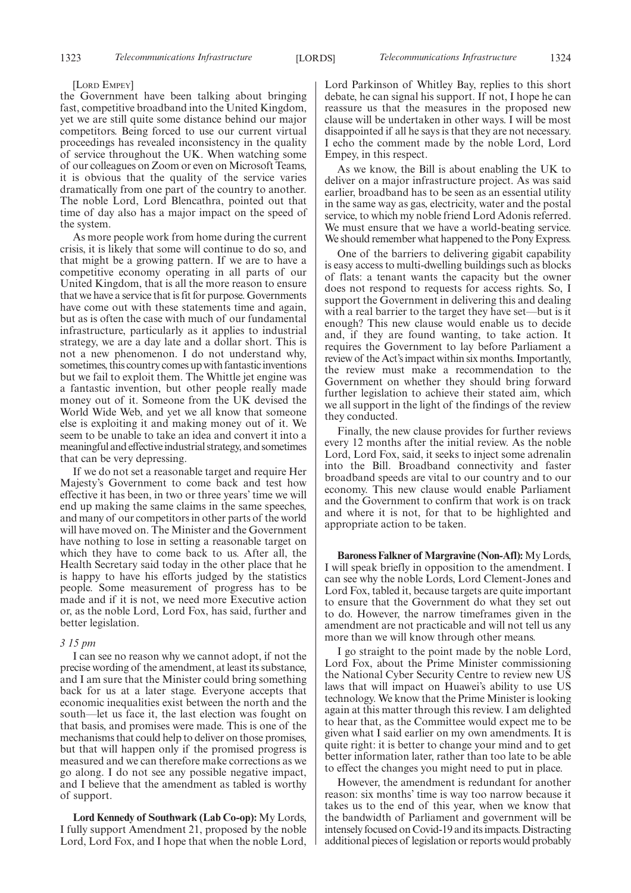[Lord Empey]

the Government have been talking about bringing fast, competitive broadband into the United Kingdom, yet we are still quite some distance behind our major competitors. Being forced to use our current virtual proceedings has revealed inconsistency in the quality of service throughout the UK. When watching some of our colleagues on Zoom or even on Microsoft Teams, it is obvious that the quality of the service varies dramatically from one part of the country to another. The noble Lord, Lord Blencathra, pointed out that time of day also has a major impact on the speed of the system.

As more people work from home during the current crisis, it is likely that some will continue to do so, and that might be a growing pattern. If we are to have a competitive economy operating in all parts of our United Kingdom, that is all the more reason to ensure that we have a service that is fit for purpose. Governments have come out with these statements time and again, but as is often the case with much of our fundamental infrastructure, particularly as it applies to industrial strategy, we are a day late and a dollar short. This is not a new phenomenon. I do not understand why, sometimes, this country comes up with fantastic inventions but we fail to exploit them. The Whittle jet engine was a fantastic invention, but other people really made money out of it. Someone from the UK devised the World Wide Web, and yet we all know that someone else is exploiting it and making money out of it. We seem to be unable to take an idea and convert it into a meaningful and effective industrial strategy, and sometimes that can be very depressing.

If we do not set a reasonable target and require Her Majesty's Government to come back and test how effective it has been, in two or three years' time we will end up making the same claims in the same speeches, and many of our competitors in other parts of the world will have moved on. The Minister and the Government have nothing to lose in setting a reasonable target on which they have to come back to us. After all, the Health Secretary said today in the other place that he is happy to have his efforts judged by the statistics people. Some measurement of progress has to be made and if it is not, we need more Executive action or, as the noble Lord, Lord Fox, has said, further and better legislation.

*3 15 pm*

I can see no reason why we cannot adopt, if not the precise wording of the amendment, at least its substance, and I am sure that the Minister could bring something back for us at a later stage. Everyone accepts that economic inequalities exist between the north and the south—let us face it, the last election was fought on that basis, and promises were made. This is one of the mechanisms that could help to deliver on those promises, but that will happen only if the promised progress is measured and we can therefore make corrections as we go along. I do not see any possible negative impact, and I believe that the amendment as tabled is worthy of support.

**Lord Kennedy of Southwark (Lab Co-op):** My Lords, I fully support Amendment 21, proposed by the noble Lord, Lord Fox, and I hope that when the noble Lord, Lord Parkinson of Whitley Bay, replies to this short debate, he can signal his support. If not, I hope he can reassure us that the measures in the proposed new clause will be undertaken in other ways. I will be most disappointed if all he says is that they are not necessary. I echo the comment made by the noble Lord, Lord Empey, in this respect.

As we know, the Bill is about enabling the UK to deliver on a major infrastructure project. As was said earlier, broadband has to be seen as an essential utility in the same way as gas, electricity, water and the postal service, to which my noble friend Lord Adonis referred. We must ensure that we have a world-beating service. We should remember what happened to the Pony Express.

One of the barriers to delivering gigabit capability is easy access to multi-dwelling buildings such as blocks of flats: a tenant wants the capacity but the owner does not respond to requests for access rights. So, I support the Government in delivering this and dealing with a real barrier to the target they have set—but is it enough? This new clause would enable us to decide and, if they are found wanting, to take action. It requires the Government to lay before Parliament a review of the Act's impact within six months. Importantly, the review must make a recommendation to the Government on whether they should bring forward further legislation to achieve their stated aim, which we all support in the light of the findings of the review they conducted.

Finally, the new clause provides for further reviews every 12 months after the initial review. As the noble Lord, Lord Fox, said, it seeks to inject some adrenalin into the Bill. Broadband connectivity and faster broadband speeds are vital to our country and to our economy. This new clause would enable Parliament and the Government to confirm that work is on track and where it is not, for that to be highlighted and appropriate action to be taken.

**Baroness Falkner of Margravine (Non-Afl):** My Lords, I will speak briefly in opposition to the amendment. I can see why the noble Lords, Lord Clement-Jones and Lord Fox, tabled it, because targets are quite important to ensure that the Government do what they set out to do. However, the narrow timeframes given in the amendment are not practicable and will not tell us any more than we will know through other means.

I go straight to the point made by the noble Lord, Lord Fox, about the Prime Minister commissioning the National Cyber Security Centre to review new US laws that will impact on Huawei's ability to use US technology. We know that the Prime Minister is looking again at this matter through this review. I am delighted to hear that, as the Committee would expect me to be given what I said earlier on my own amendments. It is quite right: it is better to change your mind and to get better information later, rather than too late to be able to effect the changes you might need to put in place.

However, the amendment is redundant for another reason: six months' time is way too narrow because it takes us to the end of this year, when we know that the bandwidth of Parliament and government will be intensely focused on Covid-19 and its impacts. Distracting additional pieces of legislation or reports would probably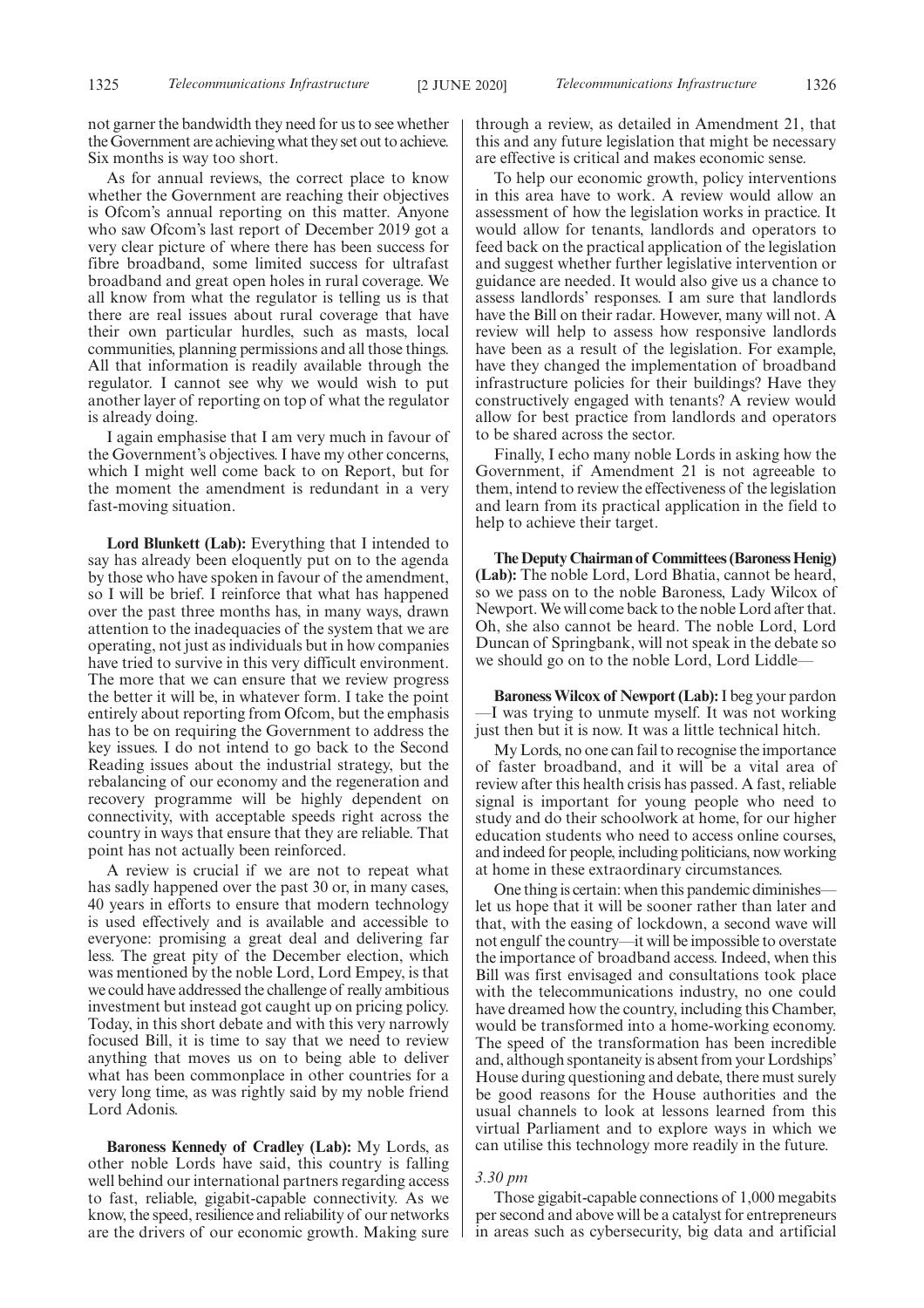not garner the bandwidth they need for us to see whether the Government are achieving what they set out to achieve. Six months is way too short.

As for annual reviews, the correct place to know whether the Government are reaching their objectives is Ofcom's annual reporting on this matter. Anyone who saw Ofcom's last report of December 2019 got a very clear picture of where there has been success for fibre broadband, some limited success for ultrafast broadband and great open holes in rural coverage. We all know from what the regulator is telling us is that there are real issues about rural coverage that have their own particular hurdles, such as masts, local communities, planning permissions and all those things. All that information is readily available through the regulator. I cannot see why we would wish to put another layer of reporting on top of what the regulator is already doing.

I again emphasise that I am very much in favour of the Government's objectives. I have my other concerns, which I might well come back to on Report, but for the moment the amendment is redundant in a very fast-moving situation.

**Lord Blunkett (Lab):** Everything that I intended to say has already been eloquently put on to the agenda by those who have spoken in favour of the amendment, so I will be brief. I reinforce that what has happened over the past three months has, in many ways, drawn attention to the inadequacies of the system that we are operating, not just as individuals but in how companies have tried to survive in this very difficult environment. The more that we can ensure that we review progress the better it will be, in whatever form. I take the point entirely about reporting from Ofcom, but the emphasis has to be on requiring the Government to address the key issues. I do not intend to go back to the Second Reading issues about the industrial strategy, but the rebalancing of our economy and the regeneration and recovery programme will be highly dependent on connectivity, with acceptable speeds right across the country in ways that ensure that they are reliable. That point has not actually been reinforced.

A review is crucial if we are not to repeat what has sadly happened over the past 30 or, in many cases, 40 years in efforts to ensure that modern technology is used effectively and is available and accessible to everyone: promising a great deal and delivering far less. The great pity of the December election, which was mentioned by the noble Lord, Lord Empey, is that we could have addressed the challenge of really ambitious investment but instead got caught up on pricing policy. Today, in this short debate and with this very narrowly focused Bill, it is time to say that we need to review anything that moves us on to being able to deliver what has been commonplace in other countries for a very long time, as was rightly said by my noble friend Lord Adonis.

**Baroness Kennedy of Cradley (Lab):** My Lords, as other noble Lords have said, this country is falling well behind our international partners regarding access to fast, reliable, gigabit-capable connectivity. As we know, the speed, resilience and reliability of our networks are the drivers of our economic growth. Making sure through a review, as detailed in Amendment 21, that this and any future legislation that might be necessary are effective is critical and makes economic sense.

To help our economic growth, policy interventions in this area have to work. A review would allow an assessment of how the legislation works in practice. It would allow for tenants, landlords and operators to feed back on the practical application of the legislation and suggest whether further legislative intervention or guidance are needed. It would also give us a chance to assess landlords' responses. I am sure that landlords have the Bill on their radar. However, many will not. A review will help to assess how responsive landlords have been as a result of the legislation. For example, have they changed the implementation of broadband infrastructure policies for their buildings? Have they constructively engaged with tenants? A review would allow for best practice from landlords and operators to be shared across the sector.

Finally, I echo many noble Lords in asking how the Government, if Amendment 21 is not agreeable to them, intend to review the effectiveness of the legislation and learn from its practical application in the field to help to achieve their target.

**The Deputy Chairman of Committees (Baroness Henig) (Lab):** The noble Lord, Lord Bhatia, cannot be heard, so we pass on to the noble Baroness, Lady Wilcox of Newport. We will come back to the noble Lord after that. Oh, she also cannot be heard. The noble Lord, Lord Duncan of Springbank, will not speak in the debate so we should go on to the noble Lord, Lord Liddle—

**Baroness Wilcox of Newport (Lab):** I beg your pardon—I was trying to unmute myself. It was not working just then but it is now. It was a little technical hitch.

My Lords, no one can fail to recognise the importance of faster broadband, and it will be a vital area of review after this health crisis has passed. A fast, reliable signal is important for young people who need to study and do their schoolwork at home, for our higher education students who need to access online courses, and indeed for people, including politicians, now working at home in these extraordinary circumstances.

One thing is certain: when this pandemic diminishes—let us hope that it will be sooner rather than later and that, with the easing of lockdown, a second wave will not engulf the country—it will be impossible to overstate the importance of broadband access. Indeed, when this Bill was first envisaged and consultations took place with the telecommunications industry, no one could have dreamed how the country, including this Chamber, would be transformed into a home-working economy. The speed of the transformation has been incredible and, although spontaneity is absent from your Lordships' House during questioning and debate, there must surely be good reasons for the House authorities and the usual channels to look at lessons learned from this virtual Parliament and to explore ways in which we can utilise this technology more readily in the future.

*3.30 pm*

Those gigabit-capable connections of 1,000 megabits per second and above will be a catalyst for entrepreneurs in areas such as cybersecurity, big data and artificial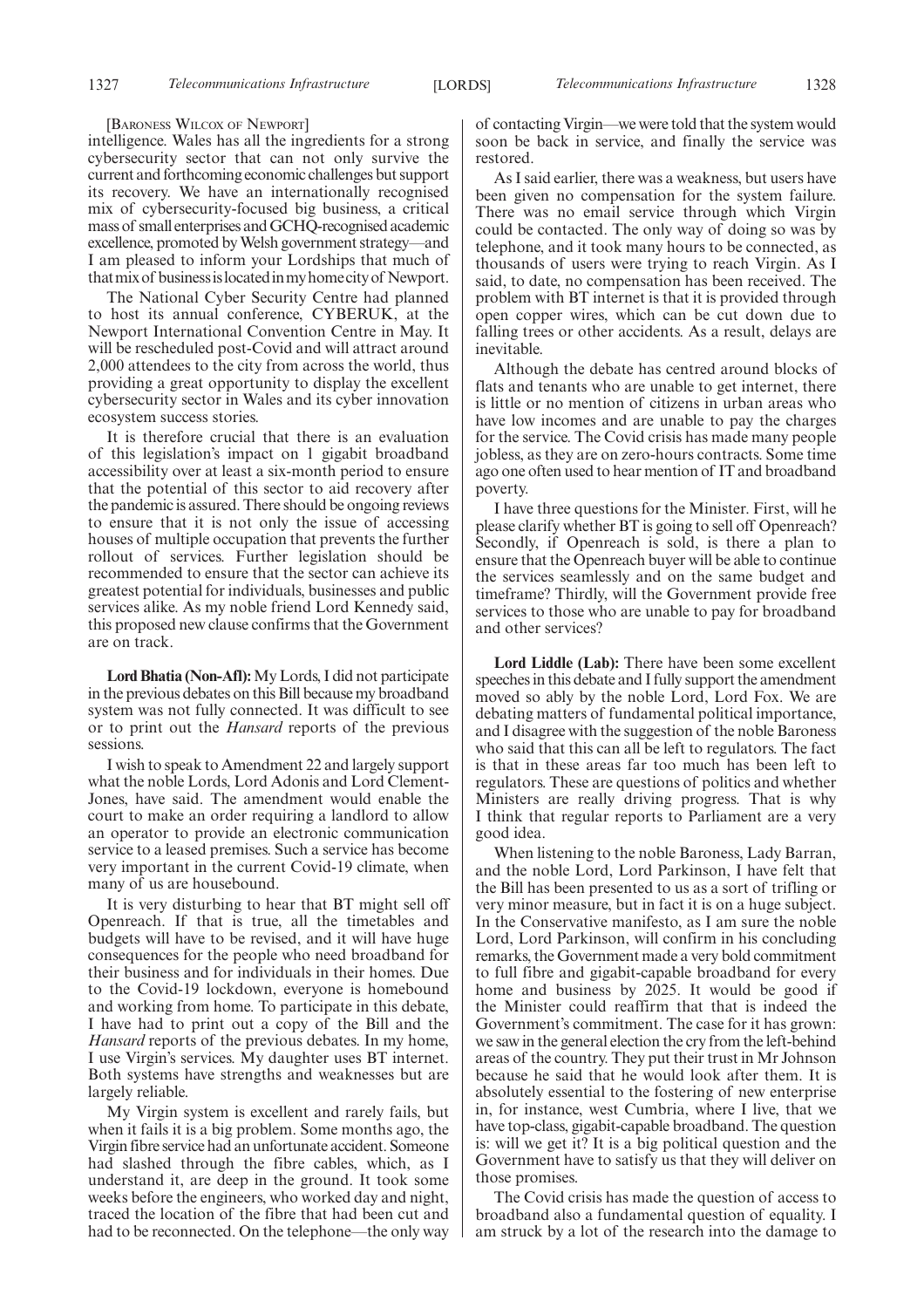[BARONESS WILCOX OF NEWPORT]

intelligence. Wales has all the ingredients for a strong cybersecurity sector that can not only survive the current and forthcoming economic challenges but support its recovery. We have an internationally recognised mix of cybersecurity-focused big business, a critical mass of small enterprises and GCHQ-recognised academic excellence, promoted by Welsh government strategy—and I am pleased to inform your Lordships that much of that mix of business is located in my home city of Newport.

The National Cyber Security Centre had planned to host its annual conference, CYBERUK, at the Newport International Convention Centre in May. It will be rescheduled post-Covid and will attract around 2,000 attendees to the city from across the world, thus providing a great opportunity to display the excellent cybersecurity sector in Wales and its cyber innovation ecosystem success stories.

It is therefore crucial that there is an evaluation of this legislation's impact on 1 gigabit broadband accessibility over at least a six-month period to ensure that the potential of this sector to aid recovery after the pandemic is assured. There should be ongoing reviews to ensure that it is not only the issue of accessing houses of multiple occupation that prevents the further rollout of services. Further legislation should be recommended to ensure that the sector can achieve its greatest potential for individuals, businesses and public services alike. As my noble friend Lord Kennedy said, this proposed new clause confirms that the Government are on track.

**Lord Bhatia (Non-Afl):** My Lords, I did not participate in the previous debates on this Bill because my broadband system was not fully connected. It was difficult to see or to print out the *Hansard* reports of the previous sessions.

I wish to speak to Amendment 22 and largely support what the noble Lords, Lord Adonis and Lord Clement-Jones, have said. The amendment would enable the court to make an order requiring a landlord to allow an operator to provide an electronic communication service to a leased premises. Such a service has become very important in the current Covid-19 climate, when many of us are housebound.

It is very disturbing to hear that BT might sell off Openreach. If that is true, all the timetables and budgets will have to be revised, and it will have huge consequences for the people who need broadband for their business and for individuals in their homes. Due to the Covid-19 lockdown, everyone is homebound and working from home. To participate in this debate, I have had to print out a copy of the Bill and the *Hansard* reports of the previous debates. In my home, I use Virgin's services. My daughter uses BT internet. Both systems have strengths and weaknesses but are largely reliable.

My Virgin system is excellent and rarely fails, but when it fails it is a big problem. Some months ago, the Virgin fibre service had an unfortunate accident. Someone had slashed through the fibre cables, which, as I understand it, are deep in the ground. It took some weeks before the engineers, who worked day and night, traced the location of the fibre that had been cut and had to be reconnected. On the telephone—the only way of contacting Virgin—we were told that the system would soon be back in service, and finally the service was restored.

As I said earlier, there was a weakness, but users have been given no compensation for the system failure. There was no email service through which Virgin could be contacted. The only way of doing so was by telephone, and it took many hours to be connected, as thousands of users were trying to reach Virgin. As I said, to date, no compensation has been received. The problem with BT internet is that it is provided through open copper wires, which can be cut down due to falling trees or other accidents. As a result, delays are inevitable.

Although the debate has centred around blocks of flats and tenants who are unable to get internet, there is little or no mention of citizens in urban areas who have low incomes and are unable to pay the charges for the service. The Covid crisis has made many people jobless, as they are on zero-hours contracts. Some time ago one often used to hear mention of IT and broadband poverty.

I have three questions for the Minister. First, will he please clarify whether BT is going to sell off Openreach? Secondly, if Openreach is sold, is there a plan to ensure that the Openreach buyer will be able to continue the services seamlessly and on the same budget and timeframe? Thirdly, will the Government provide free services to those who are unable to pay for broadband and other services?

**Lord Liddle (Lab):** There have been some excellent speeches in this debate and I fully support the amendment moved so ably by the noble Lord, Lord Fox. We are debating matters of fundamental political importance, and I disagree with the suggestion of the noble Baroness who said that this can all be left to regulators. The fact is that in these areas far too much has been left to regulators. These are questions of politics and whether Ministers are really driving progress. That is why I think that regular reports to Parliament are a very good idea.

When listening to the noble Baroness, Lady Barran, and the noble Lord, Lord Parkinson, I have felt that the Bill has been presented to us as a sort of trifling or very minor measure, but in fact it is on a huge subject. In the Conservative manifesto, as I am sure the noble Lord, Lord Parkinson, will confirm in his concluding remarks, the Government made a very bold commitment to full fibre and gigabit-capable broadband for every home and business by 2025. It would be good if the Minister could reaffirm that that is indeed the Government's commitment. The case for it has grown: we saw in the general election the cry from the left-behind areas of the country. They put their trust in Mr Johnson because he said that he would look after them. It is absolutely essential to the fostering of new enterprise in, for instance, west Cumbria, where I live, that we have top-class, gigabit-capable broadband. The question is: will we get it? It is a big political question and the Government have to satisfy us that they will deliver on those promises.

The Covid crisis has made the question of access to broadband also a fundamental question of equality. I am struck by a lot of the research into the damage to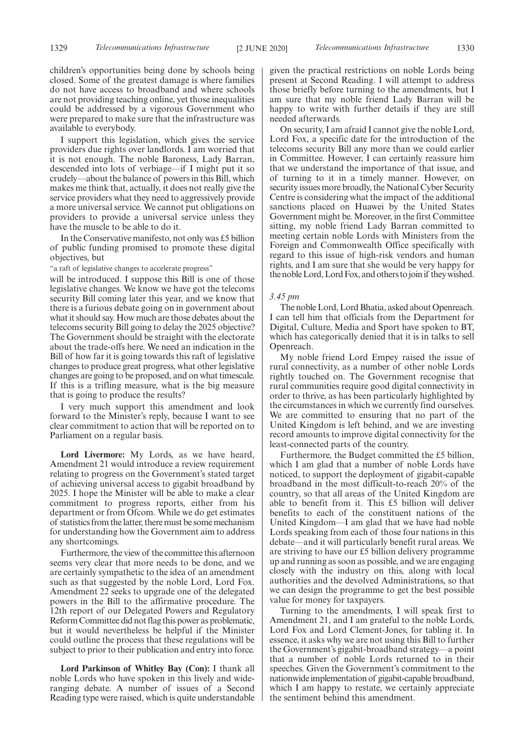children's opportunities being done by schools being closed. Some of the greatest damage is where families do not have access to broadband and where schools are not providing teaching online, yet those inequalities could be addressed by a vigorous Government who were prepared to make sure that the infrastructure was available to everybody.

I support this legislation, which gives the service providers due rights over landlords. I am worried that it is not enough. The noble Baroness, Lady Barran, descended into lots of verbiage—if I might put it so crudely—about the balance of powers in this Bill, which makes me think that, actually, it does not really give the service providers what they need to aggressively provide a more universal service. We cannot put obligations on providers to provide a universal service unless they have the muscle to be able to do it.

In the Conservative manifesto, not only was £5 billion of public funding promised to promote these digital objectives, but

"a raft of legislative changes to accelerate progress"

will be introduced. I suppose this Bill is one of those legislative changes. We know we have got the telecoms security Bill coming later this year, and we know that there is a furious debate going on in government about what it should say. How much are those debates about the telecoms security Bill going to delay the 2025 objective? The Government should be straight with the electorate about the trade-offs here. We need an indication in the Bill of how far it is going towards this raft of legislative changes to produce great progress, what other legislative changes are going to be proposed, and on what timescale. If this is a trifling measure, what is the big measure that is going to produce the results?

I very much support this amendment and look forward to the Minister's reply, because I want to see clear commitment to action that will be reported on to Parliament on a regular basis.

**Lord Livermore:** My Lords, as we have heard, Amendment 21 would introduce a review requirement relating to progress on the Government's stated target of achieving universal access to gigabit broadband by 2025. I hope the Minister will be able to make a clear commitment to progress reports, either from his department or from Ofcom. While we do get estimates of statistics from the latter, there must be some mechanism for understanding how the Government aim to address any shortcomings.

Furthermore, the view of the committee this afternoon seems very clear that more needs to be done, and we are certainly sympathetic to the idea of an amendment such as that suggested by the noble Lord, Lord Fox. Amendment 22 seeks to upgrade one of the delegated powers in the Bill to the affirmative procedure. The 12th report of our Delegated Powers and Regulatory Reform Committee did not flag this power as problematic, but it would nevertheless be helpful if the Minister could outline the process that these regulations will be subject to prior to their publication and entry into force.

**Lord Parkinson of Whitley Bay (Con):** I thank all noble Lords who have spoken in this lively and wide-ranging debate. A number of issues of a Second Reading type were raised, which is quite understandable given the practical restrictions on noble Lords being present at Second Reading. I will attempt to address those briefly before turning to the amendments, but I am sure that my noble friend Lady Barran will be happy to write with further details if they are still needed afterwards.

On security, I am afraid I cannot give the noble Lord, Lord Fox, a specific date for the introduction of the telecoms security Bill any more than we could earlier in Committee. However, I can certainly reassure him that we understand the importance of that issue, and of turning to it in a timely manner. However, on security issues more broadly, the National Cyber Security Centre is considering what the impact of the additional sanctions placed on Huawei by the United States Government might be. Moreover, in the first Committee sitting, my noble friend Lady Barran committed to meeting certain noble Lords with Ministers from the Foreign and Commonwealth Office specifically with regard to this issue of high-risk vendors and human rights, and I am sure that she would be very happy for the noble Lord, Lord Fox, and others to join if they wished.

*3.45 pm*

The noble Lord, Lord Bhatia, asked about Openreach. I can tell him that officials from the Department for Digital, Culture, Media and Sport have spoken to BT, which has categorically denied that it is in talks to sell Openreach.

My noble friend Lord Empey raised the issue of rural connectivity, as a number of other noble Lords rightly touched on. The Government recognise that rural communities require good digital connectivity in order to thrive, as has been particularly highlighted by the circumstances in which we currently find ourselves. We are committed to ensuring that no part of the United Kingdom is left behind, and we are investing record amounts to improve digital connectivity for the least-connected parts of the country.

Furthermore, the Budget committed the £5 billion, which I am glad that a number of noble Lords have noticed, to support the deployment of gigabit-capable broadband in the most difficult-to-reach 20% of the country, so that all areas of the United Kingdom are able to benefit from it. This £5 billion will deliver benefits to each of the constituent nations of the United Kingdom—I am glad that we have had noble Lords speaking from each of those four nations in this debate—and it will particularly benefit rural areas. We are striving to have our £5 billion delivery programme up and running as soon as possible, and we are engaging closely with the industry on this, along with local authorities and the devolved Administrations, so that we can design the programme to get the best possible value for money for taxpayers.

Turning to the amendments, I will speak first to Amendment 21, and I am grateful to the noble Lords, Lord Fox and Lord Clement-Jones, for tabling it. In essence, it asks why we are not using this Bill to further the Government's gigabit-broadband strategy—a point that a number of noble Lords returned to in their speeches. Given the Government's commitment to the nationwide implementation of gigabit-capable broadband, which I am happy to restate, we certainly appreciate the sentiment behind this amendment.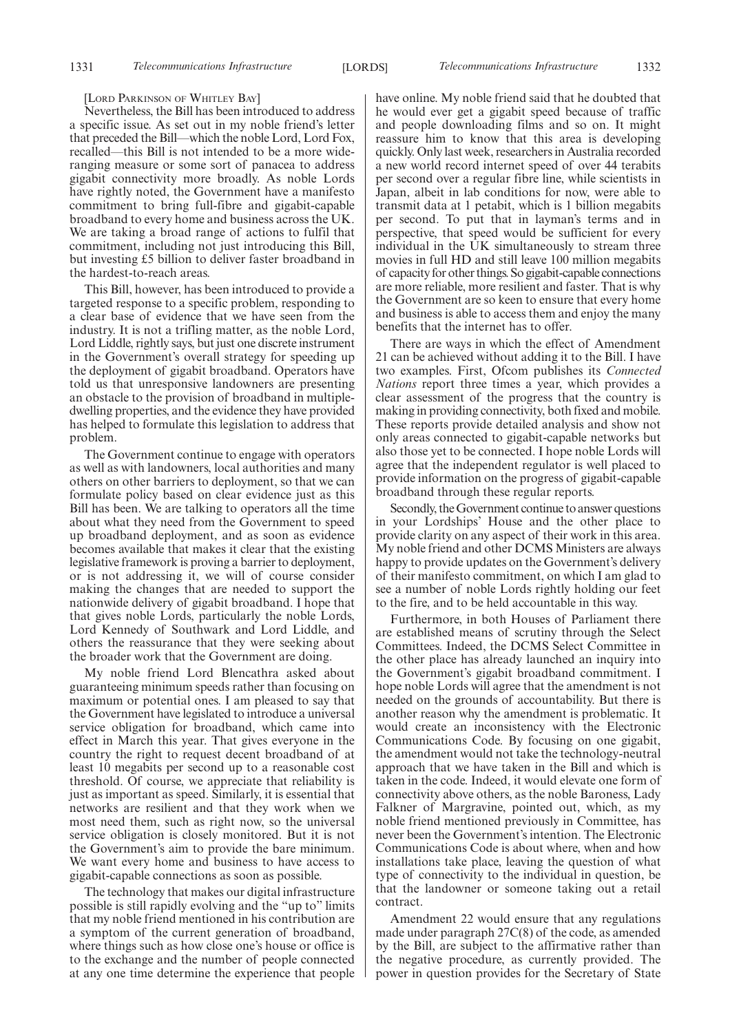[Lord Parkinson of Whitley Bay]

Nevertheless, the Bill has been introduced to address a specific issue. As set out in my noble friend's letter that preceded the Bill—which the noble Lord, Lord Fox, recalled—this Bill is not intended to be a more wide-ranging measure or some sort of panacea to address gigabit connectivity more broadly. As noble Lords have rightly noted, the Government have a manifesto commitment to bring full-fibre and gigabit-capable broadband to every home and business across the UK. We are taking a broad range of actions to fulfil that commitment, including not just introducing this Bill, but investing £5 billion to deliver faster broadband in the hardest-to-reach areas.

This Bill, however, has been introduced to provide a targeted response to a specific problem, responding to a clear base of evidence that we have seen from the industry. It is not a trifling matter, as the noble Lord, Lord Liddle, rightly says, but just one discrete instrument in the Government's overall strategy for speeding up the deployment of gigabit broadband. Operators have told us that unresponsive landowners are presenting an obstacle to the provision of broadband in multiple-dwelling properties, and the evidence they have provided has helped to formulate this legislation to address that problem.

The Government continue to engage with operators as well as with landowners, local authorities and many others on other barriers to deployment, so that we can formulate policy based on clear evidence just as this Bill has been. We are talking to operators all the time about what they need from the Government to speed up broadband deployment, and as soon as evidence becomes available that makes it clear that the existing legislative framework is proving a barrier to deployment, or is not addressing it, we will of course consider making the changes that are needed to support the nationwide delivery of gigabit broadband. I hope that that gives noble Lords, particularly the noble Lords, Lord Kennedy of Southwark and Lord Liddle, and others the reassurance that they were seeking about the broader work that the Government are doing.

My noble friend Lord Blencathra asked about guaranteeing minimum speeds rather than focusing on maximum or potential ones. I am pleased to say that the Government have legislated to introduce a universal service obligation for broadband, which came into effect in March this year. That gives everyone in the country the right to request decent broadband of at least 10 megabits per second up to a reasonable cost threshold. Of course, we appreciate that reliability is just as important as speed. Similarly, it is essential that networks are resilient and that they work when we most need them, such as right now, so the universal service obligation is closely monitored. But it is not the Government's aim to provide the bare minimum. We want every home and business to have access to gigabit-capable connections as soon as possible.

The technology that makes our digital infrastructure possible is still rapidly evolving and the "up to" limits that my noble friend mentioned in his contribution are a symptom of the current generation of broadband, where things such as how close one's house or office is to the exchange and the number of people connected at any one time determine the experience that people have online. My noble friend said that he doubted that he would ever get a gigabit speed because of traffic and people downloading films and so on. It might reassure him to know that this area is developing quickly. Only last week, researchers in Australia recorded a new world record internet speed of over 44 terabits per second over a regular fibre line, while scientists in Japan, albeit in lab conditions for now, were able to transmit data at 1 petabit, which is 1 billion megabits per second. To put that in layman's terms and in perspective, that speed would be sufficient for every individual in the UK simultaneously to stream three movies in full HD and still leave 100 million megabits of capacity for other things. So gigabit-capable connections are more reliable, more resilient and faster. That is why the Government are so keen to ensure that every home and business is able to access them and enjoy the many benefits that the internet has to offer.

There are ways in which the effect of Amendment 21 can be achieved without adding it to the Bill. I have two examples. First, Ofcom publishes its *Connected Nations* report three times a year, which provides a clear assessment of the progress that the country is making in providing connectivity, both fixed and mobile. These reports provide detailed analysis and show not only areas connected to gigabit-capable networks but also those yet to be connected. I hope noble Lords will agree that the independent regulator is well placed to provide information on the progress of gigabit-capable broadband through these regular reports.

Secondly, the Government continue to answer questions in your Lordships' House and the other place to provide clarity on any aspect of their work in this area. My noble friend and other DCMS Ministers are always happy to provide updates on the Government's delivery of their manifesto commitment, on which I am glad to see a number of noble Lords rightly holding our feet to the fire, and to be held accountable in this way.

Furthermore, in both Houses of Parliament there are established means of scrutiny through the Select Committees. Indeed, the DCMS Select Committee in the other place has already launched an inquiry into the Government's gigabit broadband commitment. I hope noble Lords will agree that the amendment is not needed on the grounds of accountability. But there is another reason why the amendment is problematic. It would create an inconsistency with the Electronic Communications Code. By focusing on one gigabit, the amendment would not take the technology-neutral approach that we have taken in the Bill and which is taken in the code. Indeed, it would elevate one form of connectivity above others, as the noble Baroness, Lady Falkner of Margravine, pointed out, which, as my noble friend mentioned previously in Committee, has never been the Government's intention. The Electronic Communications Code is about where, when and how installations take place, leaving the question of what type of connectivity to the individual in question, be that the landowner or someone taking out a retail contract.

Amendment 22 would ensure that any regulations made under paragraph 27C(8) of the code, as amended by the Bill, are subject to the affirmative rather than the negative procedure, as currently provided. The power in question provides for the Secretary of State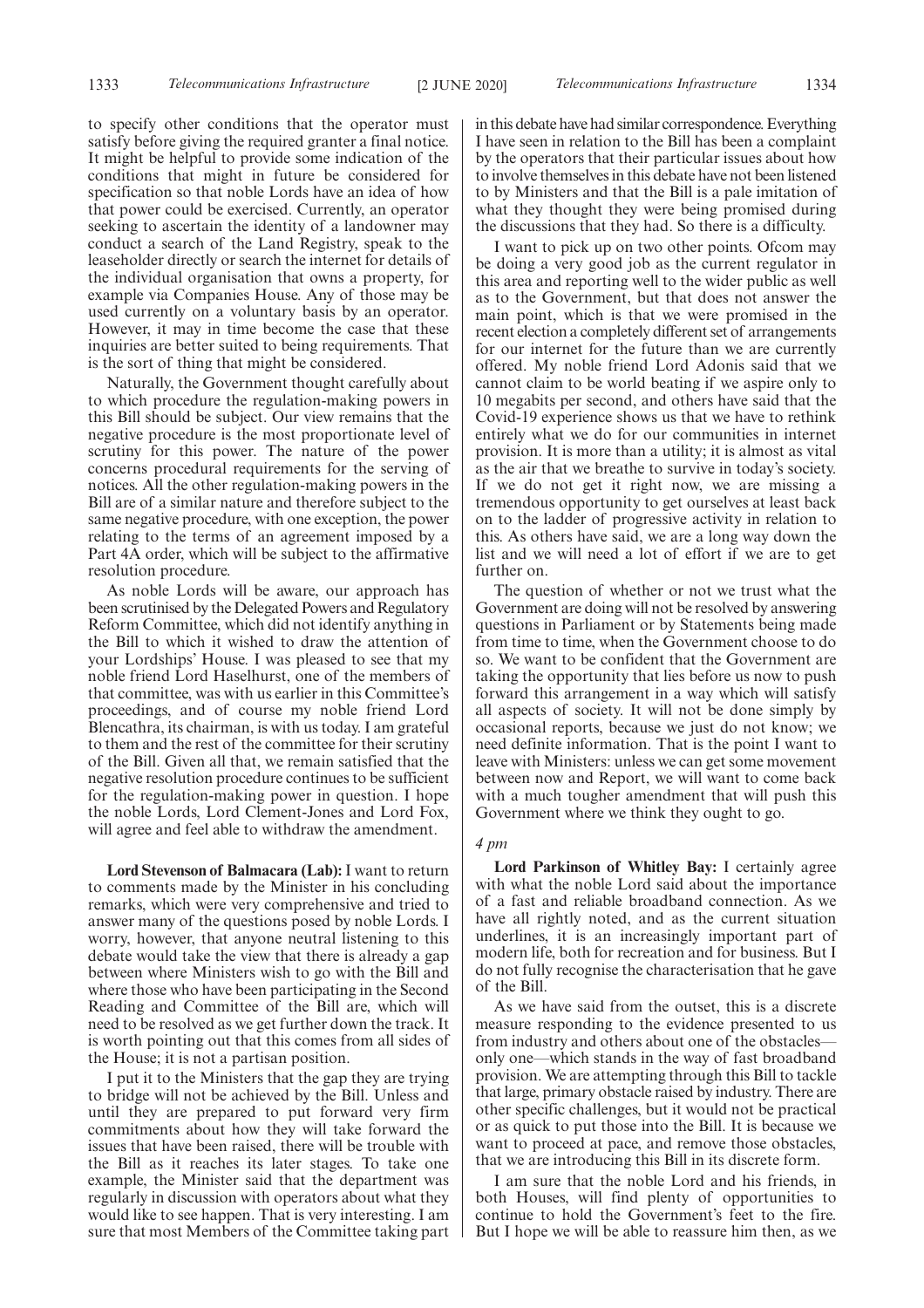to specify other conditions that the operator must satisfy before giving the required granter a final notice. It might be helpful to provide some indication of the conditions that might in future be considered for specification so that noble Lords have an idea of how that power could be exercised. Currently, an operator seeking to ascertain the identity of a landowner may conduct a search of the Land Registry, speak to the leaseholder directly or search the internet for details of the individual organisation that owns a property, for example via Companies House. Any of those may be used currently on a voluntary basis by an operator. However, it may in time become the case that these inquiries are better suited to being requirements. That is the sort of thing that might be considered.

Naturally, the Government thought carefully about to which procedure the regulation-making powers in this Bill should be subject. Our view remains that the negative procedure is the most proportionate level of scrutiny for this power. The nature of the power concerns procedural requirements for the serving of notices. All the other regulation-making powers in the Bill are of a similar nature and therefore subject to the same negative procedure, with one exception, the power relating to the terms of an agreement imposed by a Part 4A order, which will be subject to the affirmative resolution procedure.

As noble Lords will be aware, our approach has been scrutinised by the Delegated Powers and Regulatory Reform Committee, which did not identify anything in the Bill to which it wished to draw the attention of your Lordships' House. I was pleased to see that my noble friend Lord Haselhurst, one of the members of that committee, was with us earlier in this Committee's proceedings, and of course my noble friend Lord Blencathra, its chairman, is with us today. I am grateful to them and the rest of the committee for their scrutiny of the Bill. Given all that, we remain satisfied that the negative resolution procedure continues to be sufficient for the regulation-making power in question. I hope the noble Lords, Lord Clement-Jones and Lord Fox, will agree and feel able to withdraw the amendment.

**Lord Stevenson of Balmacara (Lab):** I want to return to comments made by the Minister in his concluding remarks, which were very comprehensive and tried to answer many of the questions posed by noble Lords. I worry, however, that anyone neutral listening to this debate would take the view that there is already a gap between where Ministers wish to go with the Bill and where those who have been participating in the Second Reading and Committee of the Bill are, which will need to be resolved as we get further down the track. It is worth pointing out that this comes from all sides of the House; it is not a partisan position.

I put it to the Ministers that the gap they are trying to bridge will not be achieved by the Bill. Unless and until they are prepared to put forward very firm commitments about how they will take forward the issues that have been raised, there will be trouble with the Bill as it reaches its later stages. To take one example, the Minister said that the department was regularly in discussion with operators about what they would like to see happen. That is very interesting. I am sure that most Members of the Committee taking part in this debate have had similar correspondence. Everything I have seen in relation to the Bill has been a complaint by the operators that their particular issues about how to involve themselves in this debate have not been listened to by Ministers and that the Bill is a pale imitation of what they thought they were being promised during the discussions that they had. So there is a difficulty.

I want to pick up on two other points. Ofcom may be doing a very good job as the current regulator in this area and reporting well to the wider public as well as to the Government, but that does not answer the main point, which is that we were promised in the recent election a completely different set of arrangements for our internet for the future than we are currently offered. My noble friend Lord Adonis said that we cannot claim to be world beating if we aspire only to 10 megabits per second, and others have said that the Covid-19 experience shows us that we have to rethink entirely what we do for our communities in internet provision. It is more than a utility; it is almost as vital as the air that we breathe to survive in today's society. If we do not get it right now, we are missing a tremendous opportunity to get ourselves at least back on to the ladder of progressive activity in relation to this. As others have said, we are a long way down the list and we will need a lot of effort if we are to get further on.

The question of whether or not we trust what the Government are doing will not be resolved by answering questions in Parliament or by Statements being made from time to time, when the Government choose to do so. We want to be confident that the Government are taking the opportunity that lies before us now to push forward this arrangement in a way which will satisfy all aspects of society. It will not be done simply by occasional reports, because we just do not know; we need definite information. That is the point I want to leave with Ministers: unless we can get some movement between now and Report, we will want to come back with a much tougher amendment that will push this Government where we think they ought to go.

*4 pm*

**Lord Parkinson of Whitley Bay:** I certainly agree with what the noble Lord said about the importance of a fast and reliable broadband connection. As we have all rightly noted, and as the current situation underlines, it is an increasingly important part of modern life, both for recreation and for business. But I do not fully recognise the characterisation that he gave of the Bill.

As we have said from the outset, this is a discrete measure responding to the evidence presented to us from industry and others about one of the obstacles—only one—which stands in the way of fast broadband provision. We are attempting through this Bill to tackle that large, primary obstacle raised by industry. There are other specific challenges, but it would not be practical or as quick to put those into the Bill. It is because we want to proceed at pace, and remove those obstacles, that we are introducing this Bill in its discrete form.

I am sure that the noble Lord and his friends, in both Houses, will find plenty of opportunities to continue to hold the Government's feet to the fire. But I hope we will be able to reassure him then, as we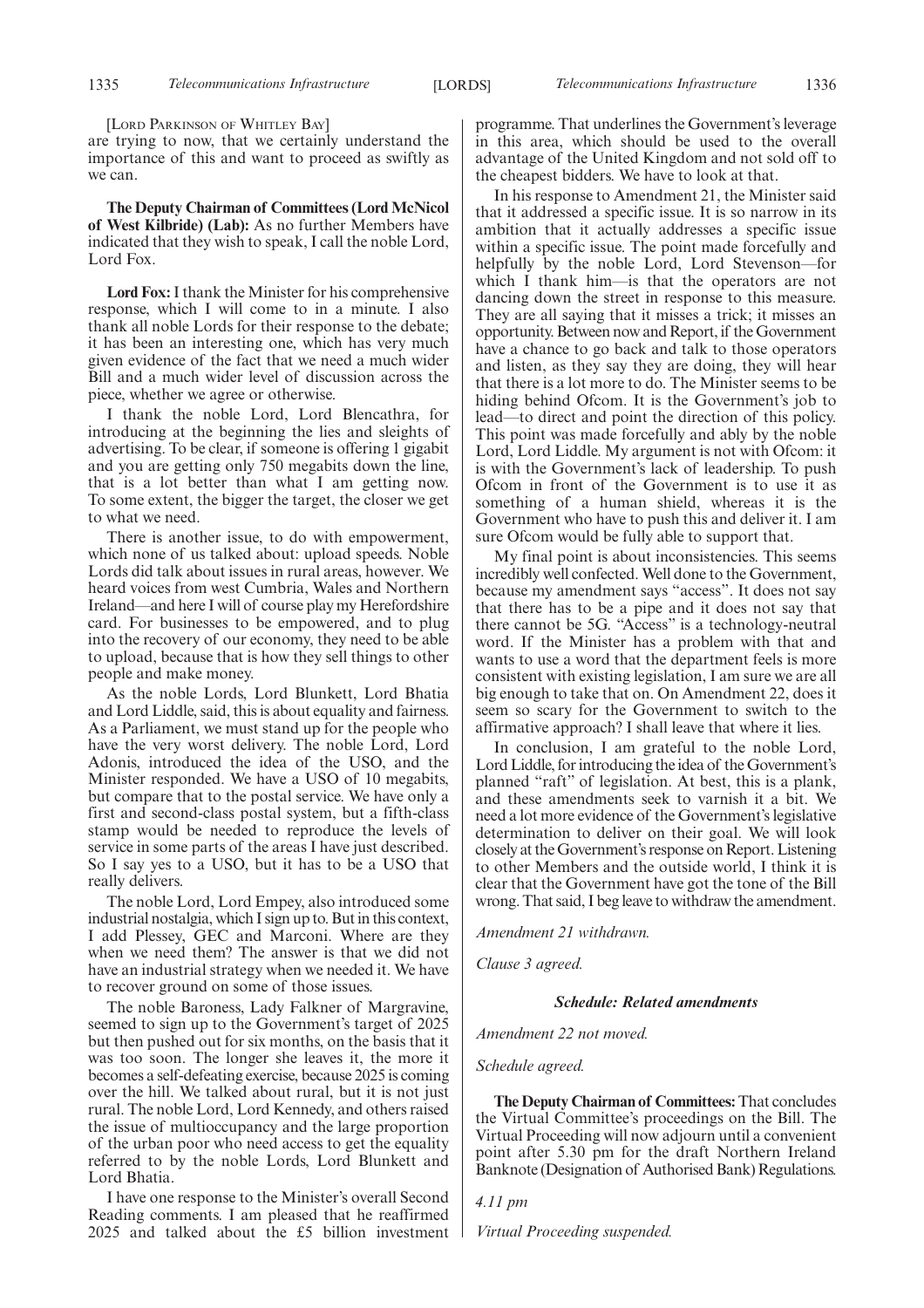[Lord Parkinson of Whitley Bay]

are trying to now, that we certainly understand the importance of this and want to proceed as swiftly as we can.

**The Deputy Chairman of Committees (Lord McNicol of West Kilbride) (Lab):** As no further Members have indicated that they wish to speak, I call the noble Lord, Lord Fox.

**Lord Fox:** I thank the Minister for his comprehensive response, which I will come to in a minute. I also thank all noble Lords for their response to the debate; it has been an interesting one, which has very much given evidence of the fact that we need a much wider Bill and a much wider level of discussion across the piece, whether we agree or otherwise.

I thank the noble Lord, Lord Blencathra, for introducing at the beginning the lies and sleights of advertising. To be clear, if someone is offering 1 gigabit and you are getting only 750 megabits down the line, that is a lot better than what I am getting now. To some extent, the bigger the target, the closer we get to what we need.

There is another issue, to do with empowerment, which none of us talked about: upload speeds. Noble Lords did talk about issues in rural areas, however. We heard voices from west Cumbria, Wales and Northern Ireland—and here I will of course play my Herefordshire card. For businesses to be empowered, and to plug into the recovery of our economy, they need to be able to upload, because that is how they sell things to other people and make money.

As the noble Lords, Lord Blunkett, Lord Bhatia and Lord Liddle, said, this is about equality and fairness. As a Parliament, we must stand up for the people who have the very worst delivery. The noble Lord, Lord Adonis, introduced the idea of the USO, and the Minister responded. We have a USO of 10 megabits, but compare that to the postal service. We have only a first and second-class postal system, but a fifth-class stamp would be needed to reproduce the levels of service in some parts of the areas I have just described. So I say yes to a USO, but it has to be a USO that really delivers.

The noble Lord, Lord Empey, also introduced some industrial nostalgia, which I sign up to. But in this context, I add Plessey, GEC and Marconi. Where are they when we need them? The answer is that we did not have an industrial strategy when we needed it. We have to recover ground on some of those issues.

The noble Baroness, Lady Falkner of Margravine, seemed to sign up to the Government's target of 2025 but then pushed out for six months, on the basis that it was too soon. The longer she leaves it, the more it becomes a self-defeating exercise, because 2025 is coming over the hill. We talked about rural, but it is not just rural. The noble Lord, Lord Kennedy, and others raised the issue of multioccupancy and the large proportion of the urban poor who need access to get the equality referred to by the noble Lords, Lord Blunkett and Lord Bhatia.

I have one response to the Minister's overall Second Reading comments. I am pleased that he reaffirmed 2025 and talked about the £5 billion investment programme. That underlines the Government's leverage in this area, which should be used to the overall advantage of the United Kingdom and not sold off to the cheapest bidders. We have to look at that.

In his response to Amendment 21, the Minister said that it addressed a specific issue. It is so narrow in its ambition that it actually addresses a specific issue within a specific issue. The point made forcefully and helpfully by the noble Lord, Lord Stevenson—for which I thank him—is that the operators are not dancing down the street in response to this measure. They are all saying that it misses a trick; it misses an opportunity. Between now and Report, if the Government have a chance to go back and talk to those operators and listen, as they say they are doing, they will hear that there is a lot more to do. The Minister seems to be hiding behind Ofcom. It is the Government's job to lead—to direct and point the direction of this policy. This point was made forcefully and ably by the noble Lord, Lord Liddle. My argument is not with Ofcom: it is with the Government's lack of leadership. To push Ofcom in front of the Government is to use it as something of a human shield, whereas it is the Government who have to push this and deliver it. I am sure Ofcom would be fully able to support that.

My final point is about inconsistencies. This seems incredibly well confected. Well done to the Government, because my amendment says "access". It does not say that there has to be a pipe and it does not say that there cannot be 5G. "Access" is a technology-neutral word. If the Minister has a problem with that and wants to use a word that the department feels is more consistent with existing legislation, I am sure we are all big enough to take that on. On Amendment 22, does it seem so scary for the Government to switch to the affirmative approach? I shall leave that where it lies.

In conclusion, I am grateful to the noble Lord, Lord Liddle, for introducing the idea of the Government's planned "raft" of legislation. At best, this is a plank, and these amendments seek to varnish it a bit. We need a lot more evidence of the Government's legislative determination to deliver on their goal. We will look closely at the Government's response on Report. Listening to other Members and the outside world, I think it is clear that the Government have got the tone of the Bill wrong. That said, I beg leave to withdraw the amendment.

*Amendment 21 withdrawn.*

*Clause 3 agreed.*

### *Schedule: Related amendments*

*Amendment 22 not moved.*

*Schedule agreed.*

**The Deputy Chairman of Committees:** That concludes the Virtual Committee's proceedings on the Bill. The Virtual Proceeding will now adjourn until a convenient point after 5.30 pm for the draft Northern Ireland Banknote (Designation of Authorised Bank) Regulations.

*4.11 pm*

*Virtual Proceeding suspended.*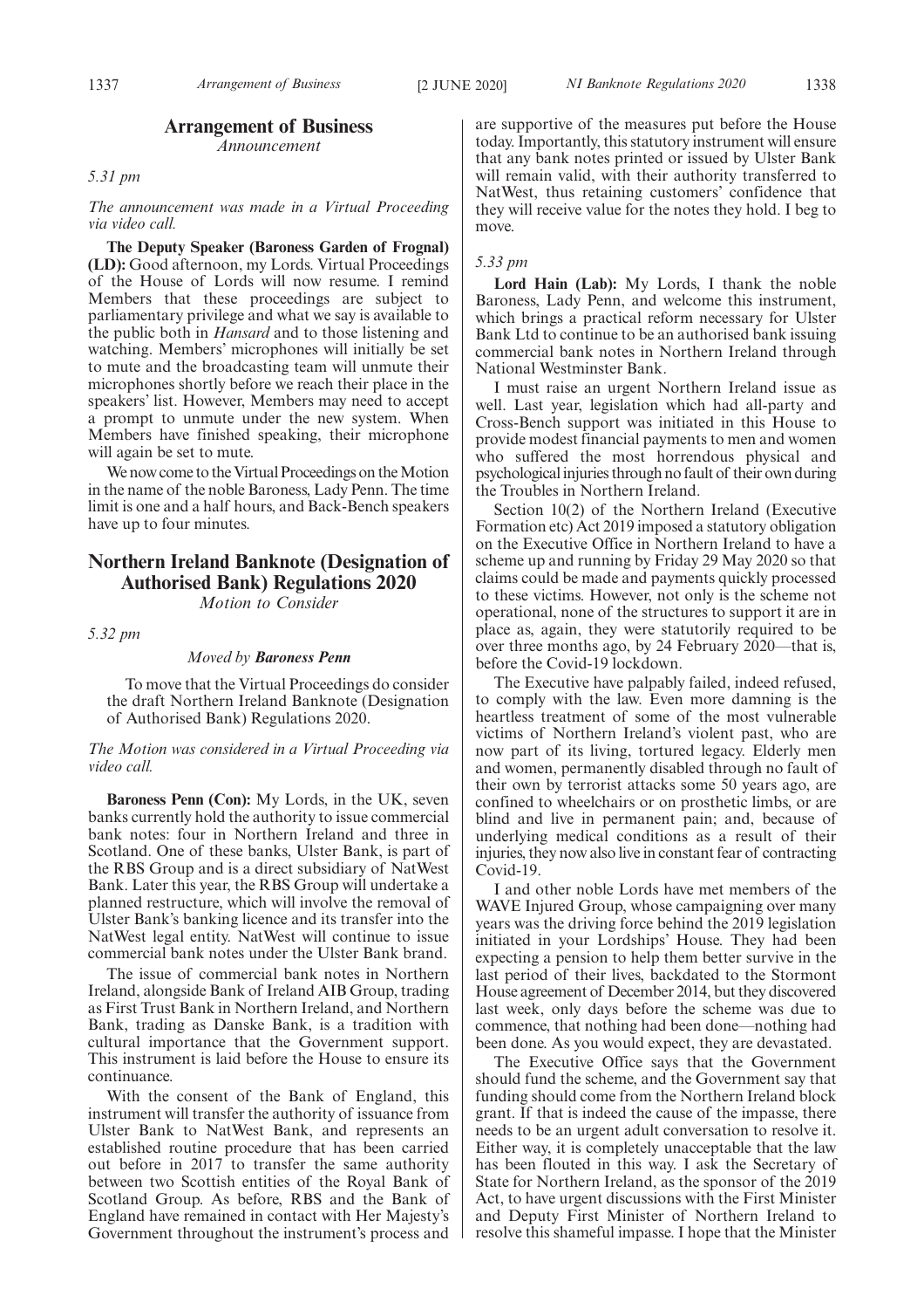## Arrangement of Business

*Announcement*

*5.31 pm*

*The announcement was made in a Virtual Proceeding via video call.*

**The Deputy Speaker (Baroness Garden of Frognal) (LD):** Good afternoon, my Lords. Virtual Proceedings of the House of Lords will now resume. I remind Members that these proceedings are subject to parliamentary privilege and what we say is available to the public both in *Hansard* and to those listening and watching. Members' microphones will initially be set to mute and the broadcasting team will unmute their microphones shortly before we reach their place in the speakers' list. However, Members may need to accept a prompt to unmute under the new system. When Members have finished speaking, their microphone will again be set to mute.

We now come to the Virtual Proceedings on the Motion in the name of the noble Baroness, Lady Penn. The time limit is one and a half hours, and Back-Bench speakers have up to four minutes.

## Northern Ireland Banknote (Designation of Authorised Bank) Regulations 2020

*Motion to Consider*

*5.32 pm*

*Moved by* ***Baroness Penn***

To move that the Virtual Proceedings do consider the draft Northern Ireland Banknote (Designation of Authorised Bank) Regulations 2020.

*The Motion was considered in a Virtual Proceeding via video call.*

**Baroness Penn (Con):** My Lords, in the UK, seven banks currently hold the authority to issue commercial bank notes: four in Northern Ireland and three in Scotland. One of these banks, Ulster Bank, is part of the RBS Group and is a direct subsidiary of NatWest Bank. Later this year, the RBS Group will undertake a planned restructure, which will involve the removal of Ulster Bank's banking licence and its transfer into the NatWest legal entity. NatWest will continue to issue commercial bank notes under the Ulster Bank brand.

The issue of commercial bank notes in Northern Ireland, alongside Bank of Ireland AIB Group, trading as First Trust Bank in Northern Ireland, and Northern Bank, trading as Danske Bank, is a tradition with cultural importance that the Government support. This instrument is laid before the House to ensure its continuance.

With the consent of the Bank of England, this instrument will transfer the authority of issuance from Ulster Bank to NatWest Bank, and represents an established routine procedure that has been carried out before in 2017 to transfer the same authority between two Scottish entities of the Royal Bank of Scotland Group. As before, RBS and the Bank of England have remained in contact with Her Majesty's Government throughout the instrument's process and are supportive of the measures put before the House today. Importantly, this statutory instrument will ensure that any bank notes printed or issued by Ulster Bank will remain valid, with their authority transferred to NatWest, thus retaining customers' confidence that they will receive value for the notes they hold. I beg to move.

*5.33 pm*

**Lord Hain (Lab):** My Lords, I thank the noble Baroness, Lady Penn, and welcome this instrument, which brings a practical reform necessary for Ulster Bank Ltd to continue to be an authorised bank issuing commercial bank notes in Northern Ireland through National Westminster Bank.

I must raise an urgent Northern Ireland issue as well. Last year, legislation which had all-party and Cross-Bench support was initiated in this House to provide modest financial payments to men and women who suffered the most horrendous physical and psychological injuries through no fault of their own during the Troubles in Northern Ireland.

Section 10(2) of the Northern Ireland (Executive Formation etc) Act 2019 imposed a statutory obligation on the Executive Office in Northern Ireland to have a scheme up and running by Friday 29 May 2020 so that claims could be made and payments quickly processed to these victims. However, not only is the scheme not operational, none of the structures to support it are in place as, again, they were statutorily required to be over three months ago, by 24 February 2020—that is, before the Covid-19 lockdown.

The Executive have palpably failed, indeed refused, to comply with the law. Even more damning is the heartless treatment of some of the most vulnerable victims of Northern Ireland's violent past, who are now part of its living, tortured legacy. Elderly men and women, permanently disabled through no fault of their own by terrorist attacks some 50 years ago, are confined to wheelchairs or on prosthetic limbs, or are blind and live in permanent pain; and, because of underlying medical conditions as a result of their injuries, they now also live in constant fear of contracting Covid-19.

I and other noble Lords have met members of the WAVE Injured Group, whose campaigning over many years was the driving force behind the 2019 legislation initiated in your Lordships' House. They had been expecting a pension to help them better survive in the last period of their lives, backdated to the Stormont House agreement of December 2014, but they discovered last week, only days before the scheme was due to commence, that nothing had been done—nothing had been done. As you would expect, they are devastated.

The Executive Office says that the Government should fund the scheme, and the Government say that funding should come from the Northern Ireland block grant. If that is indeed the cause of the impasse, there needs to be an urgent adult conversation to resolve it. Either way, it is completely unacceptable that the law has been flouted in this way. I ask the Secretary of State for Northern Ireland, as the sponsor of the 2019 Act, to have urgent discussions with the First Minister and Deputy First Minister of Northern Ireland to resolve this shameful impasse. I hope that the Minister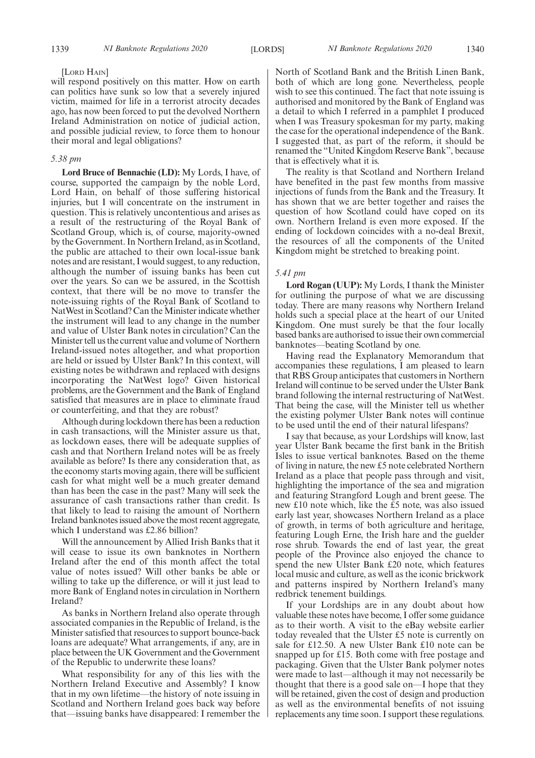[Lord Hain]

will respond positively on this matter. How on earth can politics have sunk so low that a severely injured victim, maimed for life in a terrorist atrocity decades ago, has now been forced to put the devolved Northern Ireland Administration on notice of judicial action, and possible judicial review, to force them to honour their moral and legal obligations?

*5.38 pm*

**Lord Bruce of Bennachie (LD):** My Lords, I have, of course, supported the campaign by the noble Lord, Lord Hain, on behalf of those suffering historical injuries, but I will concentrate on the instrument in question. This is relatively uncontentious and arises as a result of the restructuring of the Royal Bank of Scotland Group, which is, of course, majority-owned by the Government. In Northern Ireland, as in Scotland, the public are attached to their own local-issue bank notes and are resistant, I would suggest, to any reduction, although the number of issuing banks has been cut over the years. So can we be assured, in the Scottish context, that there will be no move to transfer the note-issuing rights of the Royal Bank of Scotland to NatWest in Scotland? Can the Minister indicate whether the instrument will lead to any change in the number and value of Ulster Bank notes in circulation? Can the Minister tell us the current value and volume of Northern Ireland-issued notes altogether, and what proportion are held or issued by Ulster Bank? In this context, will existing notes be withdrawn and replaced with designs incorporating the NatWest logo? Given historical problems, are the Government and the Bank of England satisfied that measures are in place to eliminate fraud or counterfeiting, and that they are robust?

Although during lockdown there has been a reduction in cash transactions, will the Minister assure us that, as lockdown eases, there will be adequate supplies of cash and that Northern Ireland notes will be as freely available as before? Is there any consideration that, as the economy starts moving again, there will be sufficient cash for what might well be a much greater demand than has been the case in the past? Many will seek the assurance of cash transactions rather than credit. Is that likely to lead to raising the amount of Northern Ireland banknotes issued above the most recent aggregate, which I understand was £2.86 billion?

Will the announcement by Allied Irish Banks that it will cease to issue its own banknotes in Northern Ireland after the end of this month affect the total value of notes issued? Will other banks be able or willing to take up the difference, or will it just lead to more Bank of England notes in circulation in Northern Ireland?

As banks in Northern Ireland also operate through associated companies in the Republic of Ireland, is the Minister satisfied that resources to support bounce-back loans are adequate? What arrangements, if any, are in place between the UK Government and the Government of the Republic to underwrite these loans?

What responsibility for any of this lies with the Northern Ireland Executive and Assembly? I know that in my own lifetime—the history of note issuing in Scotland and Northern Ireland goes back way before that—issuing banks have disappeared: I remember the North of Scotland Bank and the British Linen Bank, both of which are long gone. Nevertheless, people wish to see this continued. The fact that note issuing is authorised and monitored by the Bank of England was a detail to which I referred in a pamphlet I produced when I was Treasury spokesman for my party, making the case for the operational independence of the Bank. I suggested that, as part of the reform, it should be renamed the "United Kingdom Reserve Bank", because that is effectively what it is.

The reality is that Scotland and Northern Ireland have benefited in the past few months from massive injections of funds from the Bank and the Treasury. It has shown that we are better together and raises the question of how Scotland could have coped on its own. Northern Ireland is even more exposed. If the ending of lockdown coincides with a no-deal Brexit, the resources of all the components of the United Kingdom might be stretched to breaking point.

*5.41 pm*

**Lord Rogan (UUP):** My Lords, I thank the Minister for outlining the purpose of what we are discussing today. There are many reasons why Northern Ireland holds such a special place at the heart of our United Kingdom. One must surely be that the four locally based banks are authorised to issue their own commercial banknotes—beating Scotland by one.

Having read the Explanatory Memorandum that accompanies these regulations, I am pleased to learn that RBS Group anticipates that customers in Northern Ireland will continue to be served under the Ulster Bank brand following the internal restructuring of NatWest. That being the case, will the Minister tell us whether the existing polymer Ulster Bank notes will continue to be used until the end of their natural lifespans?

I say that because, as your Lordships will know, last year Ulster Bank became the first bank in the British Isles to issue vertical banknotes. Based on the theme of living in nature, the new £5 note celebrated Northern Ireland as a place that people pass through and visit, highlighting the importance of the sea and migration and featuring Strangford Lough and brent geese. The new £10 note which, like the £5 note, was also issued early last year, showcases Northern Ireland as a place of growth, in terms of both agriculture and heritage, featuring Lough Erne, the Irish hare and the guelder rose shrub. Towards the end of last year, the great people of the Province also enjoyed the chance to spend the new Ulster Bank £20 note, which features local music and culture, as well as the iconic brickwork and patterns inspired by Northern Ireland's many redbrick tenement buildings.

If your Lordships are in any doubt about how valuable these notes have become, I offer some guidance as to their worth. A visit to the eBay website earlier today revealed that the Ulster £5 note is currently on sale for £12.50. A new Ulster Bank £10 note can be snapped up for £15. Both come with free postage and packaging. Given that the Ulster Bank polymer notes were made to last—although it may not necessarily be thought that there is a good sale on—I hope that they will be retained, given the cost of design and production as well as the environmental benefits of not issuing replacements any time soon. I support these regulations.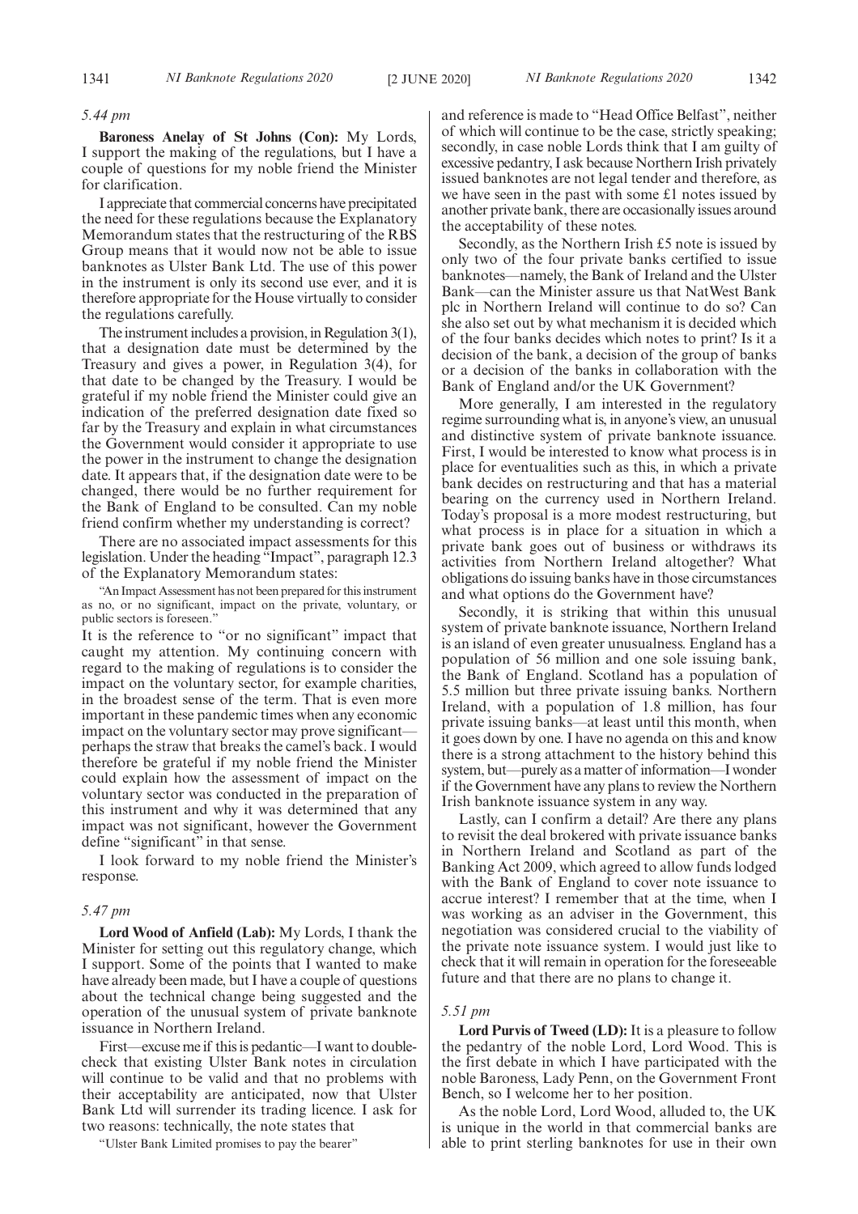*5.44 pm*

**Baroness Anelay of St Johns (Con):** My Lords, I support the making of the regulations, but I have a couple of questions for my noble friend the Minister for clarification.

I appreciate that commercial concerns have precipitated the need for these regulations because the Explanatory Memorandum states that the restructuring of the RBS Group means that it would now not be able to issue banknotes as Ulster Bank Ltd. The use of this power in the instrument is only its second use ever, and it is therefore appropriate for the House virtually to consider the regulations carefully.

The instrument includes a provision, in Regulation 3(1), that a designation date must be determined by the Treasury and gives a power, in Regulation 3(4), for that date to be changed by the Treasury. I would be grateful if my noble friend the Minister could give an indication of the preferred designation date fixed so far by the Treasury and explain in what circumstances the Government would consider it appropriate to use the power in the instrument to change the designation date. It appears that, if the designation date were to be changed, there would be no further requirement for the Bank of England to be consulted. Can my noble friend confirm whether my understanding is correct?

There are no associated impact assessments for this legislation. Under the heading "Impact", paragraph 12.3 of the Explanatory Memorandum states:

"An Impact Assessment has not been prepared for this instrument as no, or no significant, impact on the private, voluntary, or public sectors is foreseen."

It is the reference to "or no significant" impact that caught my attention. My continuing concern with regard to the making of regulations is to consider the impact on the voluntary sector, for example charities, in the broadest sense of the term. That is even more important in these pandemic times when any economic impact on the voluntary sector may prove significant—perhaps the straw that breaks the camel's back. I would therefore be grateful if my noble friend the Minister could explain how the assessment of impact on the voluntary sector was conducted in the preparation of this instrument and why it was determined that any impact was not significant, however the Government define "significant" in that sense.

I look forward to my noble friend the Minister's response.

*5.47 pm*

**Lord Wood of Anfield (Lab):** My Lords, I thank the Minister for setting out this regulatory change, which I support. Some of the points that I wanted to make have already been made, but I have a couple of questions about the technical change being suggested and the operation of the unusual system of private banknote issuance in Northern Ireland.

First—excuse me if this is pedantic—I want to double-check that existing Ulster Bank notes in circulation will continue to be valid and that no problems with their acceptability are anticipated, now that Ulster Bank Ltd will surrender its trading licence. I ask for two reasons: technically, the note states that

"Ulster Bank Limited promises to pay the bearer"

and reference is made to "Head Office Belfast", neither of which will continue to be the case, strictly speaking; secondly, in case noble Lords think that I am guilty of excessive pedantry, I ask because Northern Irish privately issued banknotes are not legal tender and therefore, as we have seen in the past with some £1 notes issued by another private bank, there are occasionally issues around the acceptability of these notes.

Secondly, as the Northern Irish £5 note is issued by only two of the four private banks certified to issue banknotes—namely, the Bank of Ireland and the Ulster Bank—can the Minister assure us that NatWest Bank plc in Northern Ireland will continue to do so? Can she also set out by what mechanism it is decided which of the four banks decides which notes to print? Is it a decision of the bank, a decision of the group of banks or a decision of the banks in collaboration with the Bank of England and/or the UK Government?

More generally, I am interested in the regulatory regime surrounding what is, in anyone's view, an unusual and distinctive system of private banknote issuance. First, I would be interested to know what process is in place for eventualities such as this, in which a private bank decides on restructuring and that has a material bearing on the currency used in Northern Ireland. Today's proposal is a more modest restructuring, but what process is in place for a situation in which a private bank goes out of business or withdraws its activities from Northern Ireland altogether? What obligations do issuing banks have in those circumstances and what options do the Government have?

Secondly, it is striking that within this unusual system of private banknote issuance, Northern Ireland is an island of even greater unusualness. England has a population of 56 million and one sole issuing bank, the Bank of England. Scotland has a population of 5.5 million but three private issuing banks. Northern Ireland, with a population of 1.8 million, has four private issuing banks—at least until this month, when it goes down by one. I have no agenda on this and know there is a strong attachment to the history behind this system, but—purely as a matter of information—I wonder if the Government have any plans to review the Northern Irish banknote issuance system in any way.

Lastly, can I confirm a detail? Are there any plans to revisit the deal brokered with private issuance banks in Northern Ireland and Scotland as part of the Banking Act 2009, which agreed to allow funds lodged with the Bank of England to cover note issuance to accrue interest? I remember that at the time, when I was working as an adviser in the Government, this negotiation was considered crucial to the viability of the private note issuance system. I would just like to check that it will remain in operation for the foreseeable future and that there are no plans to change it.

*5.51 pm*

**Lord Purvis of Tweed (LD):** It is a pleasure to follow the pedantry of the noble Lord, Lord Wood. This is the first debate in which I have participated with the noble Baroness, Lady Penn, on the Government Front Bench, so I welcome her to her position.

As the noble Lord, Lord Wood, alluded to, the UK is unique in the world in that commercial banks are able to print sterling banknotes for use in their own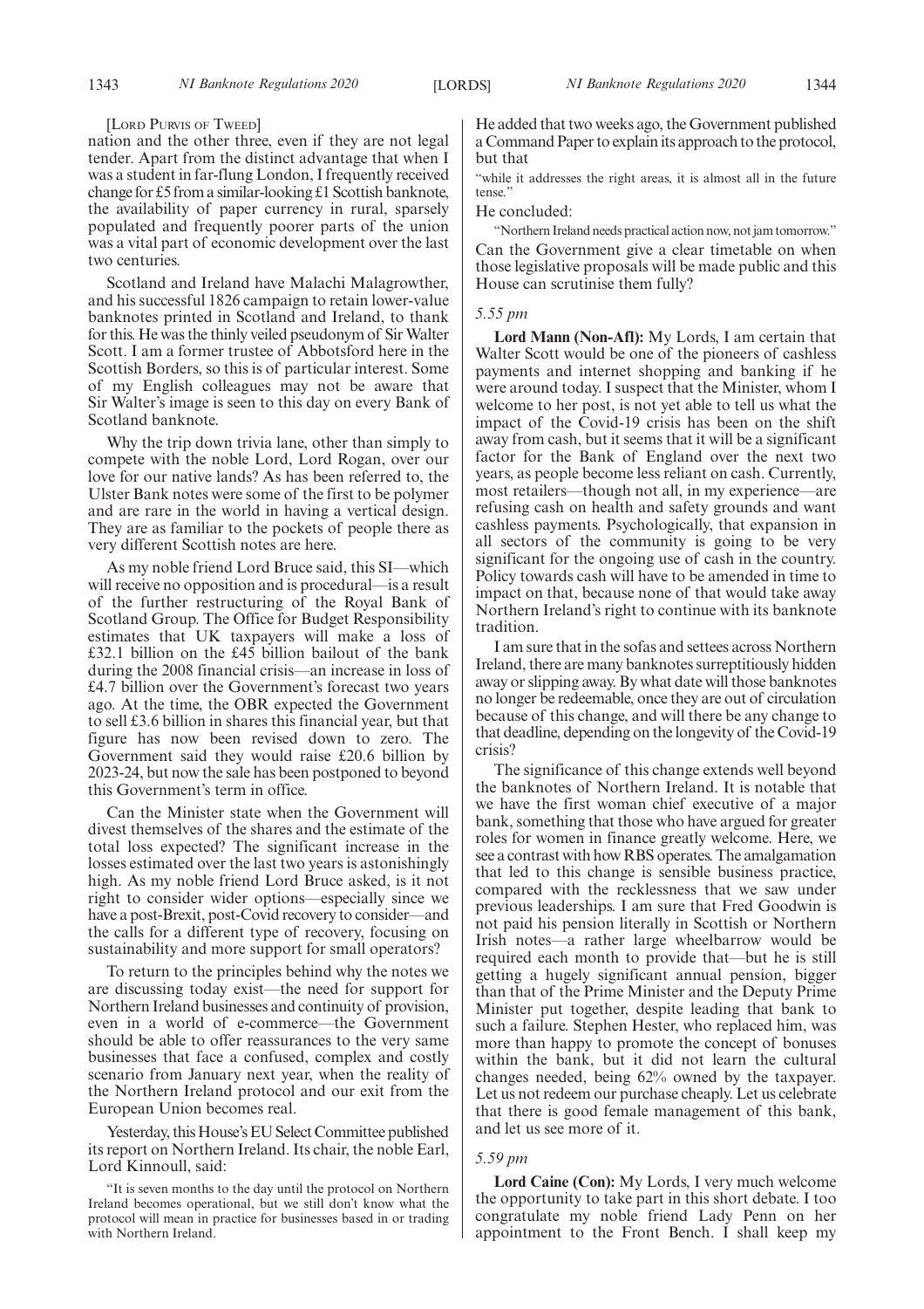[LORD PURVIS OF TWEED]

nation and the other three, even if they are not legal tender. Apart from the distinct advantage that when I was a student in far-flung London, I frequently received change for £5 from a similar-looking £1 Scottish banknote, the availability of paper currency in rural, sparsely populated and frequently poorer parts of the union was a vital part of economic development over the last two centuries.

Scotland and Ireland have Malachi Malagrowther, and his successful 1826 campaign to retain lower-value banknotes printed in Scotland and Ireland, to thank for this. He was the thinly veiled pseudonym of Sir Walter Scott. I am a former trustee of Abbotsford here in the Scottish Borders, so this is of particular interest. Some of my English colleagues may not be aware that Sir Walter's image is seen to this day on every Bank of Scotland banknote.

Why the trip down trivia lane, other than simply to compete with the noble Lord, Lord Rogan, over our love for our native lands? As has been referred to, the Ulster Bank notes were some of the first to be polymer and are rare in the world in having a vertical design. They are as familiar to the pockets of people there as very different Scottish notes are here.

As my noble friend Lord Bruce said, this SI—which will receive no opposition and is procedural—is a result of the further restructuring of the Royal Bank of Scotland Group. The Office for Budget Responsibility estimates that UK taxpayers will make a loss of £32.1 billion on the £45 billion bailout of the bank during the 2008 financial crisis—an increase in loss of £4.7 billion over the Government's forecast two years ago. At the time, the OBR expected the Government to sell £3.6 billion in shares this financial year, but that figure has now been revised down to zero. The Government said they would raise £20.6 billion by 2023-24, but now the sale has been postponed to beyond this Government's term in office.

Can the Minister state when the Government will divest themselves of the shares and the estimate of the total loss expected? The significant increase in the losses estimated over the last two years is astonishingly high. As my noble friend Lord Bruce asked, is it not right to consider wider options—especially since we have a post-Brexit, post-Covid recovery to consider—and the calls for a different type of recovery, focusing on sustainability and more support for small operators?

To return to the principles behind why the notes we are discussing today exist—the need for support for Northern Ireland businesses and continuity of provision, even in a world of e-commerce—the Government should be able to offer reassurances to the very same businesses that face a confused, complex and costly scenario from January next year, when the reality of the Northern Ireland protocol and our exit from the European Union becomes real.

Yesterday, this House's EU Select Committee published its report on Northern Ireland. Its chair, the noble Earl, Lord Kinnoull, said:

"It is seven months to the day until the protocol on Northern Ireland becomes operational, but we still don't know what the protocol will mean in practice for businesses based in or trading with Northern Ireland.

He added that two weeks ago, the Government published a Command Paper to explain its approach to the protocol, but that

"while it addresses the right areas, it is almost all in the future tense."

He concluded:

"Northern Ireland needs practical action now, not jam tomorrow."

Can the Government give a clear timetable on when those legislative proposals will be made public and this House can scrutinise them fully?

*5.55 pm*

**Lord Mann (Non-Afl):** My Lords, I am certain that Walter Scott would be one of the pioneers of cashless payments and internet shopping and banking if he were around today. I suspect that the Minister, whom I welcome to her post, is not yet able to tell us what the impact of the Covid-19 crisis has been on the shift away from cash, but it seems that it will be a significant factor for the Bank of England over the next two years, as people become less reliant on cash. Currently, most retailers—though not all, in my experience—are refusing cash on health and safety grounds and want cashless payments. Psychologically, that expansion in all sectors of the community is going to be very significant for the ongoing use of cash in the country. Policy towards cash will have to be amended in time to impact on that, because none of that would take away Northern Ireland's right to continue with its banknote tradition.

I am sure that in the sofas and settees across Northern Ireland, there are many banknotes surreptitiously hidden away or slipping away. By what date will those banknotes no longer be redeemable, once they are out of circulation because of this change, and will there be any change to that deadline, depending on the longevity of the Covid-19 crisis?

The significance of this change extends well beyond the banknotes of Northern Ireland. It is notable that we have the first woman chief executive of a major bank, something that those who have argued for greater roles for women in finance greatly welcome. Here, we see a contrast with how RBS operates. The amalgamation that led to this change is sensible business practice, compared with the recklessness that we saw under previous leaderships. I am sure that Fred Goodwin is not paid his pension literally in Scottish or Northern Irish notes—a rather large wheelbarrow would be required each month to provide that—but he is still getting a hugely significant annual pension, bigger than that of the Prime Minister and the Deputy Prime Minister put together, despite leading that bank to such a failure. Stephen Hester, who replaced him, was more than happy to promote the concept of bonuses within the bank, but it did not learn the cultural changes needed, being 62% owned by the taxpayer. Let us not redeem our purchase cheaply. Let us celebrate that there is good female management of this bank, and let us see more of it.

*5.59 pm*

**Lord Caine (Con):** My Lords, I very much welcome the opportunity to take part in this short debate. I too congratulate my noble friend Lady Penn on her appointment to the Front Bench. I shall keep my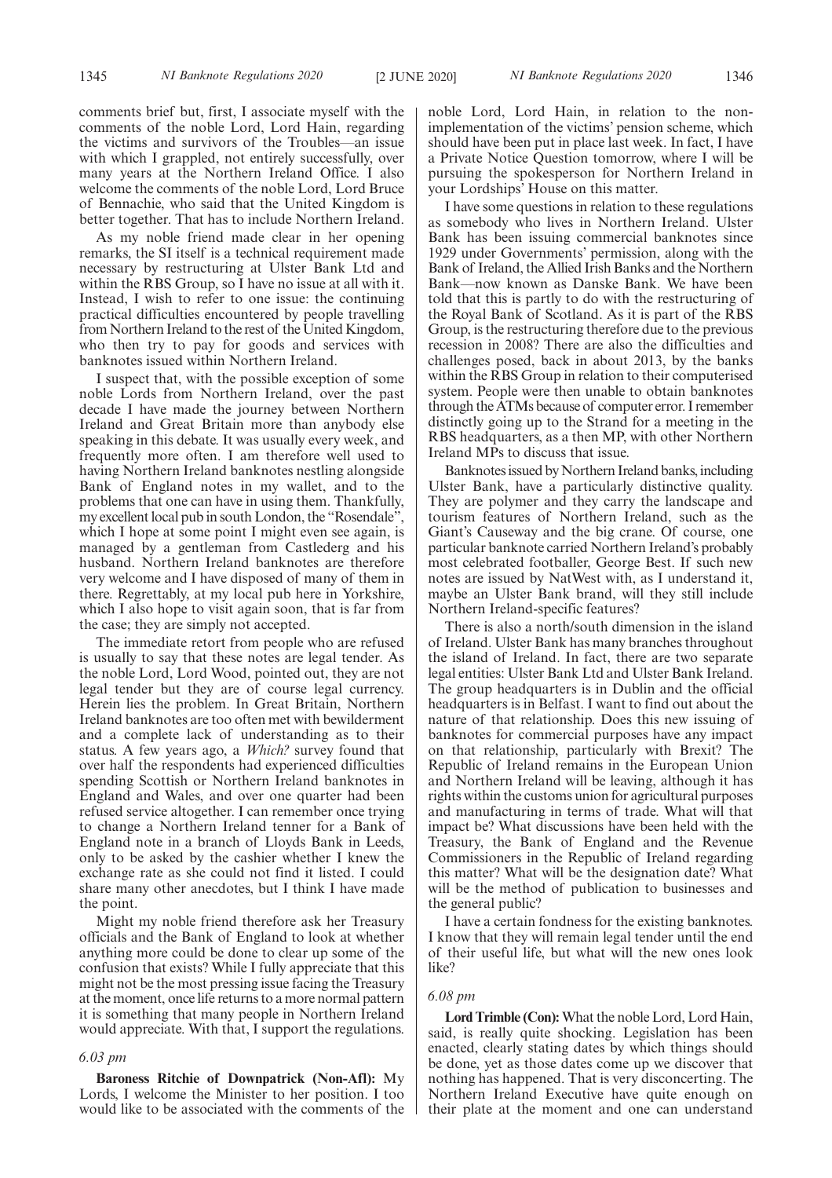comments brief but, first, I associate myself with the comments of the noble Lord, Lord Hain, regarding the victims and survivors of the Troubles—an issue with which I grappled, not entirely successfully, over many years at the Northern Ireland Office. I also welcome the comments of the noble Lord, Lord Bruce of Bennachie, who said that the United Kingdom is better together. That has to include Northern Ireland.

As my noble friend made clear in her opening remarks, the SI itself is a technical requirement made necessary by restructuring at Ulster Bank Ltd and within the RBS Group, so I have no issue at all with it. Instead, I wish to refer to one issue: the continuing practical difficulties encountered by people travelling from Northern Ireland to the rest of the United Kingdom, who then try to pay for goods and services with banknotes issued within Northern Ireland.

I suspect that, with the possible exception of some noble Lords from Northern Ireland, over the past decade I have made the journey between Northern Ireland and Great Britain more than anybody else speaking in this debate. It was usually every week, and frequently more often. I am therefore well used to having Northern Ireland banknotes nestling alongside Bank of England notes in my wallet, and to the problems that one can have in using them. Thankfully, my excellent local pub in south London, the "Rosendale", which I hope at some point I might even see again, is managed by a gentleman from Castlederg and his husband. Northern Ireland banknotes are therefore very welcome and I have disposed of many of them in there. Regrettably, at my local pub here in Yorkshire, which I also hope to visit again soon, that is far from the case; they are simply not accepted.

The immediate retort from people who are refused is usually to say that these notes are legal tender. As the noble Lord, Lord Wood, pointed out, they are not legal tender but they are of course legal currency. Herein lies the problem. In Great Britain, Northern Ireland banknotes are too often met with bewilderment and a complete lack of understanding as to their status. A few years ago, a *Which?* survey found that over half the respondents had experienced difficulties spending Scottish or Northern Ireland banknotes in England and Wales, and over one quarter had been refused service altogether. I can remember once trying to change a Northern Ireland tenner for a Bank of England note in a branch of Lloyds Bank in Leeds, only to be asked by the cashier whether I knew the exchange rate as she could not find it listed. I could share many other anecdotes, but I think I have made the point.

Might my noble friend therefore ask her Treasury officials and the Bank of England to look at whether anything more could be done to clear up some of the confusion that exists? While I fully appreciate that this might not be the most pressing issue facing the Treasury at the moment, once life returns to a more normal pattern it is something that many people in Northern Ireland would appreciate. With that, I support the regulations.

*6.03 pm*

**Baroness Ritchie of Downpatrick (Non-Afl):** My Lords, I welcome the Minister to her position. I too would like to be associated with the comments of the noble Lord, Lord Hain, in relation to the non-implementation of the victims' pension scheme, which should have been put in place last week. In fact, I have a Private Notice Question tomorrow, where I will be pursuing the spokesperson for Northern Ireland in your Lordships' House on this matter.

I have some questions in relation to these regulations as somebody who lives in Northern Ireland. Ulster Bank has been issuing commercial banknotes since 1929 under Governments' permission, along with the Bank of Ireland, the Allied Irish Banks and the Northern Bank—now known as Danske Bank. We have been told that this is partly to do with the restructuring of the Royal Bank of Scotland. As it is part of the RBS Group, is the restructuring therefore due to the previous recession in 2008? There are also the difficulties and challenges posed, back in about 2013, by the banks within the RBS Group in relation to their computerised system. People were then unable to obtain banknotes through the ATMs because of computer error. I remember distinctly going up to the Strand for a meeting in the RBS headquarters, as a then MP, with other Northern Ireland MPs to discuss that issue.

Banknotes issued by Northern Ireland banks, including Ulster Bank, have a particularly distinctive quality. They are polymer and they carry the landscape and tourism features of Northern Ireland, such as the Giant's Causeway and the big crane. Of course, one particular banknote carried Northern Ireland's probably most celebrated footballer, George Best. If such new notes are issued by NatWest with, as I understand it, maybe an Ulster Bank brand, will they still include Northern Ireland-specific features?

There is also a north/south dimension in the island of Ireland. Ulster Bank has many branches throughout the island of Ireland. In fact, there are two separate legal entities: Ulster Bank Ltd and Ulster Bank Ireland. The group headquarters is in Dublin and the official headquarters is in Belfast. I want to find out about the nature of that relationship. Does this new issuing of banknotes for commercial purposes have any impact on that relationship, particularly with Brexit? The Republic of Ireland remains in the European Union and Northern Ireland will be leaving, although it has rights within the customs union for agricultural purposes and manufacturing in terms of trade. What will that impact be? What discussions have been held with the Treasury, the Bank of England and the Revenue Commissioners in the Republic of Ireland regarding this matter? What will be the designation date? What will be the method of publication to businesses and the general public?

I have a certain fondness for the existing banknotes. I know that they will remain legal tender until the end of their useful life, but what will the new ones look like?

*6.08 pm*

**Lord Trimble (Con):** What the noble Lord, Lord Hain, said, is really quite shocking. Legislation has been enacted, clearly stating dates by which things should be done, yet as those dates come up we discover that nothing has happened. That is very disconcerting. The Northern Ireland Executive have quite enough on their plate at the moment and one can understand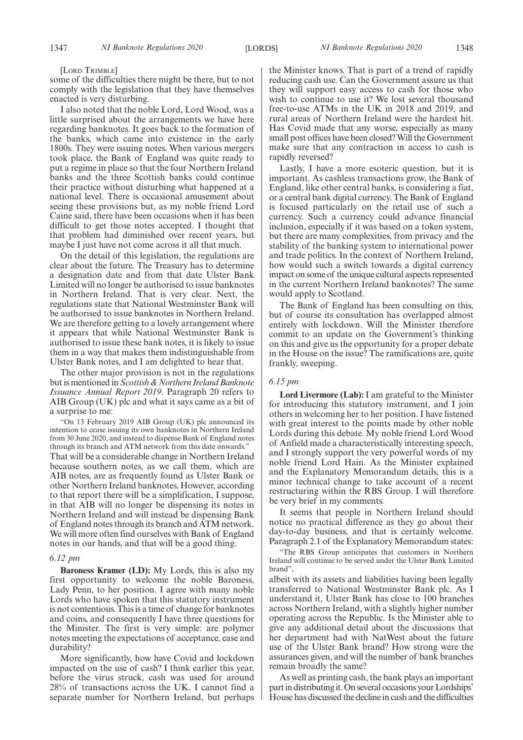[LORD TRIMBLE]

some of the difficulties there might be there, but to not comply with the legislation that they have themselves enacted is very disturbing.

I also noted that the noble Lord, Lord Wood, was a little surprised about the arrangements we have here regarding banknotes. It goes back to the formation of the banks, which came into existence in the early 1800s. They were issuing notes. When various mergers took place, the Bank of England was quite ready to put a regime in place so that the four Northern Ireland banks and the three Scottish banks could continue their practice without disturbing what happened at a national level. There is occasional amusement about seeing these provisions but, as my noble friend Lord Caine said, there have been occasions when it has been difficult to get those notes accepted. I thought that that problem had diminished over recent years, but maybe I just have not come across it all that much.

On the detail of this legislation, the regulations are clear about the future. The Treasury has to determine a designation date and from that date Ulster Bank Limited will no longer be authorised to issue banknotes in Northern Ireland. That is very clear. Next, the regulations state that National Westminster Bank will be authorised to issue banknotes in Northern Ireland. We are therefore getting to a lovely arrangement where it appears that while National Westminster Bank is authorised to issue these bank notes, it is likely to issue them in a way that makes them indistinguishable from Ulster Bank notes, and I am delighted to hear that.

The other major provision is not in the regulations but is mentioned in *Scottish & Northern Ireland Banknote Issuance Annual Report 2019*. Paragraph 20 refers to AIB Group (UK) plc and what it says came as a bit of a surprise to me:

"On 13 February 2019 AIB Group (UK) plc announced its intention to cease issuing its own banknotes in Northern Ireland from 30 June 2020, and instead to dispense Bank of England notes through its branch and ATM network from this date onwards."

That will be a considerable change in Northern Ireland because southern notes, as we call them, which are AIB notes, are as frequently found as Ulster Bank or other Northern Ireland banknotes. However, according to that report there will be a simplification, I suppose, in that AIB will no longer be dispensing its notes in Northern Ireland and will instead be dispensing Bank of England notes through its branch and ATM network. We will more often find ourselves with Bank of England notes in our hands, and that will be a good thing.

*6.12 pm*

**Baroness Kramer (LD):** My Lords, this is also my first opportunity to welcome the noble Baroness, Lady Penn, to her position. I agree with many noble Lords who have spoken that this statutory instrument is not contentious. This is a time of change for banknotes and coins, and consequently I have three questions for the Minister. The first is very simple: are polymer notes meeting the expectations of acceptance, ease and durability?

More significantly, how have Covid and lockdown impacted on the use of cash? I think earlier this year, before the virus struck, cash was used for around 28% of transactions across the UK. I cannot find a separate number for Northern Ireland, but perhaps the Minister knows. That is part of a trend of rapidly reducing cash use. Can the Government assure us that they will support easy access to cash for those who wish to continue to use it? We lost several thousand free-to-use ATMs in the UK in 2018 and 2019, and rural areas of Northern Ireland were the hardest hit. Has Covid made that any worse, especially as many small post offices have been closed? Will the Government make sure that any contraction in access to cash is rapidly reversed?

Lastly, I have a more esoteric question, but it is important. As cashless transactions grow, the Bank of England, like other central banks, is considering a fiat, or a central bank digital currency. The Bank of England is focused particularly on the retail use of such a currency. Such a currency could advance financial inclusion, especially if it was based on a token system, but there are many complexities, from privacy and the stability of the banking system to international power and trade politics. In the context of Northern Ireland, how would such a switch towards a digital currency impact on some of the unique cultural aspects represented in the current Northern Ireland banknotes? The same would apply to Scotland.

The Bank of England has been consulting on this, but of course its consultation has overlapped almost entirely with lockdown. Will the Minister therefore commit to an update on the Government's thinking on this and give us the opportunity for a proper debate in the House on the issue? The ramifications are, quite frankly, sweeping.

*6.15 pm*

**Lord Livermore (Lab):** I am grateful to the Minister for introducing this statutory instrument, and I join others in welcoming her to her position. I have listened with great interest to the points made by other noble Lords during this debate. My noble friend Lord Wood of Anfield made a characteristically interesting speech, and I strongly support the very powerful words of my noble friend Lord Hain. As the Minister explained and the Explanatory Memorandum details, this is a minor technical change to take account of a recent restructuring within the RBS Group. I will therefore be very brief in my comments.

It seems that people in Northern Ireland should notice no practical difference as they go about their day-to-day business, and that is certainly welcome. Paragraph 2.1 of the Explanatory Memorandum states:

"The RBS Group anticipates that customers in Northern Ireland will continue to be served under the Ulster Bank Limited brand",

albeit with its assets and liabilities having been legally transferred to National Westminster Bank plc. As I understand it, Ulster Bank has close to 100 branches across Northern Ireland, with a slightly higher number operating across the Republic. Is the Minister able to give any additional detail about the discussions that her department had with NatWest about the future use of the Ulster Bank brand? How strong were the assurances given, and will the number of bank branches remain broadly the same?

As well as printing cash, the bank plays an important part in distributing it. On several occasions your Lordships' House has discussed the decline in cash and the difficulties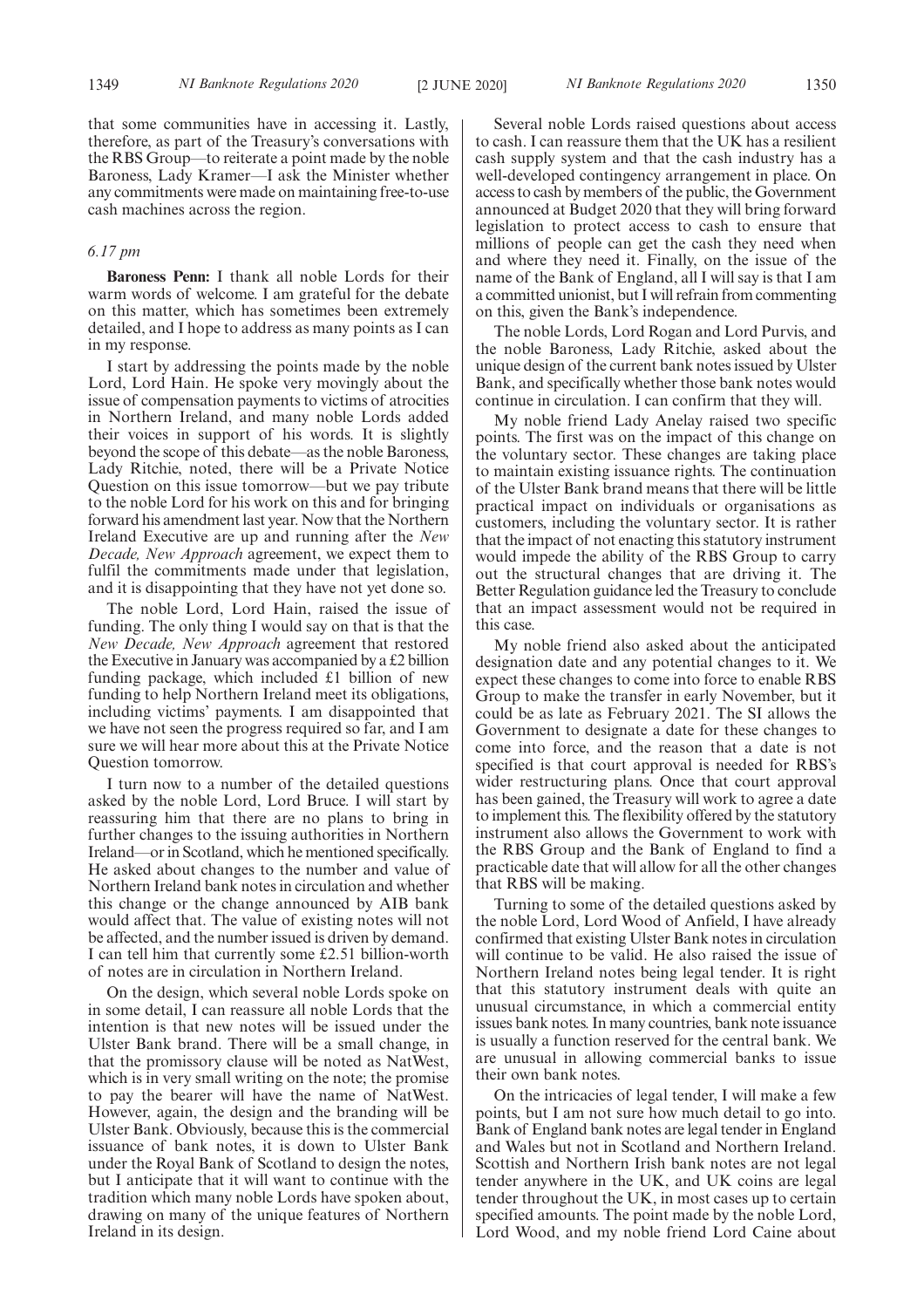that some communities have in accessing it. Lastly, therefore, as part of the Treasury's conversations with the RBS Group—to reiterate a point made by the noble Baroness, Lady Kramer—I ask the Minister whether any commitments were made on maintaining free-to-use cash machines across the region.

*6.17 pm*

**Baroness Penn:** I thank all noble Lords for their warm words of welcome. I am grateful for the debate on this matter, which has sometimes been extremely detailed, and I hope to address as many points as I can in my response.

I start by addressing the points made by the noble Lord, Lord Hain. He spoke very movingly about the issue of compensation payments to victims of atrocities in Northern Ireland, and many noble Lords added their voices in support of his words. It is slightly beyond the scope of this debate—as the noble Baroness, Lady Ritchie, noted, there will be a Private Notice Question on this issue tomorrow—but we pay tribute to the noble Lord for his work on this and for bringing forward his amendment last year. Now that the Northern Ireland Executive are up and running after the *New Decade, New Approach* agreement, we expect them to fulfil the commitments made under that legislation, and it is disappointing that they have not yet done so.

The noble Lord, Lord Hain, raised the issue of funding. The only thing I would say on that is that the *New Decade, New Approach* agreement that restored the Executive in January was accompanied by a £2 billion funding package, which included £1 billion of new funding to help Northern Ireland meet its obligations, including victims' payments. I am disappointed that we have not seen the progress required so far, and I am sure we will hear more about this at the Private Notice Question tomorrow.

I turn now to a number of the detailed questions asked by the noble Lord, Lord Bruce. I will start by reassuring him that there are no plans to bring in further changes to the issuing authorities in Northern Ireland—or in Scotland, which he mentioned specifically. He asked about changes to the number and value of Northern Ireland bank notes in circulation and whether this change or the change announced by AIB bank would affect that. The value of existing notes will not be affected, and the number issued is driven by demand. I can tell him that currently some £2.51 billion-worth of notes are in circulation in Northern Ireland.

On the design, which several noble Lords spoke on in some detail, I can reassure all noble Lords that the intention is that new notes will be issued under the Ulster Bank brand. There will be a small change, in that the promissory clause will be noted as NatWest, which is in very small writing on the note; the promise to pay the bearer will have the name of NatWest. However, again, the design and the branding will be Ulster Bank. Obviously, because this is the commercial issuance of bank notes, it is down to Ulster Bank under the Royal Bank of Scotland to design the notes, but I anticipate that it will want to continue with the tradition which many noble Lords have spoken about, drawing on many of the unique features of Northern Ireland in its design.

Several noble Lords raised questions about access to cash. I can reassure them that the UK has a resilient cash supply system and that the cash industry has a well-developed contingency arrangement in place. On access to cash by members of the public, the Government announced at Budget 2020 that they will bring forward legislation to protect access to cash to ensure that millions of people can get the cash they need when and where they need it. Finally, on the issue of the name of the Bank of England, all I will say is that I am a committed unionist, but I will refrain from commenting on this, given the Bank's independence.

The noble Lords, Lord Rogan and Lord Purvis, and the noble Baroness, Lady Ritchie, asked about the unique design of the current bank notes issued by Ulster Bank, and specifically whether those bank notes would continue in circulation. I can confirm that they will.

My noble friend Lady Anelay raised two specific points. The first was on the impact of this change on the voluntary sector. These changes are taking place to maintain existing issuance rights. The continuation of the Ulster Bank brand means that there will be little practical impact on individuals or organisations as customers, including the voluntary sector. It is rather that the impact of not enacting this statutory instrument would impede the ability of the RBS Group to carry out the structural changes that are driving it. The Better Regulation guidance led the Treasury to conclude that an impact assessment would not be required in this case.

My noble friend also asked about the anticipated designation date and any potential changes to it. We expect these changes to come into force to enable RBS Group to make the transfer in early November, but it could be as late as February 2021. The SI allows the Government to designate a date for these changes to come into force, and the reason that a date is not specified is that court approval is needed for RBS's wider restructuring plans. Once that court approval has been gained, the Treasury will work to agree a date to implement this. The flexibility offered by the statutory instrument also allows the Government to work with the RBS Group and the Bank of England to find a practicable date that will allow for all the other changes that RBS will be making.

Turning to some of the detailed questions asked by the noble Lord, Lord Wood of Anfield, I have already confirmed that existing Ulster Bank notes in circulation will continue to be valid. He also raised the issue of Northern Ireland notes being legal tender. It is right that this statutory instrument deals with quite an unusual circumstance, in which a commercial entity issues bank notes. In many countries, bank note issuance is usually a function reserved for the central bank. We are unusual in allowing commercial banks to issue their own bank notes.

On the intricacies of legal tender, I will make a few points, but I am not sure how much detail to go into. Bank of England bank notes are legal tender in England and Wales but not in Scotland and Northern Ireland. Scottish and Northern Irish bank notes are not legal tender anywhere in the UK, and UK coins are legal tender throughout the UK, in most cases up to certain specified amounts. The point made by the noble Lord, Lord Wood, and my noble friend Lord Caine about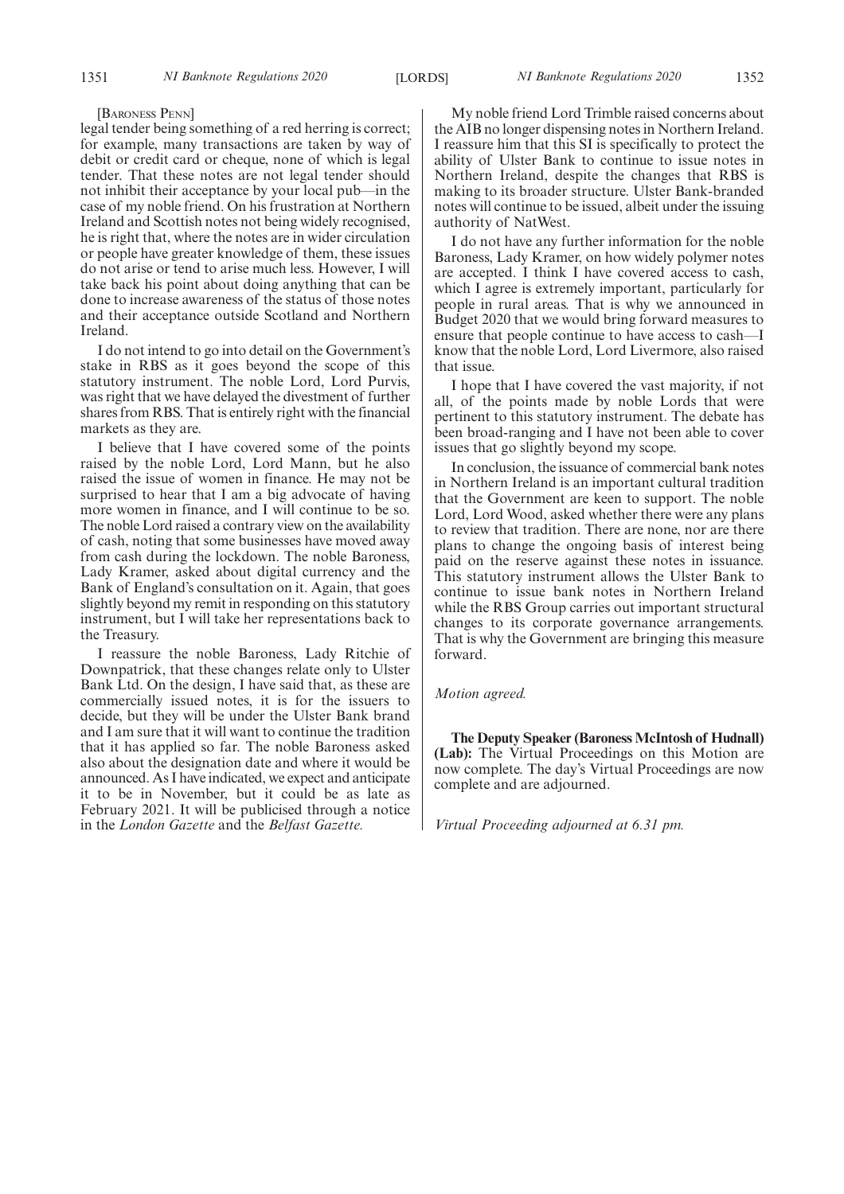[Baroness Penn]

legal tender being something of a red herring is correct; for example, many transactions are taken by way of debit or credit card or cheque, none of which is legal tender. That these notes are not legal tender should not inhibit their acceptance by your local pub—in the case of my noble friend. On his frustration at Northern Ireland and Scottish notes not being widely recognised, he is right that, where the notes are in wider circulation or people have greater knowledge of them, these issues do not arise or tend to arise much less. However, I will take back his point about doing anything that can be done to increase awareness of the status of those notes and their acceptance outside Scotland and Northern Ireland.

I do not intend to go into detail on the Government's stake in RBS as it goes beyond the scope of this statutory instrument. The noble Lord, Lord Purvis, was right that we have delayed the divestment of further shares from RBS. That is entirely right with the financial markets as they are.

I believe that I have covered some of the points raised by the noble Lord, Lord Mann, but he also raised the issue of women in finance. He may not be surprised to hear that I am a big advocate of having more women in finance, and I will continue to be so. The noble Lord raised a contrary view on the availability of cash, noting that some businesses have moved away from cash during the lockdown. The noble Baroness, Lady Kramer, asked about digital currency and the Bank of England's consultation on it. Again, that goes slightly beyond my remit in responding on this statutory instrument, but I will take her representations back to the Treasury.

I reassure the noble Baroness, Lady Ritchie of Downpatrick, that these changes relate only to Ulster Bank Ltd. On the design, I have said that, as these are commercially issued notes, it is for the issuers to decide, but they will be under the Ulster Bank brand and I am sure that it will want to continue the tradition that it has applied so far. The noble Baroness asked also about the designation date and where it would be announced. As I have indicated, we expect and anticipate it to be in November, but it could be as late as February 2021. It will be publicised through a notice in the *London Gazette* and the *Belfast Gazette.*

My noble friend Lord Trimble raised concerns about the AIB no longer dispensing notes in Northern Ireland. I reassure him that this SI is specifically to protect the ability of Ulster Bank to continue to issue notes in Northern Ireland, despite the changes that RBS is making to its broader structure. Ulster Bank-branded notes will continue to be issued, albeit under the issuing authority of NatWest.

I do not have any further information for the noble Baroness, Lady Kramer, on how widely polymer notes are accepted. I think I have covered access to cash, which I agree is extremely important, particularly for people in rural areas. That is why we announced in Budget 2020 that we would bring forward measures to ensure that people continue to have access to cash—I know that the noble Lord, Lord Livermore, also raised that issue.

I hope that I have covered the vast majority, if not all, of the points made by noble Lords that were pertinent to this statutory instrument. The debate has been broad-ranging and I have not been able to cover issues that go slightly beyond my scope.

In conclusion, the issuance of commercial bank notes in Northern Ireland is an important cultural tradition that the Government are keen to support. The noble Lord, Lord Wood, asked whether there were any plans to review that tradition. There are none, nor are there plans to change the ongoing basis of interest being paid on the reserve against these notes in issuance. This statutory instrument allows the Ulster Bank to continue to issue bank notes in Northern Ireland while the RBS Group carries out important structural changes to its corporate governance arrangements. That is why the Government are bringing this measure forward.

*Motion agreed.*

**The Deputy Speaker (Baroness McIntosh of Hudnall) (Lab):** The Virtual Proceedings on this Motion are now complete. The day's Virtual Proceedings are now complete and are adjourned.

*Virtual Proceeding adjourned at 6.31 pm.*